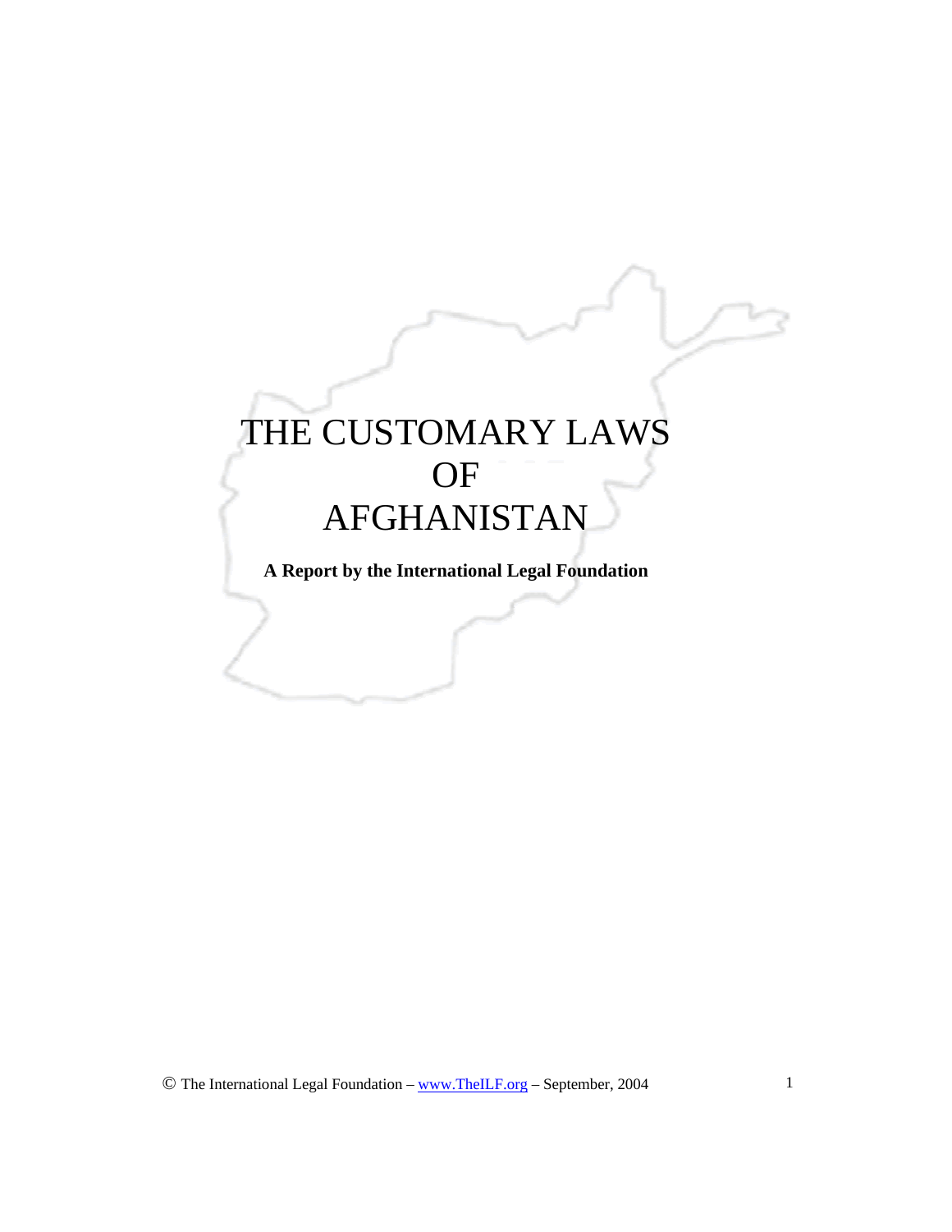# THE CUSTOMARY LAWS OF AFGHANISTAN

**A Report by the International Legal Foundation**

© The International Legal Foundation – www.TheILF.org – September, 2004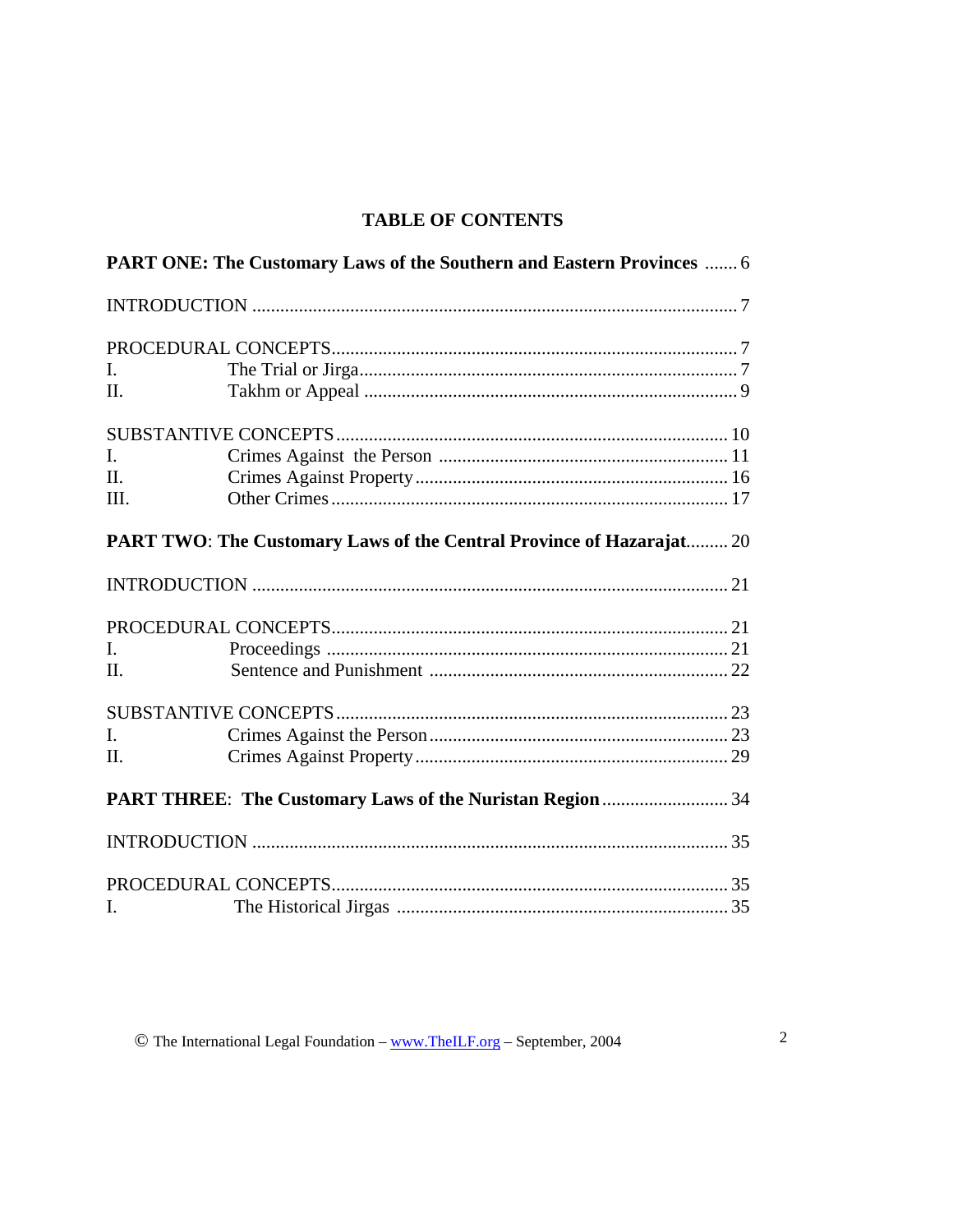# TABLE OF CONTENTS

**PART ONE: The Customary Laws of the Southern and Eastern Provinces** ....... 6

INTRODUCTION ........................................................................................................ 7

PROCEDURAL CONCEPTS...................................................................................... 7

I. The Trial or Jirga................................................................................. 7

II. Takhm or Appeal ................................................................................ 9

SUBSTANTIVE CONCEPTS.................................................................................... 10

I. Crimes Against the Person .............................................................. 11

II. Crimes Against Property .................................................................. 16

III. Other Crimes..................................................................................... 17

**PART TWO: The Customary Laws of the Central Province of Hazarajat**......... 20

INTRODUCTION ...................................................................................................... 21

PROCEDURAL CONCEPTS..................................................................................... 21

I. Proceedings ...................................................................................... 21

II. Sentence and Punishment ................................................................ 22

SUBSTANTIVE CONCEPTS.................................................................................... 23

I. Crimes Against the Person................................................................ 23

II. Crimes Against Property.................................................................. 29

**PART THREE: The Customary Laws of the Nuristan Region**........................... 34

INTRODUCTION ...................................................................................................... 35

PROCEDURAL CONCEPTS..................................................................................... 35

I. The Historical Jirgas ....................................................................... 35

© The International Legal Foundation – www.TheILF.org – September, 2004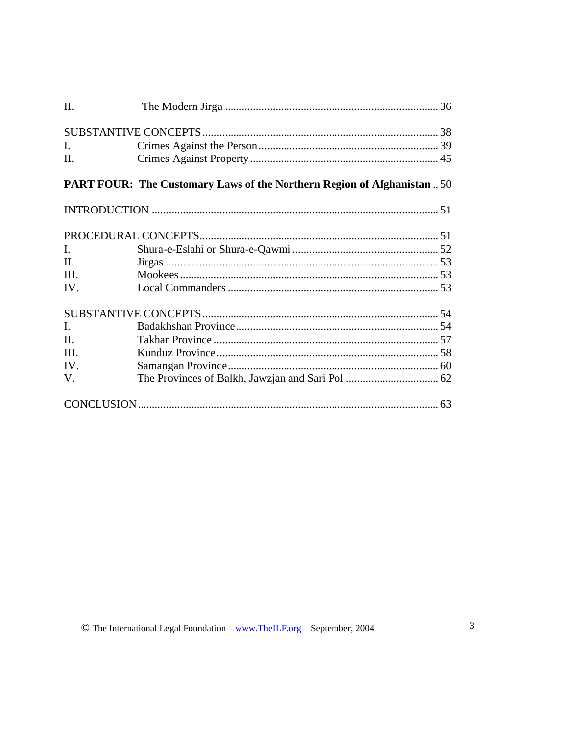| | | |
|---|---|---|
| II. | The Modern Jirga | 36 |
| SUBSTANTIVE CONCEPTS | | 38 |
| I. | Crimes Against the Person | 39 |
| II. | Crimes Against Property | 45 |

**PART FOUR: The Customary Laws of the Northern Region of Afghanistan** .. 50

| | | |
|---|---|---|
| INTRODUCTION | | 51 |
| PROCEDURAL CONCEPTS | | 51 |
| I. | Shura-e-Eslahi or Shura-e-Qawmi | 52 |
| II. | Jirgas | 53 |
| III. | Mookees | 53 |
| IV. | Local Commanders | 53 |
| SUBSTANTIVE CONCEPTS | | 54 |
| I. | Badakhshan Province | 54 |
| II. | Takhar Province | 57 |
| III. | Kunduz Province | 58 |
| IV. | Samangan Province | 60 |
| V. | The Provinces of Balkh, Jawzjan and Sari Pol | 62 |
| CONCLUSION | | 63 |

© The International Legal Foundation – www.TheILF.org – September, 2004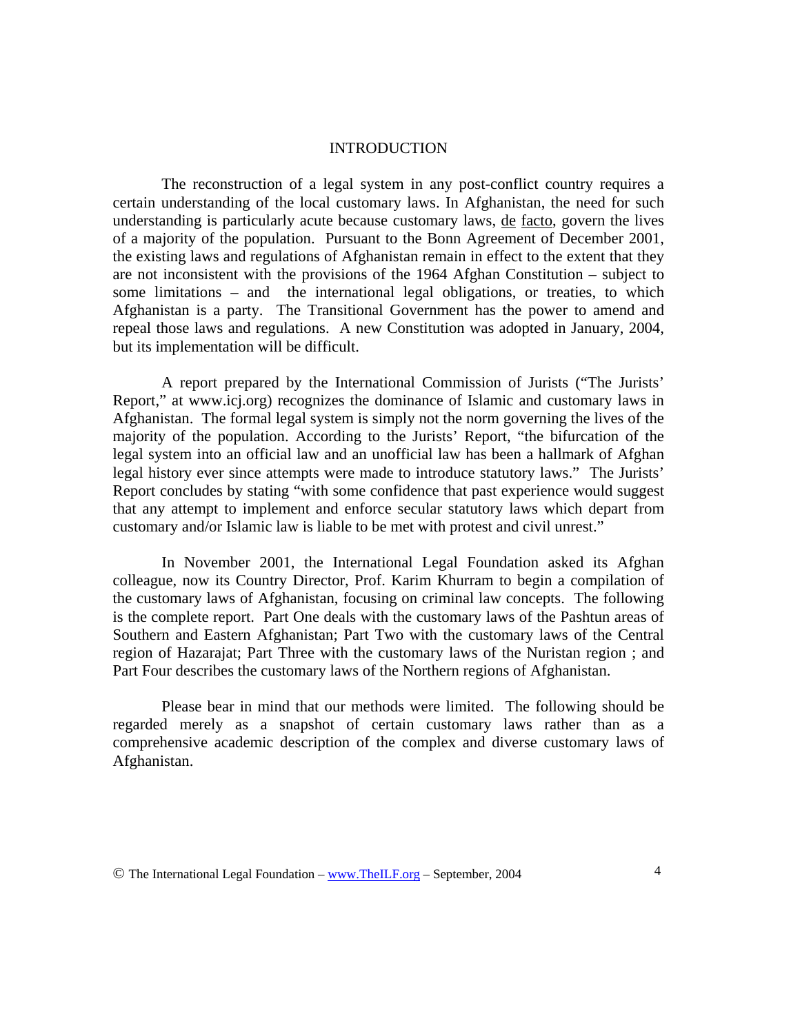# INTRODUCTION

The reconstruction of a legal system in any post-conflict country requires a certain understanding of the local customary laws. In Afghanistan, the need for such understanding is particularly acute because customary laws, de facto, govern the lives of a majority of the population. Pursuant to the Bonn Agreement of December 2001, the existing laws and regulations of Afghanistan remain in effect to the extent that they are not inconsistent with the provisions of the 1964 Afghan Constitution – subject to some limitations – and the international legal obligations, or treaties, to which Afghanistan is a party. The Transitional Government has the power to amend and repeal those laws and regulations. A new Constitution was adopted in January, 2004, but its implementation will be difficult.

A report prepared by the International Commission of Jurists ("The Jurists' Report," at www.icj.org) recognizes the dominance of Islamic and customary laws in Afghanistan. The formal legal system is simply not the norm governing the lives of the majority of the population. According to the Jurists' Report, "the bifurcation of the legal system into an official law and an unofficial law has been a hallmark of Afghan legal history ever since attempts were made to introduce statutory laws." The Jurists' Report concludes by stating "with some confidence that past experience would suggest that any attempt to implement and enforce secular statutory laws which depart from customary and/or Islamic law is liable to be met with protest and civil unrest."

In November 2001, the International Legal Foundation asked its Afghan colleague, now its Country Director, Prof. Karim Khurram to begin a compilation of the customary laws of Afghanistan, focusing on criminal law concepts. The following is the complete report. Part One deals with the customary laws of the Pashtun areas of Southern and Eastern Afghanistan; Part Two with the customary laws of the Central region of Hazarajat; Part Three with the customary laws of the Nuristan region ; and Part Four describes the customary laws of the Northern regions of Afghanistan.

Please bear in mind that our methods were limited. The following should be regarded merely as a snapshot of certain customary laws rather than as a comprehensive academic description of the complex and diverse customary laws of Afghanistan.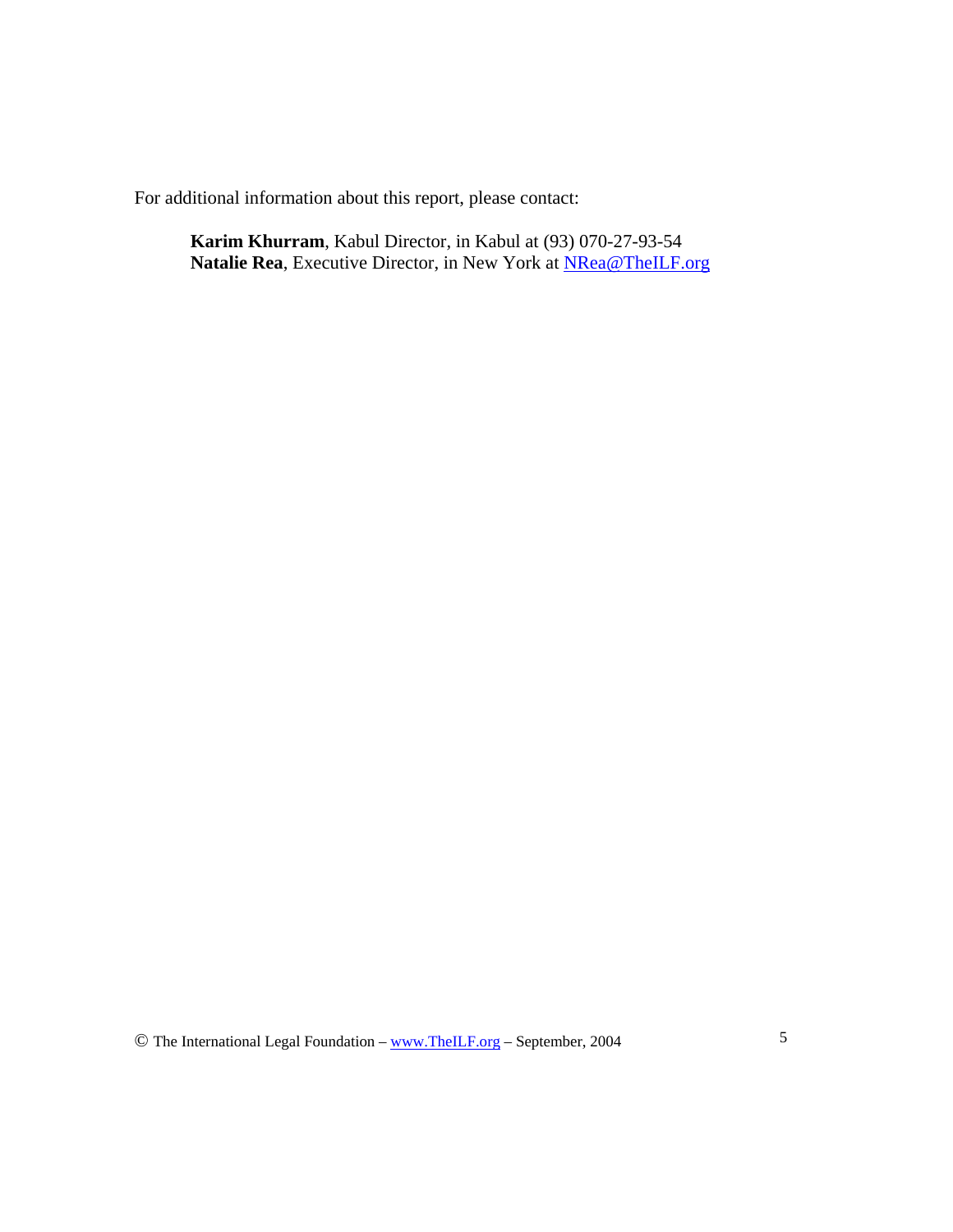For additional information about this report, please contact:

**Karim Khurram**, Kabul Director, in Kabul at (93) 070-27-93-54
**Natalie Rea**, Executive Director, in New York at NRea@TheILF.org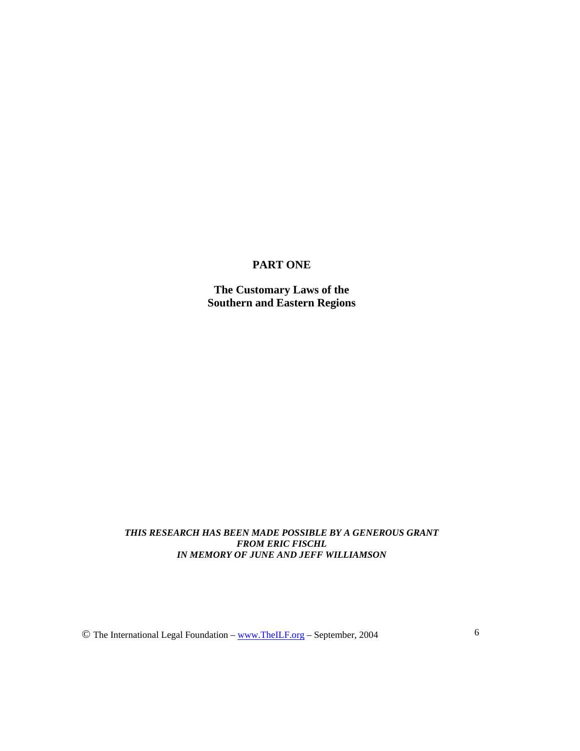# PART ONE

## The Customary Laws of the Southern and Eastern Regions

***THIS RESEARCH HAS BEEN MADE POSSIBLE BY A GENEROUS GRANT FROM ERIC FISCHL IN MEMORY OF JUNE AND JEFF WILLIAMSON***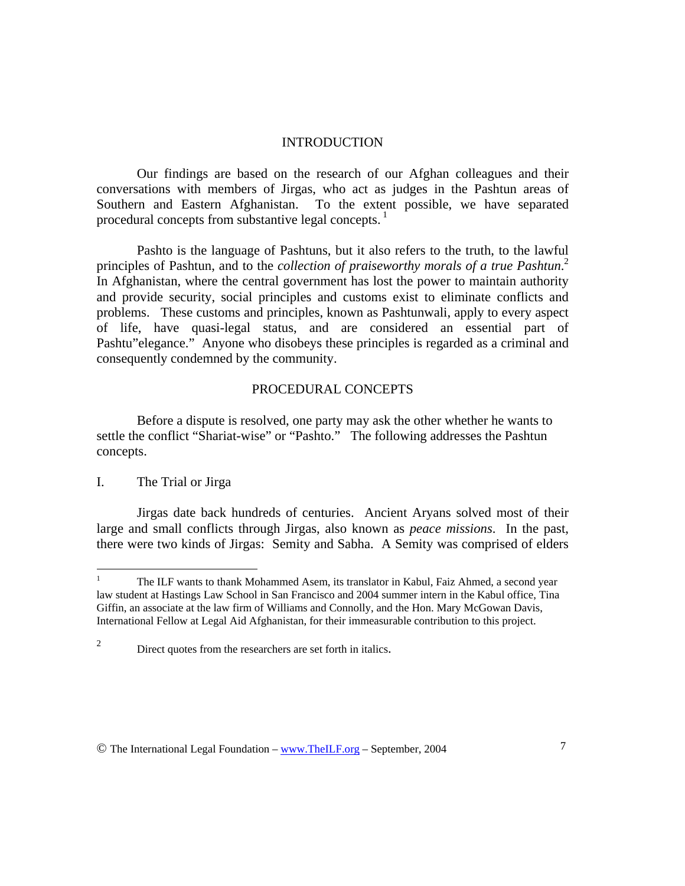## INTRODUCTION

Our findings are based on the research of our Afghan colleagues and their conversations with members of Jirgas, who act as judges in the Pashtun areas of Southern and Eastern Afghanistan. To the extent possible, we have separated procedural concepts from substantive legal concepts.[1]

Pashto is the language of Pashtuns, but it also refers to the truth, to the lawful principles of Pashtun, and to the *collection of praiseworthy morals of a true Pashtun*.[2] In Afghanistan, where the central government has lost the power to maintain authority and provide security, social principles and customs exist to eliminate conflicts and problems. These customs and principles, known as Pashtunwali, apply to every aspect of life, have quasi-legal status, and are considered an essential part of Pashtu"elegance." Anyone who disobeys these principles is regarded as a criminal and consequently condemned by the community.

## PROCEDURAL CONCEPTS

Before a dispute is resolved, one party may ask the other whether he wants to settle the conflict "Shariat-wise" or "Pashto." The following addresses the Pashtun concepts.

### I. The Trial or Jirga

Jirgas date back hundreds of centuries. Ancient Aryans solved most of their large and small conflicts through Jirgas, also known as *peace missions*. In the past, there were two kinds of Jirgas: Semity and Sabha. A Semity was comprised of elders

---

[1] The ILF wants to thank Mohammed Asem, its translator in Kabul, Faiz Ahmed, a second year law student at Hastings Law School in San Francisco and 2004 summer intern in the Kabul office, Tina Giffin, an associate at the law firm of Williams and Connolly, and the Hon. Mary McGowan Davis, International Fellow at Legal Aid Afghanistan, for their immeasurable contribution to this project.

[2] Direct quotes from the researchers are set forth in italics.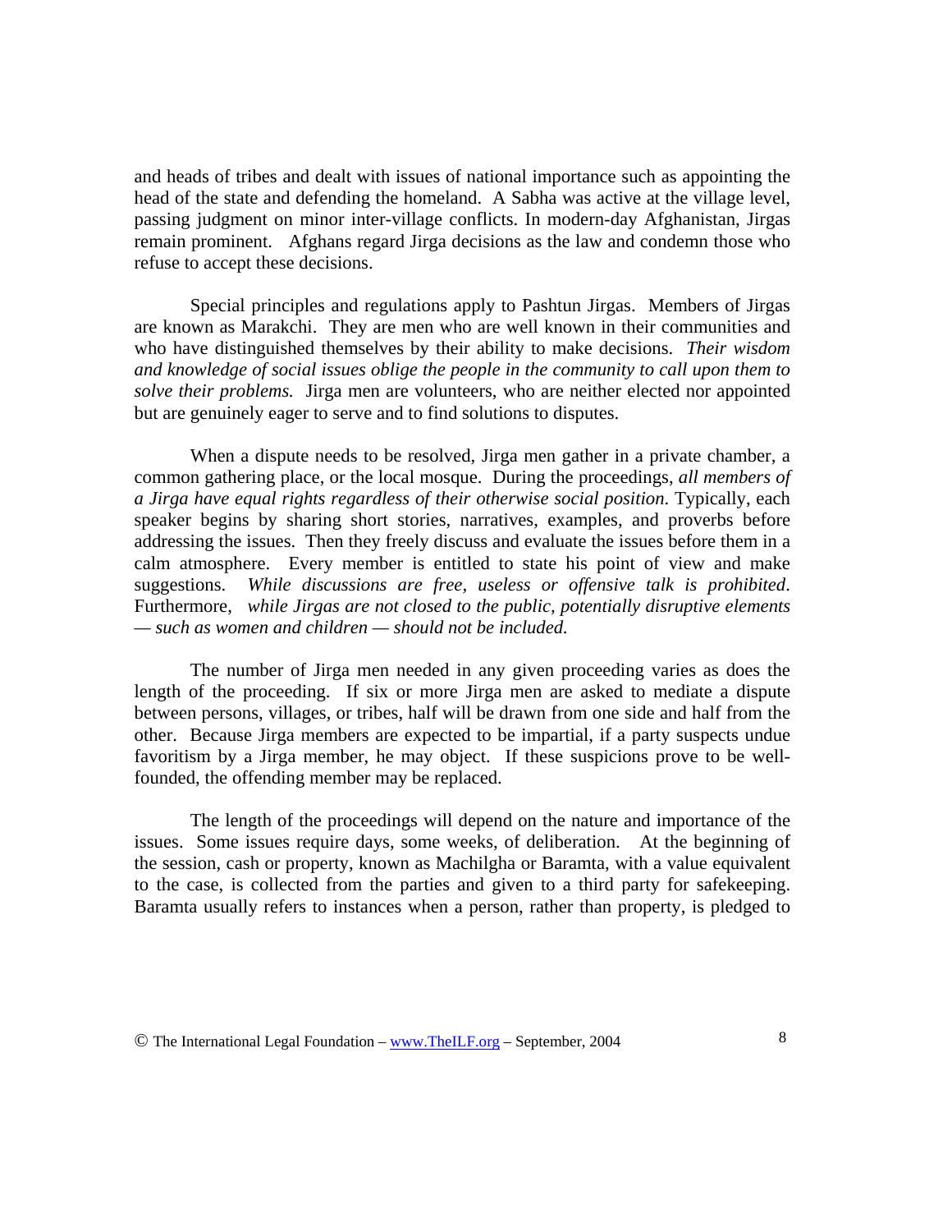and heads of tribes and dealt with issues of national importance such as appointing the head of the state and defending the homeland. A Sabha was active at the village level, passing judgment on minor inter-village conflicts. In modern-day Afghanistan, Jirgas remain prominent. Afghans regard Jirga decisions as the law and condemn those who refuse to accept these decisions.

Special principles and regulations apply to Pashtun Jirgas. Members of Jirgas are known as Marakchi. They are men who are well known in their communities and who have distinguished themselves by their ability to make decisions. *Their wisdom and knowledge of social issues oblige the people in the community to call upon them to solve their problems.* Jirga men are volunteers, who are neither elected nor appointed but are genuinely eager to serve and to find solutions to disputes.

When a dispute needs to be resolved, Jirga men gather in a private chamber, a common gathering place, or the local mosque. During the proceedings, *all members of a Jirga have equal rights regardless of their otherwise social position*. Typically, each speaker begins by sharing short stories, narratives, examples, and proverbs before addressing the issues. Then they freely discuss and evaluate the issues before them in a calm atmosphere. Every member is entitled to state his point of view and make suggestions. *While discussions are free, useless or offensive talk is prohibited*. Furthermore, *while Jirgas are not closed to the public, potentially disruptive elements — such as women and children — should not be included.*

The number of Jirga men needed in any given proceeding varies as does the length of the proceeding. If six or more Jirga men are asked to mediate a dispute between persons, villages, or tribes, half will be drawn from one side and half from the other. Because Jirga members are expected to be impartial, if a party suspects undue favoritism by a Jirga member, he may object. If these suspicions prove to be well-founded, the offending member may be replaced.

The length of the proceedings will depend on the nature and importance of the issues. Some issues require days, some weeks, of deliberation. At the beginning of the session, cash or property, known as Machilgha or Baramta, with a value equivalent to the case, is collected from the parties and given to a third party for safekeeping. Baramta usually refers to instances when a person, rather than property, is pledged to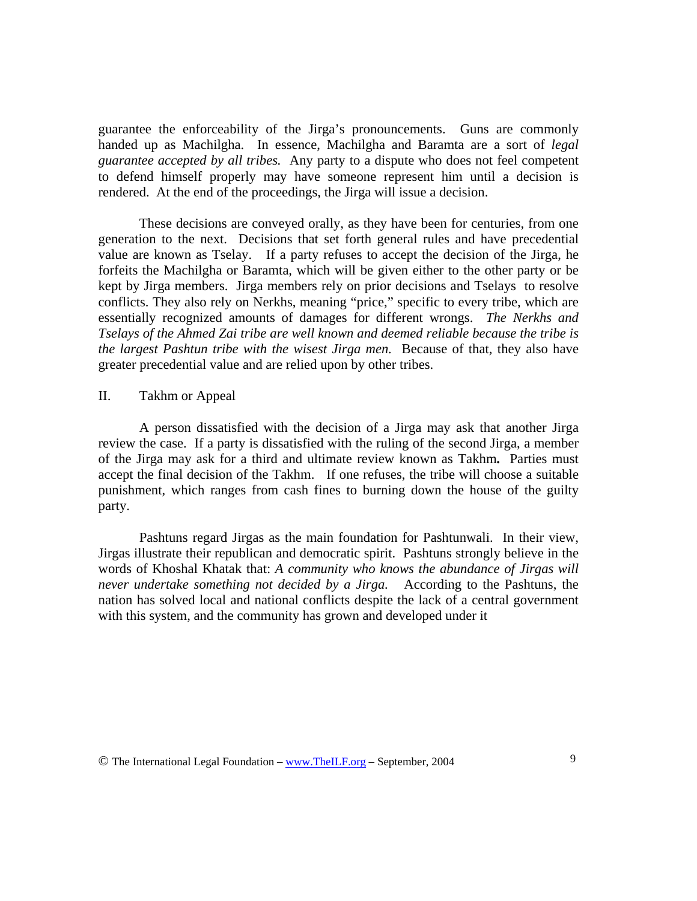guarantee the enforceability of the Jirga's pronouncements. Guns are commonly handed up as Machilgha. In essence, Machilgha and Baramta are a sort of *legal guarantee accepted by all tribes.* Any party to a dispute who does not feel competent to defend himself properly may have someone represent him until a decision is rendered. At the end of the proceedings, the Jirga will issue a decision.

These decisions are conveyed orally, as they have been for centuries, from one generation to the next. Decisions that set forth general rules and have precedential value are known as Tselay. If a party refuses to accept the decision of the Jirga, he forfeits the Machilgha or Baramta, which will be given either to the other party or be kept by Jirga members. Jirga members rely on prior decisions and Tselays to resolve conflicts. They also rely on Nerkhs, meaning "price," specific to every tribe, which are essentially recognized amounts of damages for different wrongs. *The Nerkhs and Tselays of the Ahmed Zai tribe are well known and deemed reliable because the tribe is the largest Pashtun tribe with the wisest Jirga men.* Because of that, they also have greater precedential value and are relied upon by other tribes.

II. Takhm or Appeal

A person dissatisfied with the decision of a Jirga may ask that another Jirga review the case. If a party is dissatisfied with the ruling of the second Jirga, a member of the Jirga may ask for a third and ultimate review known as Takhm**.** Parties must accept the final decision of the Takhm. If one refuses, the tribe will choose a suitable punishment, which ranges from cash fines to burning down the house of the guilty party.

Pashtuns regard Jirgas as the main foundation for Pashtunwali. In their view, Jirgas illustrate their republican and democratic spirit. Pashtuns strongly believe in the words of Khoshal Khatak that: *A community who knows the abundance of Jirgas will never undertake something not decided by a Jirga.* According to the Pashtuns, the nation has solved local and national conflicts despite the lack of a central government with this system, and the community has grown and developed under it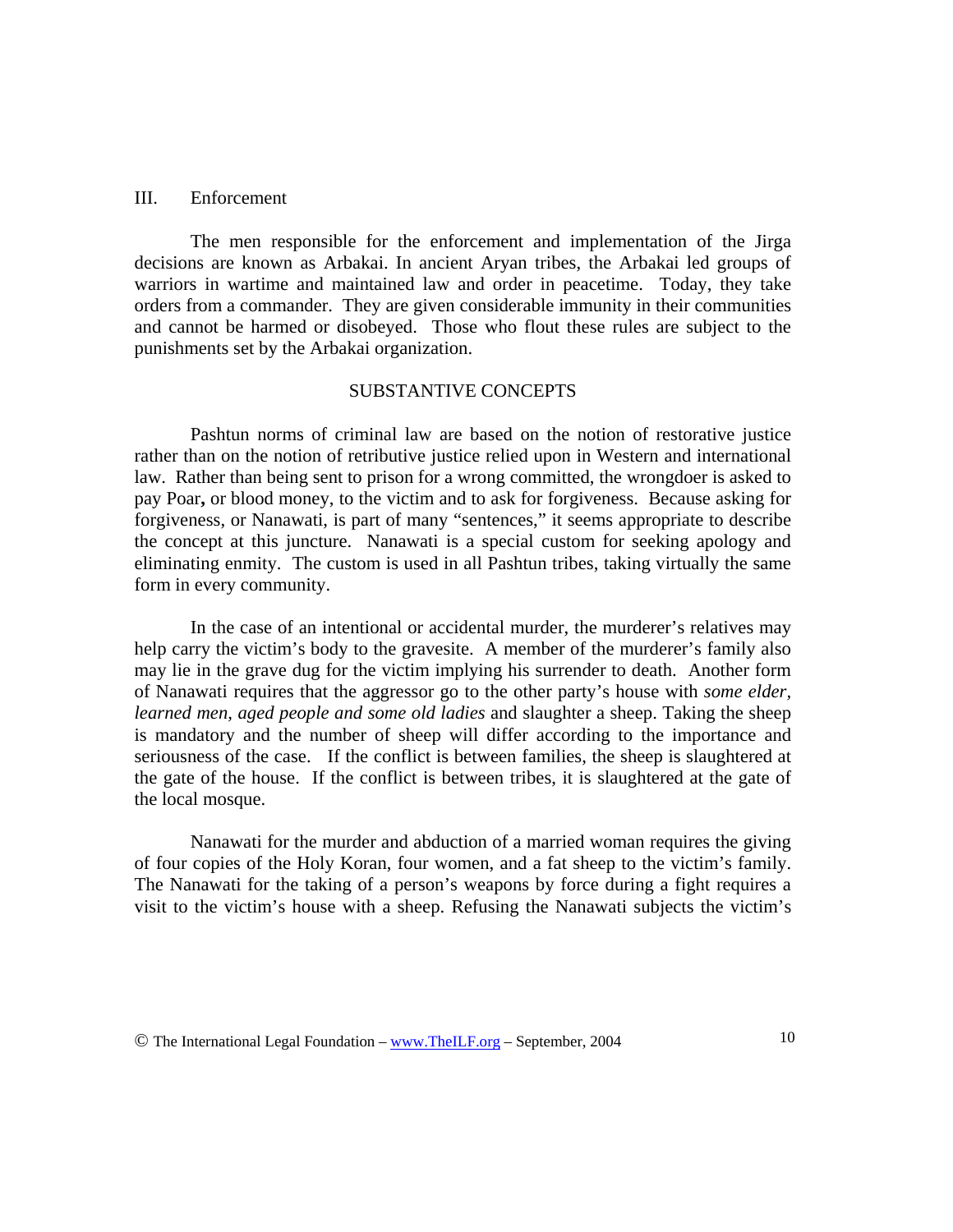## III. Enforcement

The men responsible for the enforcement and implementation of the Jirga decisions are known as Arbakai. In ancient Aryan tribes, the Arbakai led groups of warriors in wartime and maintained law and order in peacetime. Today, they take orders from a commander. They are given considerable immunity in their communities and cannot be harmed or disobeyed. Those who flout these rules are subject to the punishments set by the Arbakai organization.

## SUBSTANTIVE CONCEPTS

Pashtun norms of criminal law are based on the notion of restorative justice rather than on the notion of retributive justice relied upon in Western and international law. Rather than being sent to prison for a wrong committed, the wrongdoer is asked to pay Poar**,** or blood money, to the victim and to ask for forgiveness. Because asking for forgiveness, or Nanawati, is part of many "sentences," it seems appropriate to describe the concept at this juncture. Nanawati is a special custom for seeking apology and eliminating enmity. The custom is used in all Pashtun tribes, taking virtually the same form in every community.

In the case of an intentional or accidental murder, the murderer's relatives may help carry the victim's body to the gravesite. A member of the murderer's family also may lie in the grave dug for the victim implying his surrender to death. Another form of Nanawati requires that the aggressor go to the other party's house with *some elder, learned men, aged people and some old ladies* and slaughter a sheep. Taking the sheep is mandatory and the number of sheep will differ according to the importance and seriousness of the case. If the conflict is between families, the sheep is slaughtered at the gate of the house. If the conflict is between tribes, it is slaughtered at the gate of the local mosque.

Nanawati for the murder and abduction of a married woman requires the giving of four copies of the Holy Koran, four women, and a fat sheep to the victim's family. The Nanawati for the taking of a person's weapons by force during a fight requires a visit to the victim's house with a sheep. Refusing the Nanawati subjects the victim's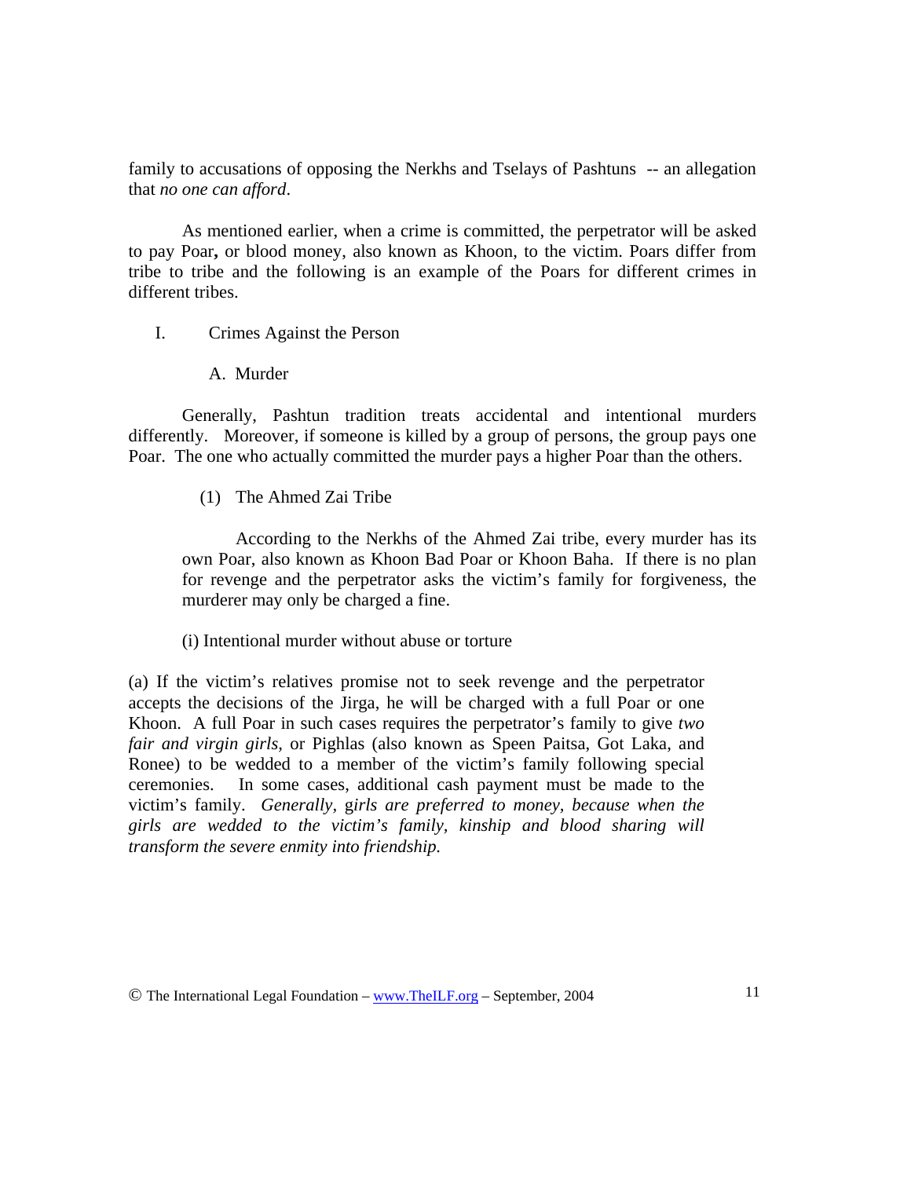family to accusations of opposing the Nerkhs and Tselays of Pashtuns -- an allegation that *no one can afford*.

As mentioned earlier, when a crime is committed, the perpetrator will be asked to pay Poar**,** or blood money, also known as Khoon, to the victim. Poars differ from tribe to tribe and the following is an example of the Poars for different crimes in different tribes.

I. Crimes Against the Person

A. Murder

Generally, Pashtun tradition treats accidental and intentional murders differently. Moreover, if someone is killed by a group of persons, the group pays one Poar. The one who actually committed the murder pays a higher Poar than the others.

(1) The Ahmed Zai Tribe

According to the Nerkhs of the Ahmed Zai tribe, every murder has its own Poar, also known as Khoon Bad Poar or Khoon Baha. If there is no plan for revenge and the perpetrator asks the victim's family for forgiveness, the murderer may only be charged a fine.

(i) Intentional murder without abuse or torture

(a) If the victim's relatives promise not to seek revenge and the perpetrator accepts the decisions of the Jirga, he will be charged with a full Poar or one Khoon. A full Poar in such cases requires the perpetrator's family to give *two fair and virgin girls,* or Pighlas (also known as Speen Paitsa, Got Laka, and Ronee) to be wedded to a member of the victim's family following special ceremonies. In some cases, additional cash payment must be made to the victim's family. *Generally, girls are preferred to money, because when the girls are wedded to the victim's family, kinship and blood sharing will transform the severe enmity into friendship.*

© The International Legal Foundation – www.TheILF.org – September, 2004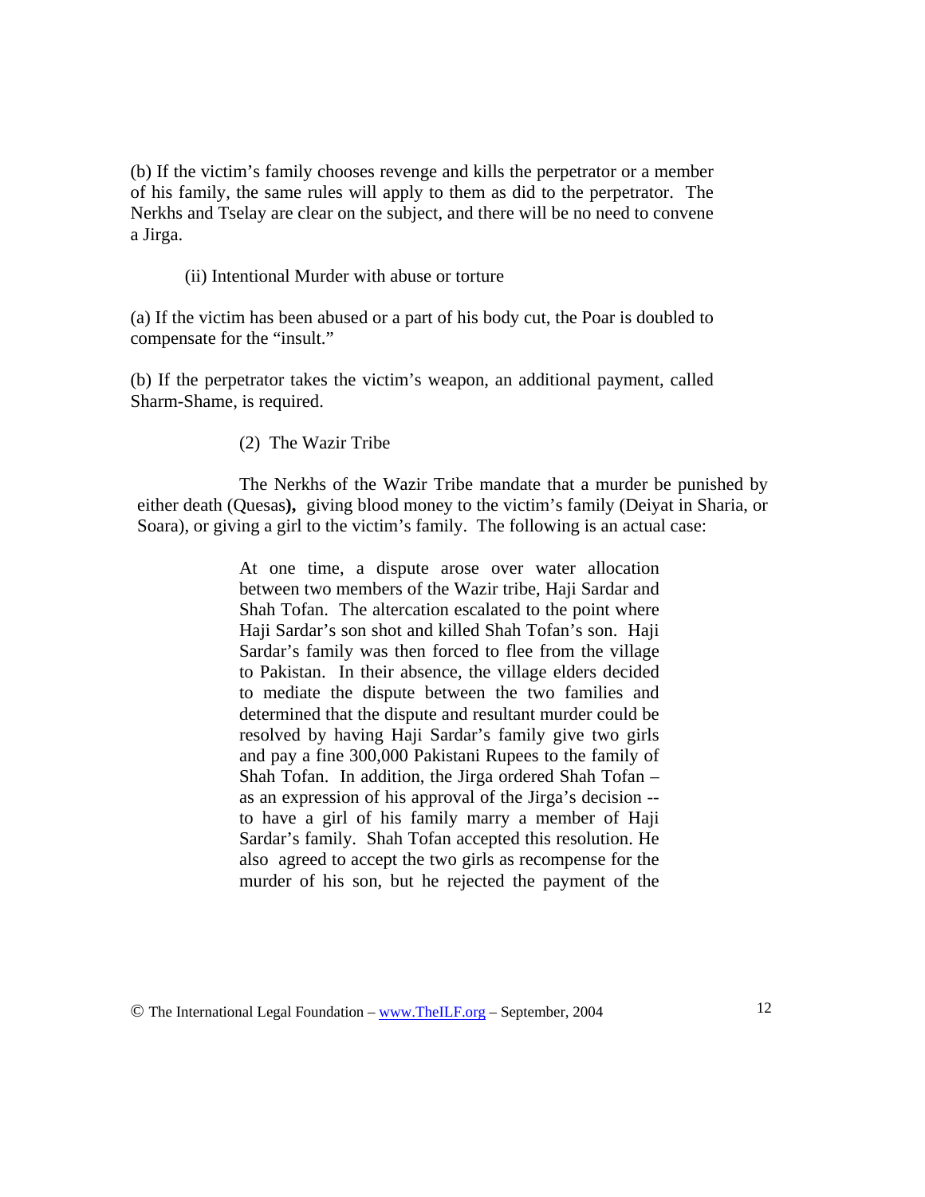(b) If the victim's family chooses revenge and kills the perpetrator or a member of his family, the same rules will apply to them as did to the perpetrator. The Nerkhs and Tselay are clear on the subject, and there will be no need to convene a Jirga.

(ii) Intentional Murder with abuse or torture

(a) If the victim has been abused or a part of his body cut, the Poar is doubled to compensate for the "insult."

(b) If the perpetrator takes the victim's weapon, an additional payment, called Sharm-Shame, is required.

(2) The Wazir Tribe

The Nerkhs of the Wazir Tribe mandate that a murder be punished by either death (Quesas**),** giving blood money to the victim's family (Deiyat in Sharia, or Soara), or giving a girl to the victim's family. The following is an actual case:

> At one time, a dispute arose over water allocation between two members of the Wazir tribe, Haji Sardar and Shah Tofan. The altercation escalated to the point where Haji Sardar's son shot and killed Shah Tofan's son. Haji Sardar's family was then forced to flee from the village to Pakistan. In their absence, the village elders decided to mediate the dispute between the two families and determined that the dispute and resultant murder could be resolved by having Haji Sardar's family give two girls and pay a fine 300,000 Pakistani Rupees to the family of Shah Tofan. In addition, the Jirga ordered Shah Tofan – as an expression of his approval of the Jirga's decision -- to have a girl of his family marry a member of Haji Sardar's family. Shah Tofan accepted this resolution. He also agreed to accept the two girls as recompense for the murder of his son, but he rejected the payment of the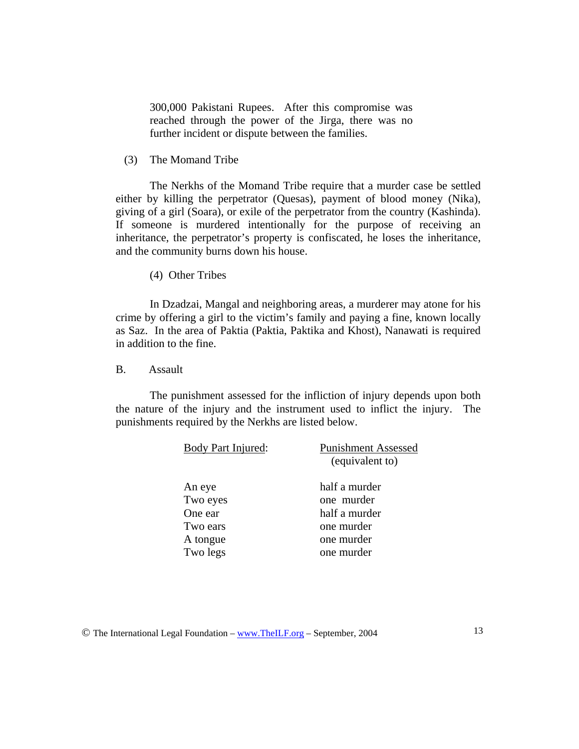300,000 Pakistani Rupees. After this compromise was reached through the power of the Jirga, there was no further incident or dispute between the families.

(3) The Momand Tribe

The Nerkhs of the Momand Tribe require that a murder case be settled either by killing the perpetrator (Quesas), payment of blood money (Nika), giving of a girl (Soara), or exile of the perpetrator from the country (Kashinda). If someone is murdered intentionally for the purpose of receiving an inheritance, the perpetrator's property is confiscated, he loses the inheritance, and the community burns down his house.

(4) Other Tribes

In Dzadzai, Mangal and neighboring areas, a murderer may atone for his crime by offering a girl to the victim's family and paying a fine, known locally as Saz. In the area of Paktia (Paktia, Paktika and Khost), Nanawati is required in addition to the fine.

B. Assault

The punishment assessed for the infliction of injury depends upon both the nature of the injury and the instrument used to inflict the injury. The punishments required by the Nerkhs are listed below.

| Body Part Injured: | Punishment Assessed (equivalent to) |
|---|---|
| An eye | half a murder |
| Two eyes | one murder |
| One ear | half a murder |
| Two ears | one murder |
| A tongue | one murder |
| Two legs | one murder |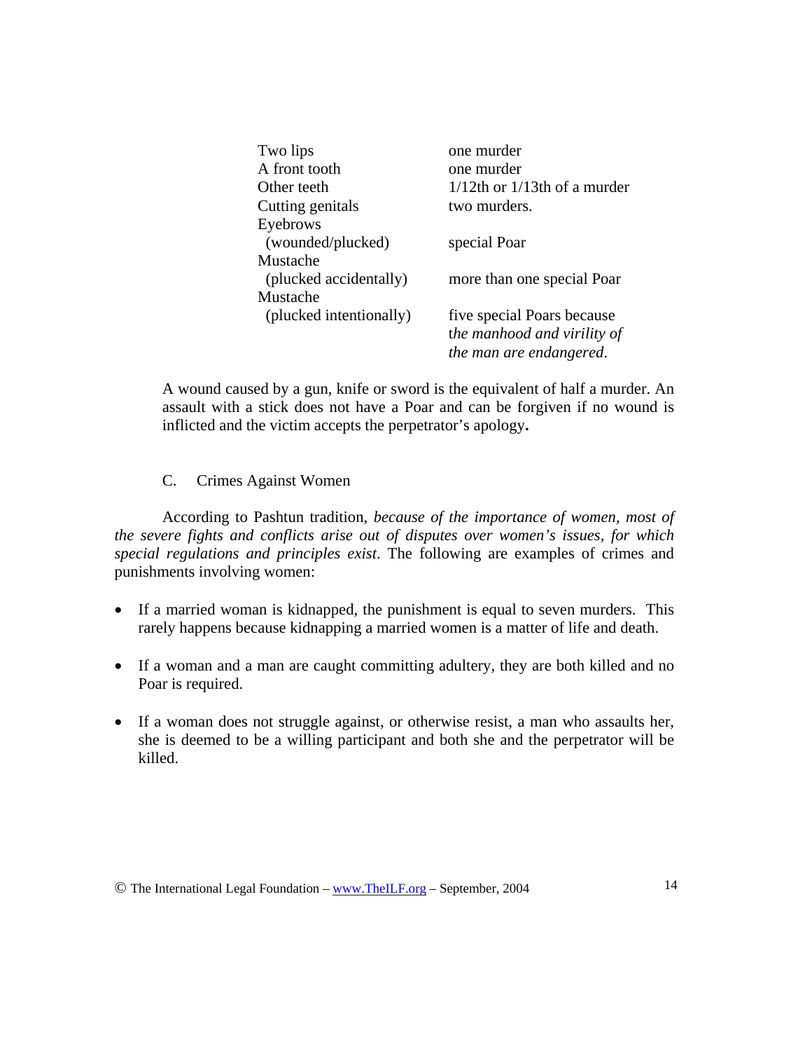| | |
|---|---|
| Two lips | one murder |
| A front tooth | one murder |
| Other teeth | 1/12th or 1/13th of a murder |
| Cutting genitals | two murders. |
| Eyebrows (wounded/plucked) | special Poar |
| Mustache (plucked accidentally) | more than one special Poar |
| Mustache (plucked intentionally) | five special Poars because *the manhood and virility of the man are endangered*. |

A wound caused by a gun, knife or sword is the equivalent of half a murder. An assault with a stick does not have a Poar and can be forgiven if no wound is inflicted and the victim accepts the perpetrator's apology**.**

C. Crimes Against Women

According to Pashtun tradition, *because of the importance of women, most of the severe fights and conflicts arise out of disputes over women's issues, for which special regulations and principles exist*. The following are examples of crimes and punishments involving women:

- If a married woman is kidnapped, the punishment is equal to seven murders. This rarely happens because kidnapping a married women is a matter of life and death.

- If a woman and a man are caught committing adultery, they are both killed and no Poar is required.

- If a woman does not struggle against, or otherwise resist, a man who assaults her, she is deemed to be a willing participant and both she and the perpetrator will be killed.

© The International Legal Foundation – www.TheILF.org – September, 2004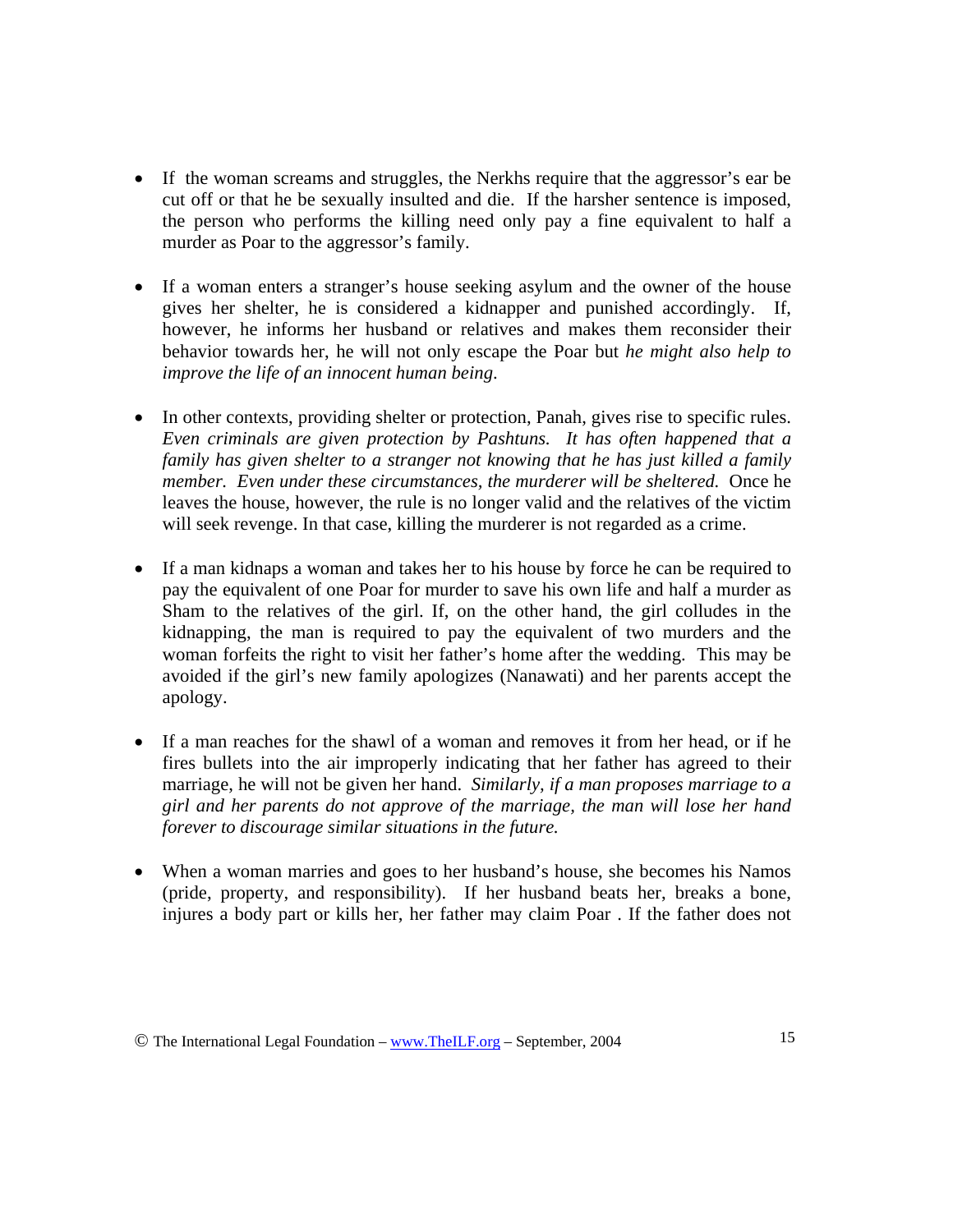- If the woman screams and struggles, the Nerkhs require that the aggressor's ear be cut off or that he be sexually insulted and die. If the harsher sentence is imposed, the person who performs the killing need only pay a fine equivalent to half a murder as Poar to the aggressor's family.

- If a woman enters a stranger's house seeking asylum and the owner of the house gives her shelter, he is considered a kidnapper and punished accordingly. If, however, he informs her husband or relatives and makes them reconsider their behavior towards her, he will not only escape the Poar but *he might also help to improve the life of an innocent human being*.

- In other contexts, providing shelter or protection, Panah, gives rise to specific rules. *Even criminals are given protection by Pashtuns. It has often happened that a family has given shelter to a stranger not knowing that he has just killed a family member. Even under these circumstances, the murderer will be sheltered.* Once he leaves the house, however, the rule is no longer valid and the relatives of the victim will seek revenge. In that case, killing the murderer is not regarded as a crime.

- If a man kidnaps a woman and takes her to his house by force he can be required to pay the equivalent of one Poar for murder to save his own life and half a murder as Sham to the relatives of the girl. If, on the other hand, the girl colludes in the kidnapping, the man is required to pay the equivalent of two murders and the woman forfeits the right to visit her father's home after the wedding. This may be avoided if the girl's new family apologizes (Nanawati) and her parents accept the apology.

- If a man reaches for the shawl of a woman and removes it from her head, or if he fires bullets into the air improperly indicating that her father has agreed to their marriage, he will not be given her hand. *Similarly, if a man proposes marriage to a girl and her parents do not approve of the marriage, the man will lose her hand forever to discourage similar situations in the future.*

- When a woman marries and goes to her husband's house, she becomes his Namos (pride, property, and responsibility). If her husband beats her, breaks a bone, injures a body part or kills her, her father may claim Poar . If the father does not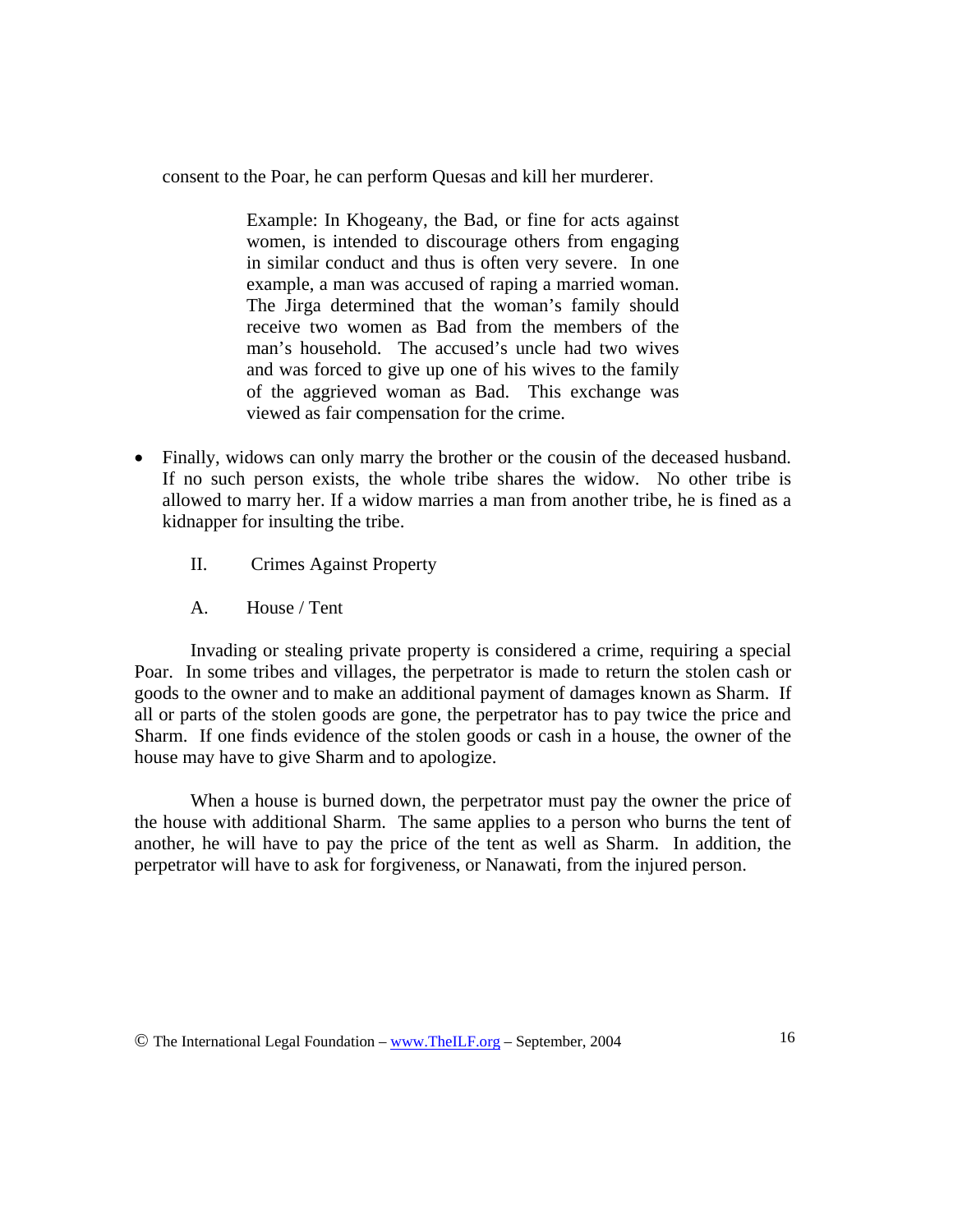consent to the Poar, he can perform Quesas and kill her murderer.

> Example: In Khogeany, the Bad, or fine for acts against women, is intended to discourage others from engaging in similar conduct and thus is often very severe. In one example, a man was accused of raping a married woman. The Jirga determined that the woman's family should receive two women as Bad from the members of the man's household. The accused's uncle had two wives and was forced to give up one of his wives to the family of the aggrieved woman as Bad. This exchange was viewed as fair compensation for the crime.

- Finally, widows can only marry the brother or the cousin of the deceased husband. If no such person exists, the whole tribe shares the widow. No other tribe is allowed to marry her. If a widow marries a man from another tribe, he is fined as a kidnapper for insulting the tribe.

## II. Crimes Against Property

### A. House / Tent

Invading or stealing private property is considered a crime, requiring a special Poar. In some tribes and villages, the perpetrator is made to return the stolen cash or goods to the owner and to make an additional payment of damages known as Sharm. If all or parts of the stolen goods are gone, the perpetrator has to pay twice the price and Sharm. If one finds evidence of the stolen goods or cash in a house, the owner of the house may have to give Sharm and to apologize.

When a house is burned down, the perpetrator must pay the owner the price of the house with additional Sharm. The same applies to a person who burns the tent of another, he will have to pay the price of the tent as well as Sharm. In addition, the perpetrator will have to ask for forgiveness, or Nanawati, from the injured person.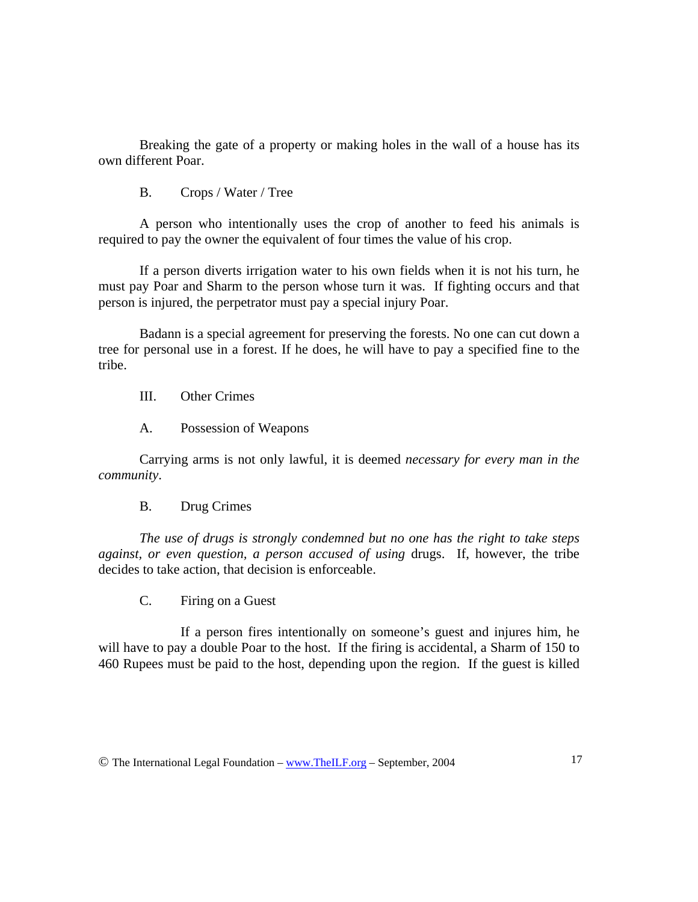Breaking the gate of a property or making holes in the wall of a house has its own different Poar.

B. Crops / Water / Tree

A person who intentionally uses the crop of another to feed his animals is required to pay the owner the equivalent of four times the value of his crop.

If a person diverts irrigation water to his own fields when it is not his turn, he must pay Poar and Sharm to the person whose turn it was. If fighting occurs and that person is injured, the perpetrator must pay a special injury Poar.

Badann is a special agreement for preserving the forests. No one can cut down a tree for personal use in a forest. If he does, he will have to pay a specified fine to the tribe.

III. Other Crimes

A. Possession of Weapons

Carrying arms is not only lawful, it is deemed *necessary for every man in the community*.

B. Drug Crimes

*The use of drugs is strongly condemned but no one has the right to take steps against, or even question, a person accused of using* drugs. If, however, the tribe decides to take action, that decision is enforceable.

C. Firing on a Guest

If a person fires intentionally on someone's guest and injures him, he will have to pay a double Poar to the host. If the firing is accidental, a Sharm of 150 to 460 Rupees must be paid to the host, depending upon the region. If the guest is killed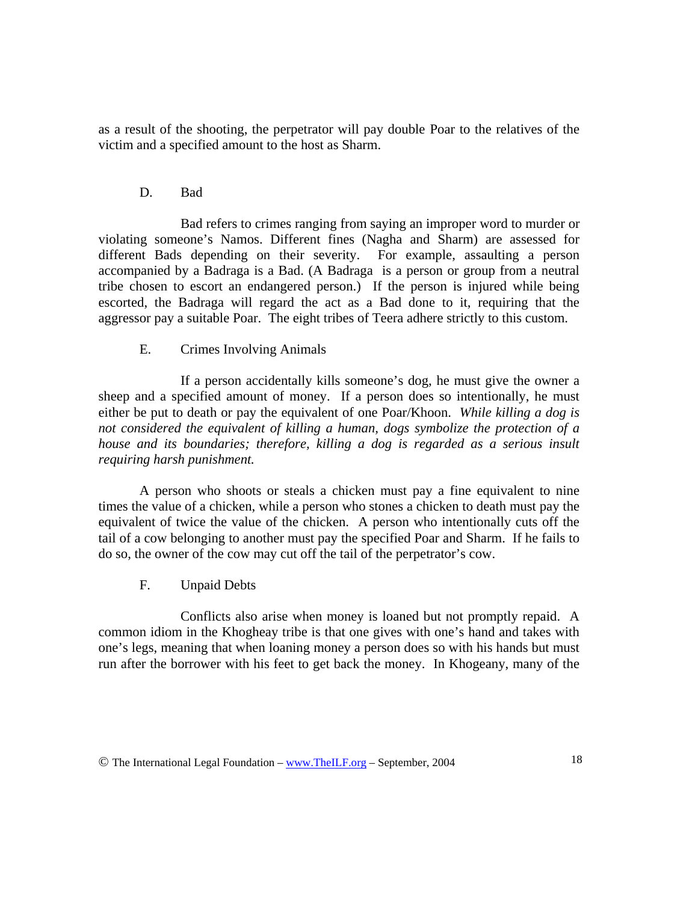as a result of the shooting, the perpetrator will pay double Poar to the relatives of the victim and a specified amount to the host as Sharm.

### D. Bad

Bad refers to crimes ranging from saying an improper word to murder or violating someone's Namos. Different fines (Nagha and Sharm) are assessed for different Bads depending on their severity. For example, assaulting a person accompanied by a Badraga is a Bad. (A Badraga is a person or group from a neutral tribe chosen to escort an endangered person.) If the person is injured while being escorted, the Badraga will regard the act as a Bad done to it, requiring that the aggressor pay a suitable Poar. The eight tribes of Teera adhere strictly to this custom.

### E. Crimes Involving Animals

If a person accidentally kills someone's dog, he must give the owner a sheep and a specified amount of money. If a person does so intentionally, he must either be put to death or pay the equivalent of one Poar/Khoon. *While killing a dog is not considered the equivalent of killing a human, dogs symbolize the protection of a house and its boundaries; therefore, killing a dog is regarded as a serious insult requiring harsh punishment.*

A person who shoots or steals a chicken must pay a fine equivalent to nine times the value of a chicken, while a person who stones a chicken to death must pay the equivalent of twice the value of the chicken. A person who intentionally cuts off the tail of a cow belonging to another must pay the specified Poar and Sharm. If he fails to do so, the owner of the cow may cut off the tail of the perpetrator's cow.

### F. Unpaid Debts

Conflicts also arise when money is loaned but not promptly repaid. A common idiom in the Khogheay tribe is that one gives with one's hand and takes with one's legs, meaning that when loaning money a person does so with his hands but must run after the borrower with his feet to get back the money. In Khogeany, many of the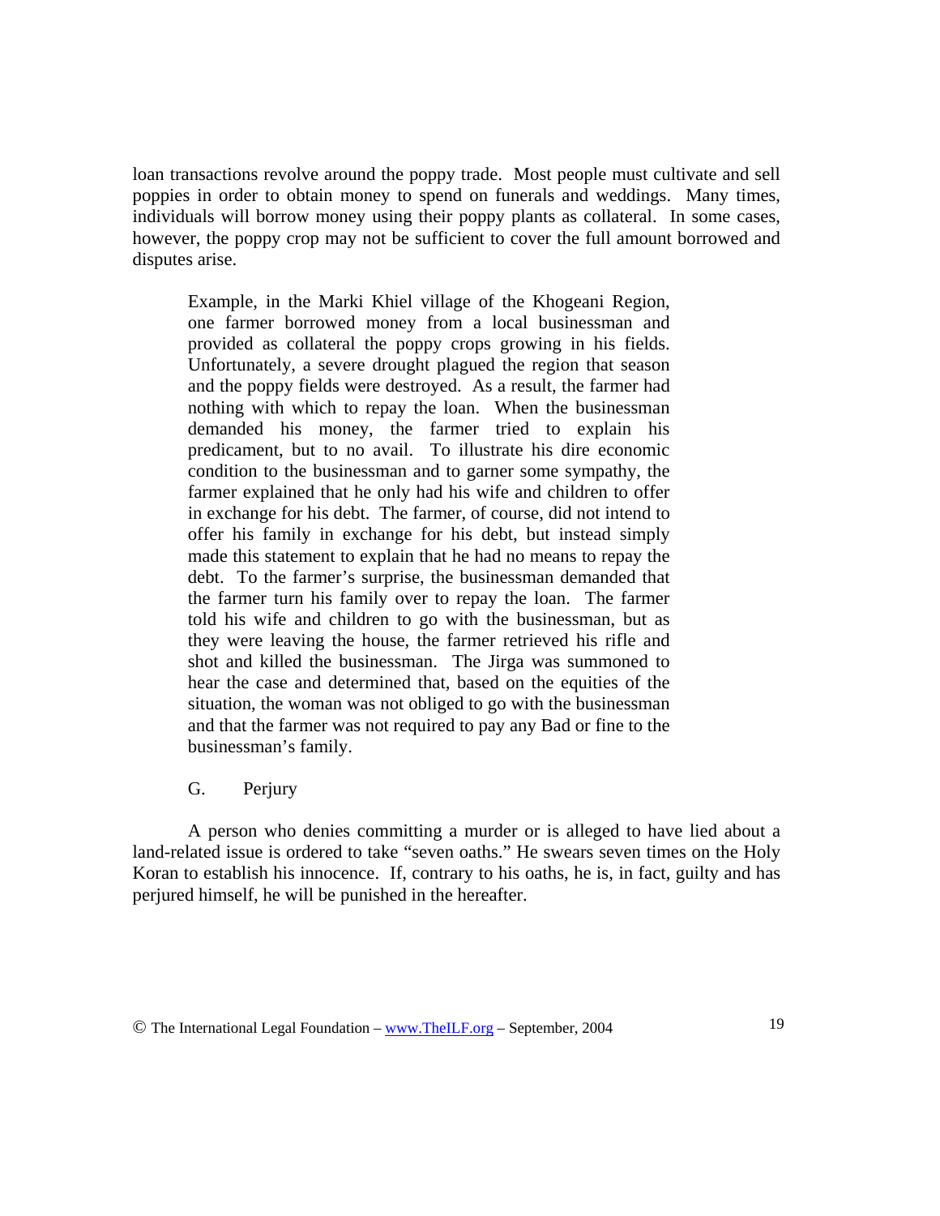loan transactions revolve around the poppy trade. Most people must cultivate and sell poppies in order to obtain money to spend on funerals and weddings. Many times, individuals will borrow money using their poppy plants as collateral. In some cases, however, the poppy crop may not be sufficient to cover the full amount borrowed and disputes arise.

> Example, in the Marki Khiel village of the Khogeani Region, one farmer borrowed money from a local businessman and provided as collateral the poppy crops growing in his fields. Unfortunately, a severe drought plagued the region that season and the poppy fields were destroyed. As a result, the farmer had nothing with which to repay the loan. When the businessman demanded his money, the farmer tried to explain his predicament, but to no avail. To illustrate his dire economic condition to the businessman and to garner some sympathy, the farmer explained that he only had his wife and children to offer in exchange for his debt. The farmer, of course, did not intend to offer his family in exchange for his debt, but instead simply made this statement to explain that he had no means to repay the debt. To the farmer's surprise, the businessman demanded that the farmer turn his family over to repay the loan. The farmer told his wife and children to go with the businessman, but as they were leaving the house, the farmer retrieved his rifle and shot and killed the businessman. The Jirga was summoned to hear the case and determined that, based on the equities of the situation, the woman was not obliged to go with the businessman and that the farmer was not required to pay any Bad or fine to the businessman's family.

### G. Perjury

A person who denies committing a murder or is alleged to have lied about a land-related issue is ordered to take "seven oaths." He swears seven times on the Holy Koran to establish his innocence. If, contrary to his oaths, he is, in fact, guilty and has perjured himself, he will be punished in the hereafter.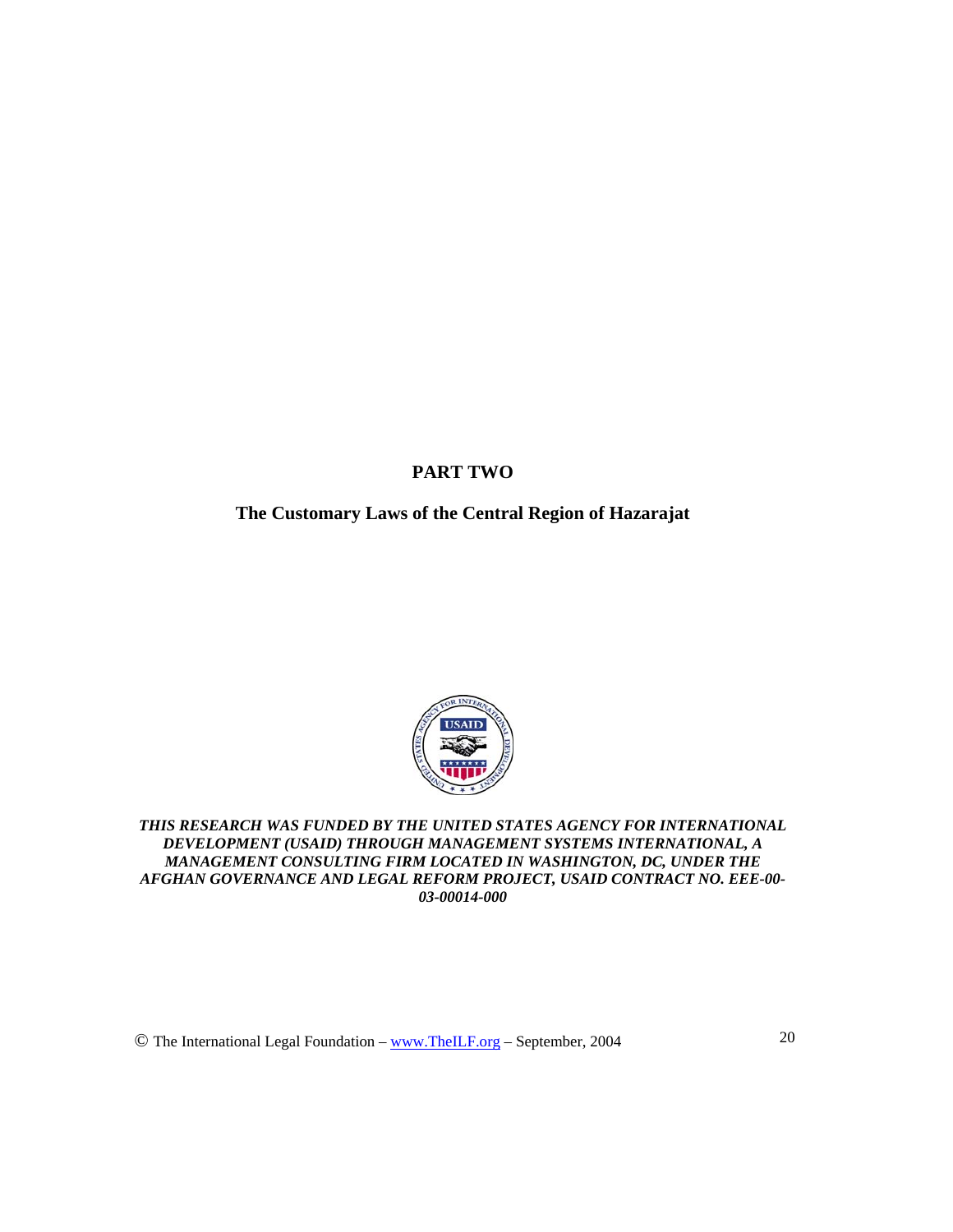# PART TWO

## The Customary Laws of the Central Region of Hazarajat

***THIS RESEARCH WAS FUNDED BY THE UNITED STATES AGENCY FOR INTERNATIONAL DEVELOPMENT (USAID) THROUGH MANAGEMENT SYSTEMS INTERNATIONAL, A MANAGEMENT CONSULTING FIRM LOCATED IN WASHINGTON, DC, UNDER THE AFGHAN GOVERNANCE AND LEGAL REFORM PROJECT, USAID CONTRACT NO. EEE-00-03-00014-000***

© The International Legal Foundation – www.TheILF.org – September, 2004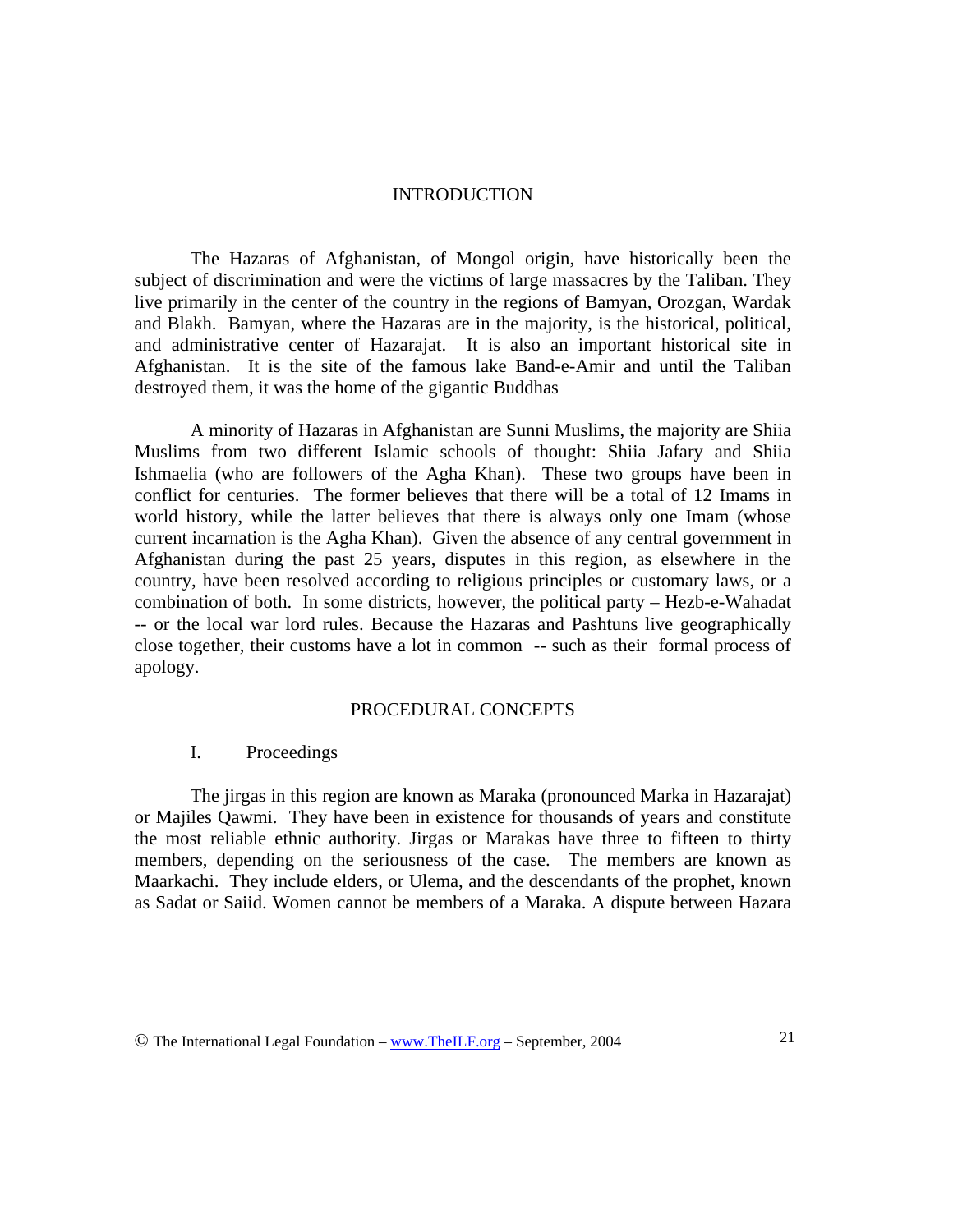## INTRODUCTION

The Hazaras of Afghanistan, of Mongol origin, have historically been the subject of discrimination and were the victims of large massacres by the Taliban. They live primarily in the center of the country in the regions of Bamyan, Orozgan, Wardak and Blakh. Bamyan, where the Hazaras are in the majority, is the historical, political, and administrative center of Hazarajat. It is also an important historical site in Afghanistan. It is the site of the famous lake Band-e-Amir and until the Taliban destroyed them, it was the home of the gigantic Buddhas

A minority of Hazaras in Afghanistan are Sunni Muslims, the majority are Shiia Muslims from two different Islamic schools of thought: Shiia Jafary and Shiia Ishmaelia (who are followers of the Agha Khan). These two groups have been in conflict for centuries. The former believes that there will be a total of 12 Imams in world history, while the latter believes that there is always only one Imam (whose current incarnation is the Agha Khan). Given the absence of any central government in Afghanistan during the past 25 years, disputes in this region, as elsewhere in the country, have been resolved according to religious principles or customary laws, or a combination of both. In some districts, however, the political party – Hezb-e-Wahadat -- or the local war lord rules. Because the Hazaras and Pashtuns live geographically close together, their customs have a lot in common -- such as their formal process of apology.

## PROCEDURAL CONCEPTS

### I. Proceedings

The jirgas in this region are known as Maraka (pronounced Marka in Hazarajat) or Majiles Qawmi. They have been in existence for thousands of years and constitute the most reliable ethnic authority. Jirgas or Marakas have three to fifteen to thirty members, depending on the seriousness of the case. The members are known as Maarkachi. They include elders, or Ulema, and the descendants of the prophet, known as Sadat or Saiid. Women cannot be members of a Maraka. A dispute between Hazara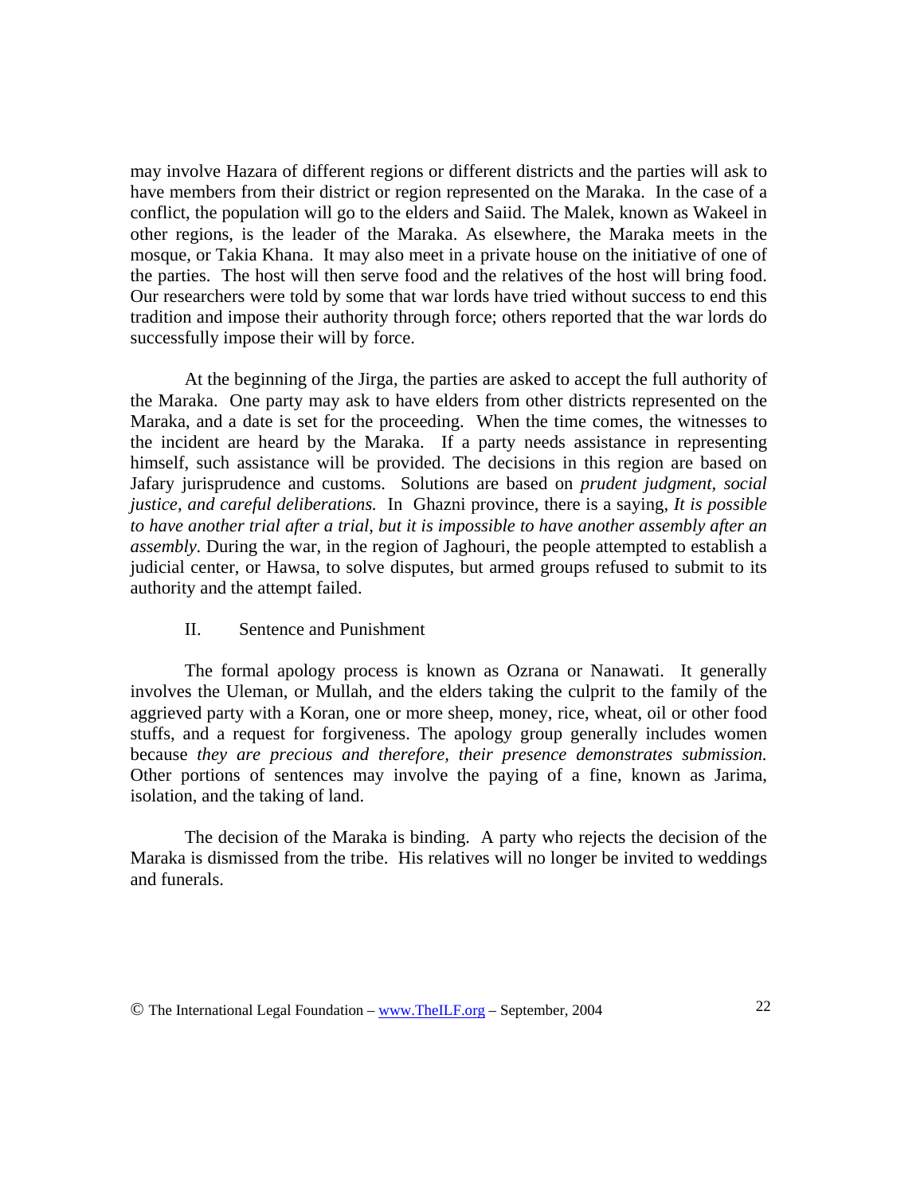may involve Hazara of different regions or different districts and the parties will ask to have members from their district or region represented on the Maraka. In the case of a conflict, the population will go to the elders and Saiid. The Malek, known as Wakeel in other regions, is the leader of the Maraka. As elsewhere, the Maraka meets in the mosque, or Takia Khana. It may also meet in a private house on the initiative of one of the parties. The host will then serve food and the relatives of the host will bring food. Our researchers were told by some that war lords have tried without success to end this tradition and impose their authority through force; others reported that the war lords do successfully impose their will by force.

At the beginning of the Jirga, the parties are asked to accept the full authority of the Maraka. One party may ask to have elders from other districts represented on the Maraka, and a date is set for the proceeding. When the time comes, the witnesses to the incident are heard by the Maraka. If a party needs assistance in representing himself, such assistance will be provided. The decisions in this region are based on Jafary jurisprudence and customs. Solutions are based on *prudent judgment, social justice, and careful deliberations.* In Ghazni province, there is a saying, *It is possible to have another trial after a trial, but it is impossible to have another assembly after an assembly.* During the war, in the region of Jaghouri, the people attempted to establish a judicial center, or Hawsa, to solve disputes, but armed groups refused to submit to its authority and the attempt failed.

### II. Sentence and Punishment

The formal apology process is known as Ozrana or Nanawati. It generally involves the Uleman, or Mullah, and the elders taking the culprit to the family of the aggrieved party with a Koran, one or more sheep, money, rice, wheat, oil or other food stuffs, and a request for forgiveness. The apology group generally includes women because *they are precious and therefore, their presence demonstrates submission.* Other portions of sentences may involve the paying of a fine, known as Jarima, isolation, and the taking of land.

The decision of the Maraka is binding. A party who rejects the decision of the Maraka is dismissed from the tribe. His relatives will no longer be invited to weddings and funerals.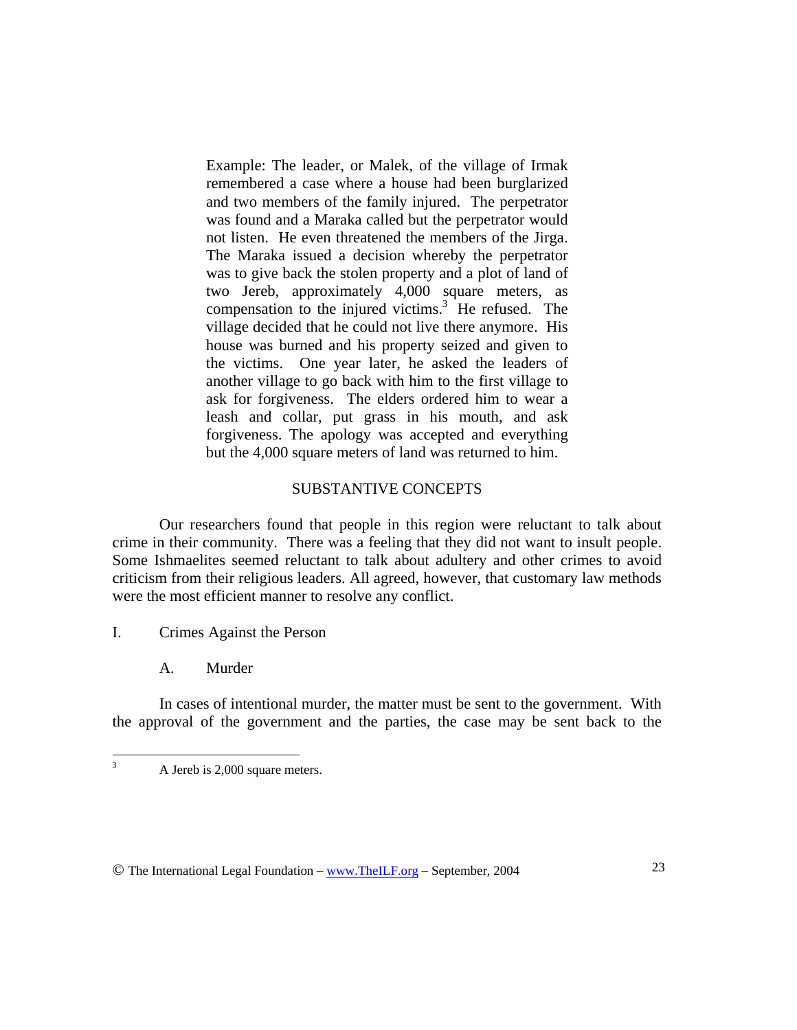> Example: The leader, or Malek, of the village of Irmak remembered a case where a house had been burglarized and two members of the family injured. The perpetrator was found and a Maraka called but the perpetrator would not listen. He even threatened the members of the Jirga. The Maraka issued a decision whereby the perpetrator was to give back the stolen property and a plot of land of two Jereb, approximately 4,000 square meters, as compensation to the injured victims.[3] He refused. The village decided that he could not live there anymore. His house was burned and his property seized and given to the victims. One year later, he asked the leaders of another village to go back with him to the first village to ask for forgiveness. The elders ordered him to wear a leash and collar, put grass in his mouth, and ask forgiveness. The apology was accepted and everything but the 4,000 square meters of land was returned to him.

## SUBSTANTIVE CONCEPTS

Our researchers found that people in this region were reluctant to talk about crime in their community. There was a feeling that they did not want to insult people. Some Ishmaelites seemed reluctant to talk about adultery and other crimes to avoid criticism from their religious leaders. All agreed, however, that customary law methods were the most efficient manner to resolve any conflict.

### I. Crimes Against the Person

#### A. Murder

In cases of intentional murder, the matter must be sent to the government. With the approval of the government and the parties, the case may be sent back to the

[3] A Jereb is 2,000 square meters.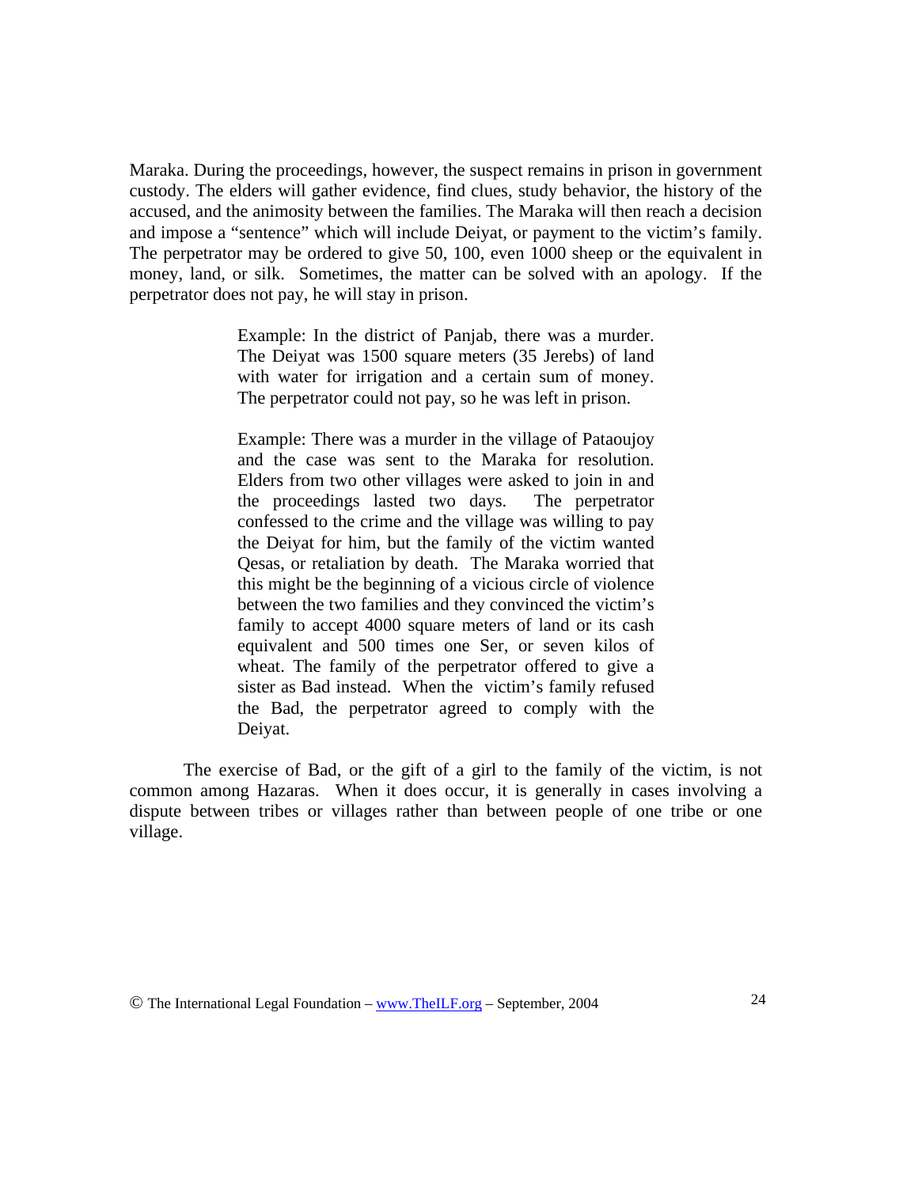Maraka. During the proceedings, however, the suspect remains in prison in government custody. The elders will gather evidence, find clues, study behavior, the history of the accused, and the animosity between the families. The Maraka will then reach a decision and impose a "sentence" which will include Deiyat, or payment to the victim's family. The perpetrator may be ordered to give 50, 100, even 1000 sheep or the equivalent in money, land, or silk. Sometimes, the matter can be solved with an apology. If the perpetrator does not pay, he will stay in prison.

> Example: In the district of Panjab, there was a murder. The Deiyat was 1500 square meters (35 Jerebs) of land with water for irrigation and a certain sum of money. The perpetrator could not pay, so he was left in prison.
>
> Example: There was a murder in the village of Pataoujoy and the case was sent to the Maraka for resolution. Elders from two other villages were asked to join in and the proceedings lasted two days. The perpetrator confessed to the crime and the village was willing to pay the Deiyat for him, but the family of the victim wanted Qesas, or retaliation by death. The Maraka worried that this might be the beginning of a vicious circle of violence between the two families and they convinced the victim's family to accept 4000 square meters of land or its cash equivalent and 500 times one Ser, or seven kilos of wheat. The family of the perpetrator offered to give a sister as Bad instead. When the victim's family refused the Bad, the perpetrator agreed to comply with the Deiyat.

The exercise of Bad, or the gift of a girl to the family of the victim, is not common among Hazaras. When it does occur, it is generally in cases involving a dispute between tribes or villages rather than between people of one tribe or one village.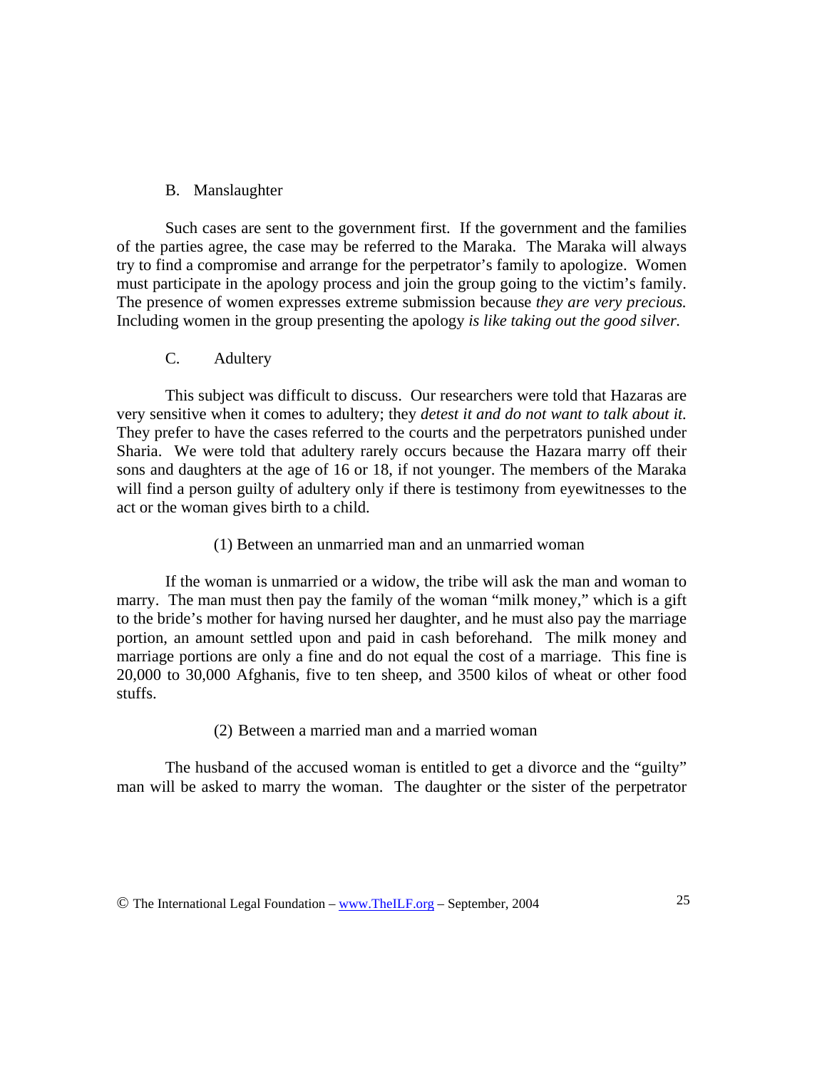### B. Manslaughter

Such cases are sent to the government first. If the government and the families of the parties agree, the case may be referred to the Maraka. The Maraka will always try to find a compromise and arrange for the perpetrator's family to apologize. Women must participate in the apology process and join the group going to the victim's family. The presence of women expresses extreme submission because *they are very precious.* Including women in the group presenting the apology *is like taking out the good silver.*

### C. Adultery

This subject was difficult to discuss. Our researchers were told that Hazaras are very sensitive when it comes to adultery; they *detest it and do not want to talk about it.* They prefer to have the cases referred to the courts and the perpetrators punished under Sharia. We were told that adultery rarely occurs because the Hazara marry off their sons and daughters at the age of 16 or 18, if not younger. The members of the Maraka will find a person guilty of adultery only if there is testimony from eyewitnesses to the act or the woman gives birth to a child.

#### (1) Between an unmarried man and an unmarried woman

If the woman is unmarried or a widow, the tribe will ask the man and woman to marry. The man must then pay the family of the woman "milk money," which is a gift to the bride's mother for having nursed her daughter, and he must also pay the marriage portion, an amount settled upon and paid in cash beforehand. The milk money and marriage portions are only a fine and do not equal the cost of a marriage. This fine is 20,000 to 30,000 Afghanis, five to ten sheep, and 3500 kilos of wheat or other food stuffs.

#### (2) Between a married man and a married woman

The husband of the accused woman is entitled to get a divorce and the "guilty" man will be asked to marry the woman. The daughter or the sister of the perpetrator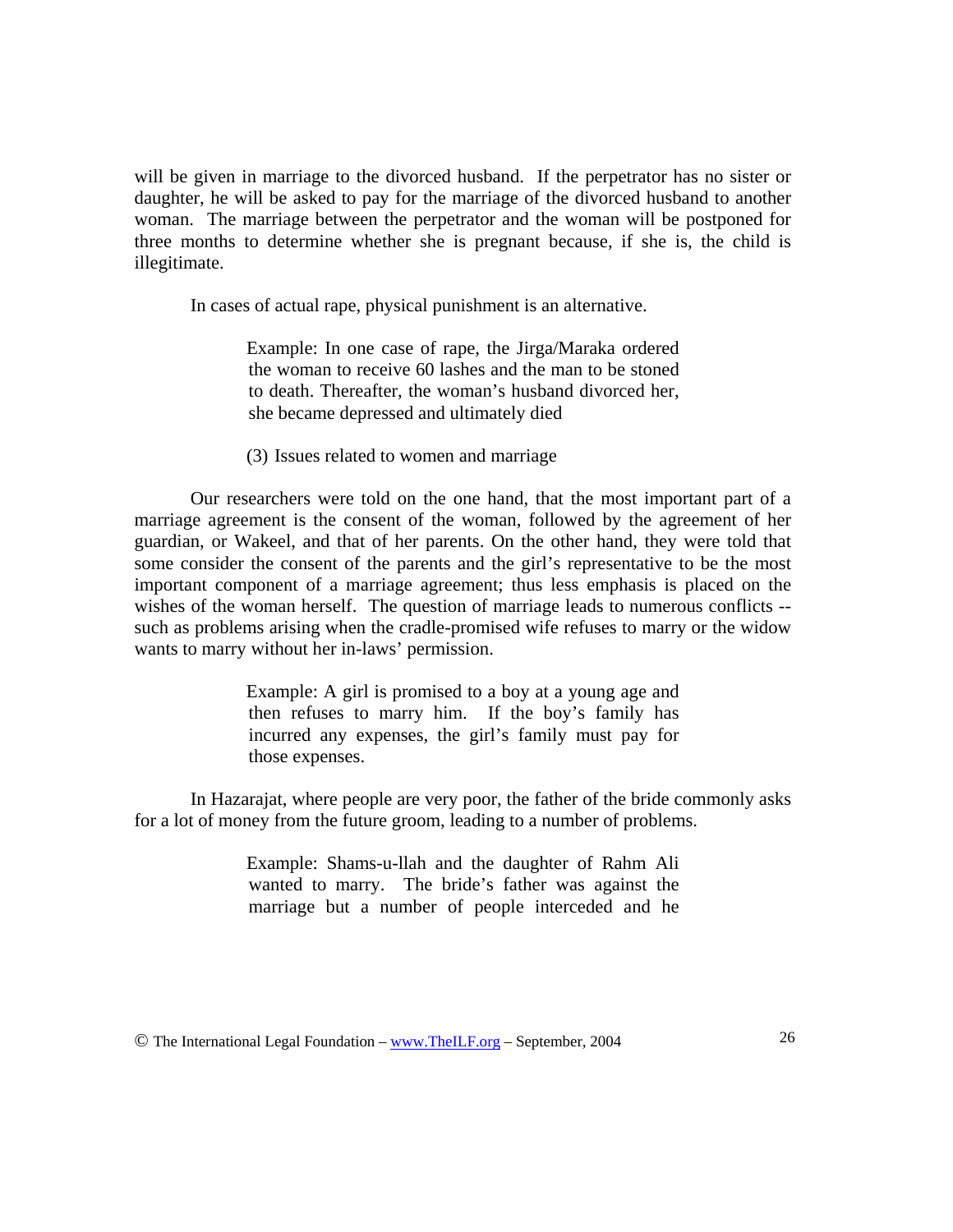will be given in marriage to the divorced husband. If the perpetrator has no sister or daughter, he will be asked to pay for the marriage of the divorced husband to another woman. The marriage between the perpetrator and the woman will be postponed for three months to determine whether she is pregnant because, if she is, the child is illegitimate.

In cases of actual rape, physical punishment is an alternative.

> Example: In one case of rape, the Jirga/Maraka ordered the woman to receive 60 lashes and the man to be stoned to death. Thereafter, the woman's husband divorced her, she became depressed and ultimately died

(3) Issues related to women and marriage

Our researchers were told on the one hand, that the most important part of a marriage agreement is the consent of the woman, followed by the agreement of her guardian, or Wakeel, and that of her parents. On the other hand, they were told that some consider the consent of the parents and the girl's representative to be the most important component of a marriage agreement; thus less emphasis is placed on the wishes of the woman herself. The question of marriage leads to numerous conflicts -- such as problems arising when the cradle-promised wife refuses to marry or the widow wants to marry without her in-laws' permission.

> Example: A girl is promised to a boy at a young age and then refuses to marry him. If the boy's family has incurred any expenses, the girl's family must pay for those expenses.

In Hazarajat, where people are very poor, the father of the bride commonly asks for a lot of money from the future groom, leading to a number of problems.

> Example: Shams-u-llah and the daughter of Rahm Ali wanted to marry. The bride's father was against the marriage but a number of people interceded and he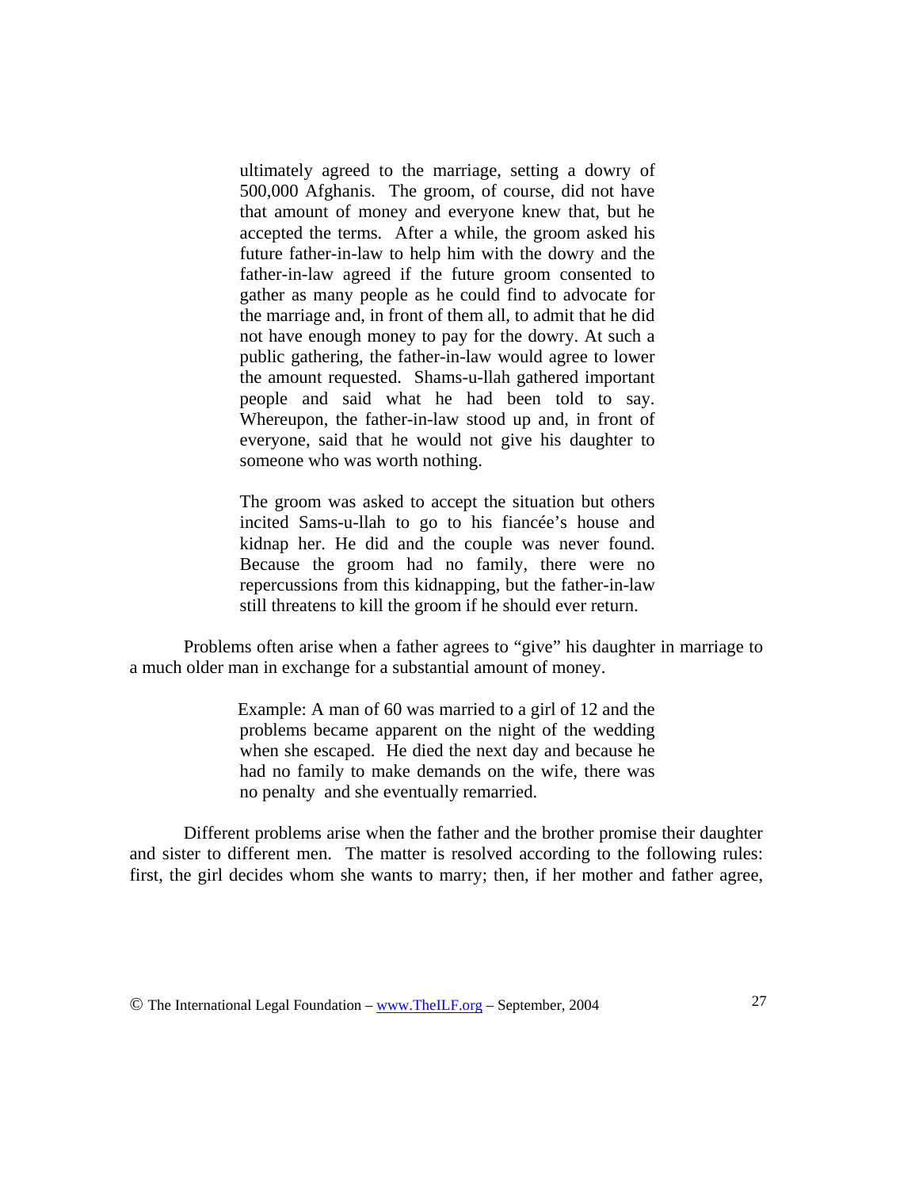> ultimately agreed to the marriage, setting a dowry of 500,000 Afghanis. The groom, of course, did not have that amount of money and everyone knew that, but he accepted the terms. After a while, the groom asked his future father-in-law to help him with the dowry and the father-in-law agreed if the future groom consented to gather as many people as he could find to advocate for the marriage and, in front of them all, to admit that he did not have enough money to pay for the dowry. At such a public gathering, the father-in-law would agree to lower the amount requested. Shams-u-llah gathered important people and said what he had been told to say. Whereupon, the father-in-law stood up and, in front of everyone, said that he would not give his daughter to someone who was worth nothing.
>
> The groom was asked to accept the situation but others incited Sams-u-llah to go to his fiancée's house and kidnap her. He did and the couple was never found. Because the groom had no family, there were no repercussions from this kidnapping, but the father-in-law still threatens to kill the groom if he should ever return.

Problems often arise when a father agrees to "give" his daughter in marriage to a much older man in exchange for a substantial amount of money.

> Example: A man of 60 was married to a girl of 12 and the problems became apparent on the night of the wedding when she escaped. He died the next day and because he had no family to make demands on the wife, there was no penalty and she eventually remarried.

Different problems arise when the father and the brother promise their daughter and sister to different men. The matter is resolved according to the following rules: first, the girl decides whom she wants to marry; then, if her mother and father agree,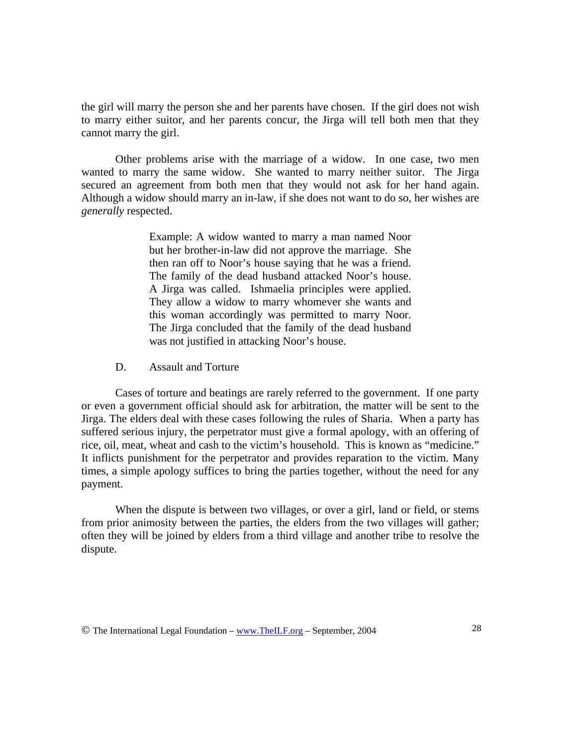the girl will marry the person she and her parents have chosen. If the girl does not wish to marry either suitor, and her parents concur, the Jirga will tell both men that they cannot marry the girl.

Other problems arise with the marriage of a widow. In one case, two men wanted to marry the same widow. She wanted to marry neither suitor. The Jirga secured an agreement from both men that they would not ask for her hand again. Although a widow should marry an in-law, if she does not want to do so, her wishes are *generally* respected.

> Example: A widow wanted to marry a man named Noor but her brother-in-law did not approve the marriage. She then ran off to Noor's house saying that he was a friend. The family of the dead husband attacked Noor's house. A Jirga was called. Ishmaelia principles were applied. They allow a widow to marry whomever she wants and this woman accordingly was permitted to marry Noor. The Jirga concluded that the family of the dead husband was not justified in attacking Noor's house.

### D. Assault and Torture

Cases of torture and beatings are rarely referred to the government. If one party or even a government official should ask for arbitration, the matter will be sent to the Jirga. The elders deal with these cases following the rules of Sharia. When a party has suffered serious injury, the perpetrator must give a formal apology, with an offering of rice, oil, meat, wheat and cash to the victim's household. This is known as "medicine." It inflicts punishment for the perpetrator and provides reparation to the victim. Many times, a simple apology suffices to bring the parties together, without the need for any payment.

When the dispute is between two villages, or over a girl, land or field, or stems from prior animosity between the parties, the elders from the two villages will gather; often they will be joined by elders from a third village and another tribe to resolve the dispute.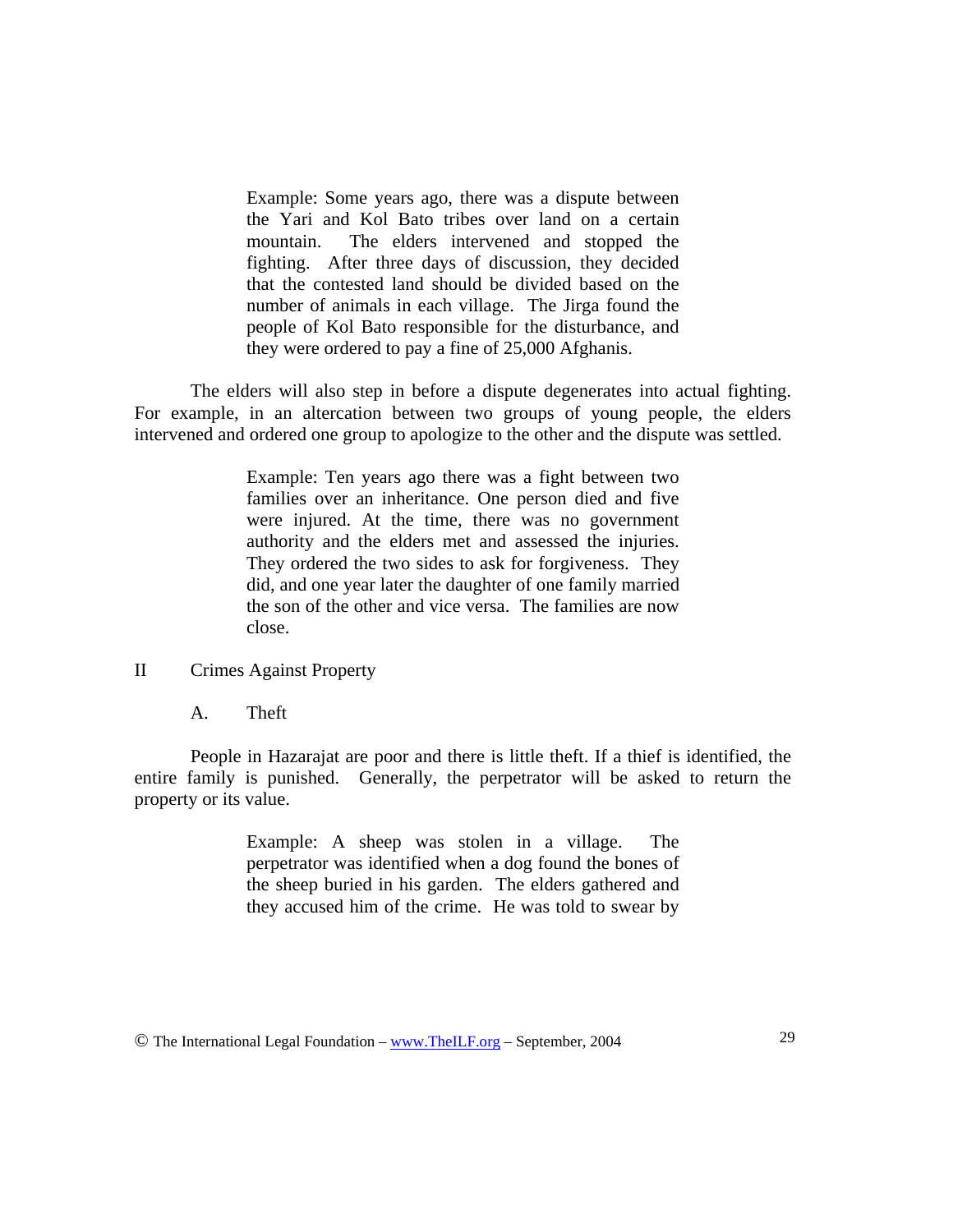> Example: Some years ago, there was a dispute between the Yari and Kol Bato tribes over land on a certain mountain. The elders intervened and stopped the fighting. After three days of discussion, they decided that the contested land should be divided based on the number of animals in each village. The Jirga found the people of Kol Bato responsible for the disturbance, and they were ordered to pay a fine of 25,000 Afghanis.

The elders will also step in before a dispute degenerates into actual fighting. For example, in an altercation between two groups of young people, the elders intervened and ordered one group to apologize to the other and the dispute was settled.

> Example: Ten years ago there was a fight between two families over an inheritance. One person died and five were injured. At the time, there was no government authority and the elders met and assessed the injuries. They ordered the two sides to ask for forgiveness. They did, and one year later the daughter of one family married the son of the other and vice versa. The families are now close.

## II Crimes Against Property

### A. Theft

People in Hazarajat are poor and there is little theft. If a thief is identified, the entire family is punished. Generally, the perpetrator will be asked to return the property or its value.

> Example: A sheep was stolen in a village. The perpetrator was identified when a dog found the bones of the sheep buried in his garden. The elders gathered and they accused him of the crime. He was told to swear by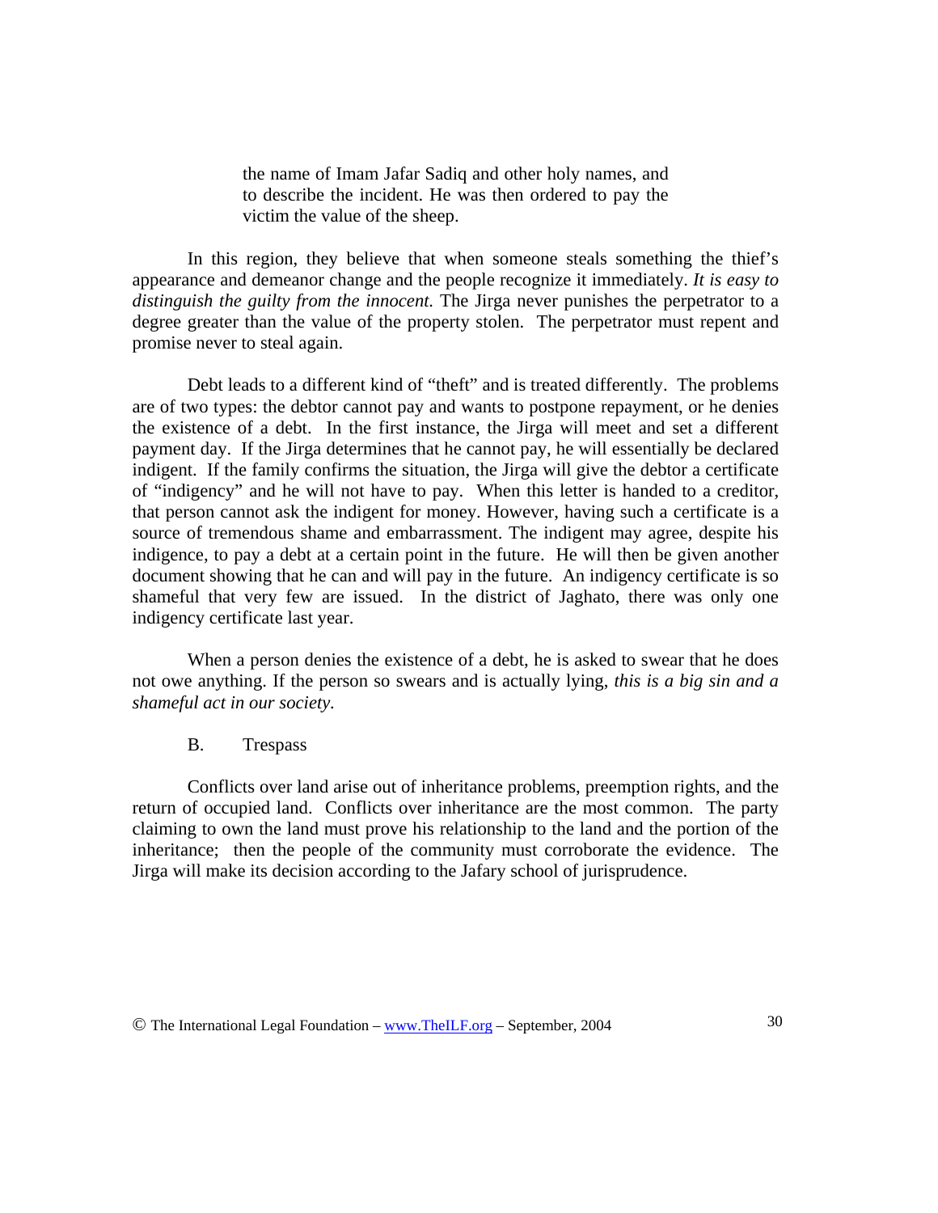> the name of Imam Jafar Sadiq and other holy names, and to describe the incident. He was then ordered to pay the victim the value of the sheep.

In this region, they believe that when someone steals something the thief's appearance and demeanor change and the people recognize it immediately. *It is easy to distinguish the guilty from the innocent.* The Jirga never punishes the perpetrator to a degree greater than the value of the property stolen. The perpetrator must repent and promise never to steal again.

Debt leads to a different kind of "theft" and is treated differently. The problems are of two types: the debtor cannot pay and wants to postpone repayment, or he denies the existence of a debt. In the first instance, the Jirga will meet and set a different payment day. If the Jirga determines that he cannot pay, he will essentially be declared indigent. If the family confirms the situation, the Jirga will give the debtor a certificate of "indigency" and he will not have to pay. When this letter is handed to a creditor, that person cannot ask the indigent for money. However, having such a certificate is a source of tremendous shame and embarrassment. The indigent may agree, despite his indigence, to pay a debt at a certain point in the future. He will then be given another document showing that he can and will pay in the future. An indigency certificate is so shameful that very few are issued. In the district of Jaghato, there was only one indigency certificate last year.

When a person denies the existence of a debt, he is asked to swear that he does not owe anything. If the person so swears and is actually lying, *this is a big sin and a shameful act in our society.*

### B. Trespass

Conflicts over land arise out of inheritance problems, preemption rights, and the return of occupied land. Conflicts over inheritance are the most common. The party claiming to own the land must prove his relationship to the land and the portion of the inheritance; then the people of the community must corroborate the evidence. The Jirga will make its decision according to the Jafary school of jurisprudence.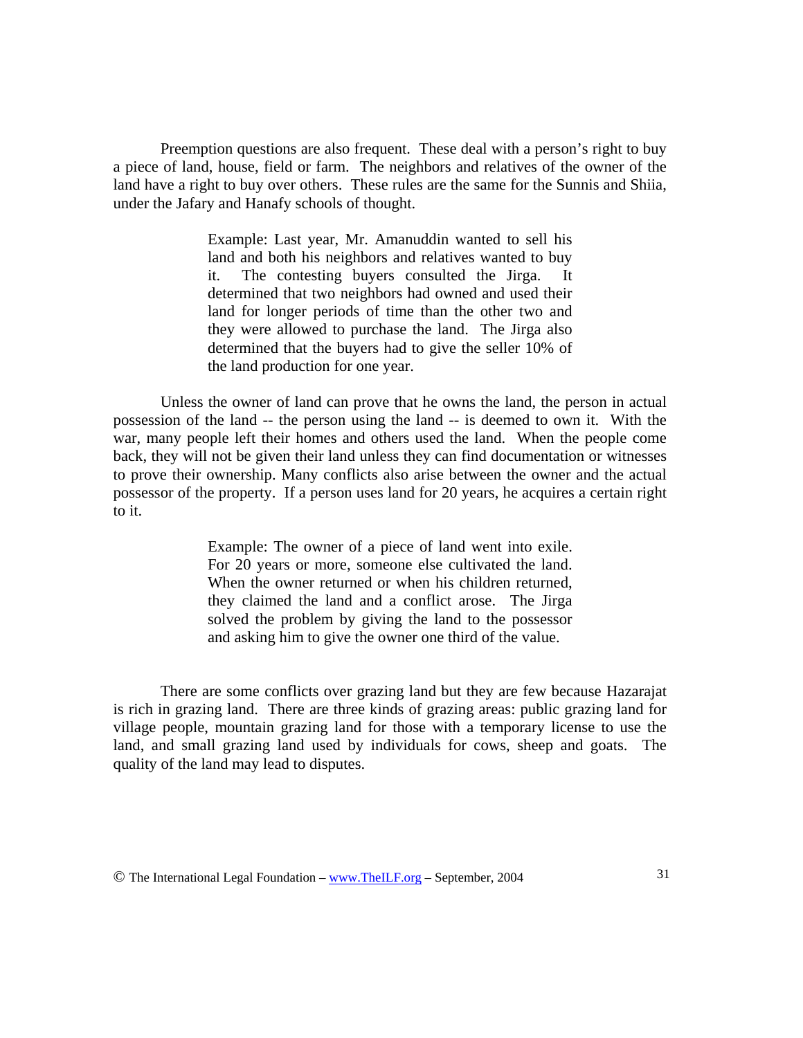Preemption questions are also frequent. These deal with a person's right to buy a piece of land, house, field or farm. The neighbors and relatives of the owner of the land have a right to buy over others. These rules are the same for the Sunnis and Shiia, under the Jafary and Hanafy schools of thought.

> Example: Last year, Mr. Amanuddin wanted to sell his land and both his neighbors and relatives wanted to buy it. The contesting buyers consulted the Jirga. It determined that two neighbors had owned and used their land for longer periods of time than the other two and they were allowed to purchase the land. The Jirga also determined that the buyers had to give the seller 10% of the land production for one year.

Unless the owner of land can prove that he owns the land, the person in actual possession of the land -- the person using the land -- is deemed to own it. With the war, many people left their homes and others used the land. When the people come back, they will not be given their land unless they can find documentation or witnesses to prove their ownership. Many conflicts also arise between the owner and the actual possessor of the property. If a person uses land for 20 years, he acquires a certain right to it.

> Example: The owner of a piece of land went into exile. For 20 years or more, someone else cultivated the land. When the owner returned or when his children returned, they claimed the land and a conflict arose. The Jirga solved the problem by giving the land to the possessor and asking him to give the owner one third of the value.

There are some conflicts over grazing land but they are few because Hazarajat is rich in grazing land. There are three kinds of grazing areas: public grazing land for village people, mountain grazing land for those with a temporary license to use the land, and small grazing land used by individuals for cows, sheep and goats. The quality of the land may lead to disputes.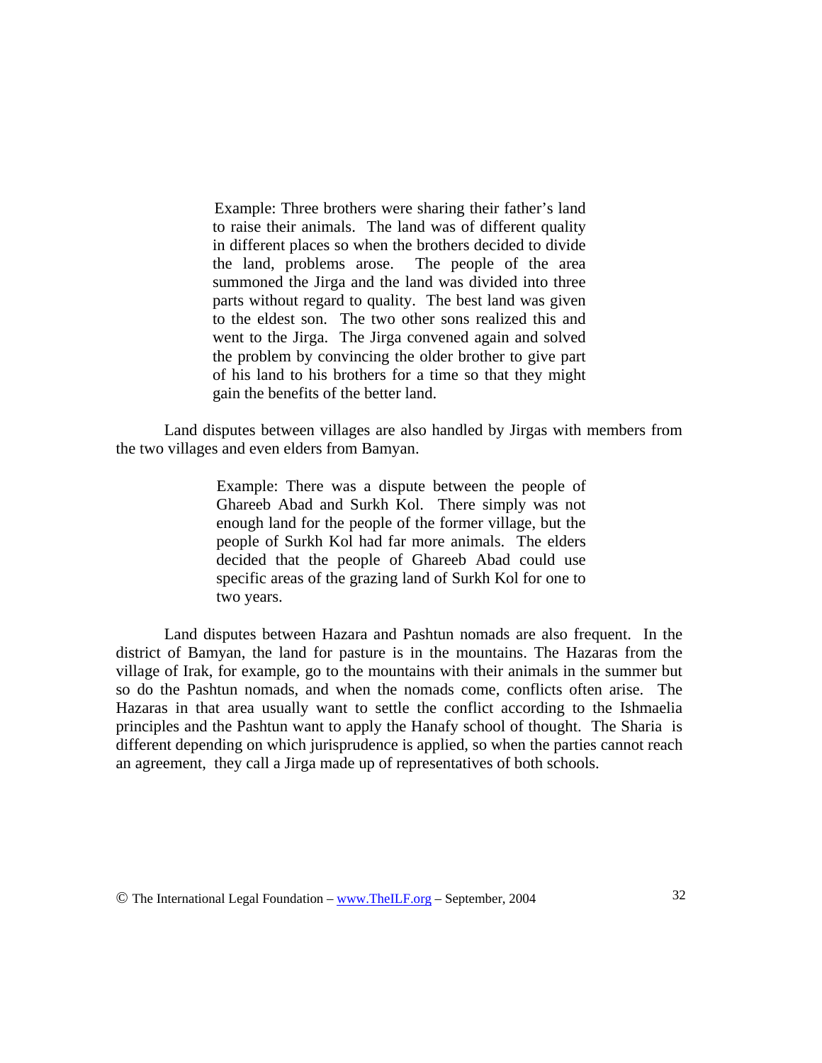> Example: Three brothers were sharing their father's land to raise their animals. The land was of different quality in different places so when the brothers decided to divide the land, problems arose. The people of the area summoned the Jirga and the land was divided into three parts without regard to quality. The best land was given to the eldest son. The two other sons realized this and went to the Jirga. The Jirga convened again and solved the problem by convincing the older brother to give part of his land to his brothers for a time so that they might gain the benefits of the better land.

Land disputes between villages are also handled by Jirgas with members from the two villages and even elders from Bamyan.

> Example: There was a dispute between the people of Ghareeb Abad and Surkh Kol. There simply was not enough land for the people of the former village, but the people of Surkh Kol had far more animals. The elders decided that the people of Ghareeb Abad could use specific areas of the grazing land of Surkh Kol for one to two years.

Land disputes between Hazara and Pashtun nomads are also frequent. In the district of Bamyan, the land for pasture is in the mountains. The Hazaras from the village of Irak, for example, go to the mountains with their animals in the summer but so do the Pashtun nomads, and when the nomads come, conflicts often arise. The Hazaras in that area usually want to settle the conflict according to the Ishmaelia principles and the Pashtun want to apply the Hanafy school of thought. The Sharia is different depending on which jurisprudence is applied, so when the parties cannot reach an agreement, they call a Jirga made up of representatives of both schools.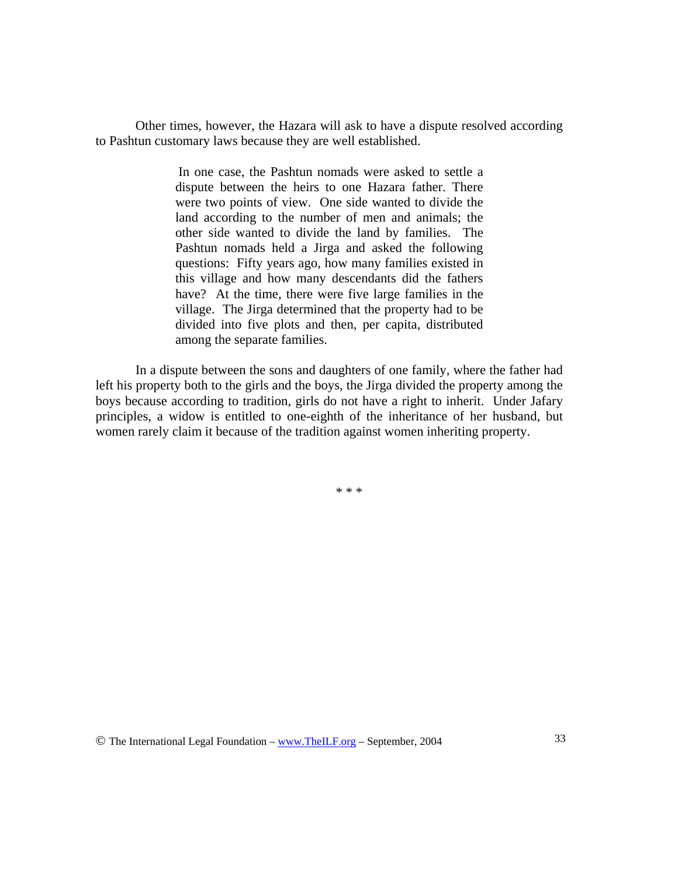Other times, however, the Hazara will ask to have a dispute resolved according to Pashtun customary laws because they are well established.

> In one case, the Pashtun nomads were asked to settle a dispute between the heirs to one Hazara father. There were two points of view. One side wanted to divide the land according to the number of men and animals; the other side wanted to divide the land by families. The Pashtun nomads held a Jirga and asked the following questions: Fifty years ago, how many families existed in this village and how many descendants did the fathers have? At the time, there were five large families in the village. The Jirga determined that the property had to be divided into five plots and then, per capita, distributed among the separate families.

In a dispute between the sons and daughters of one family, where the father had left his property both to the girls and the boys, the Jirga divided the property among the boys because according to tradition, girls do not have a right to inherit. Under Jafary principles, a widow is entitled to one-eighth of the inheritance of her husband, but women rarely claim it because of the tradition against women inheriting property.

\* \* \*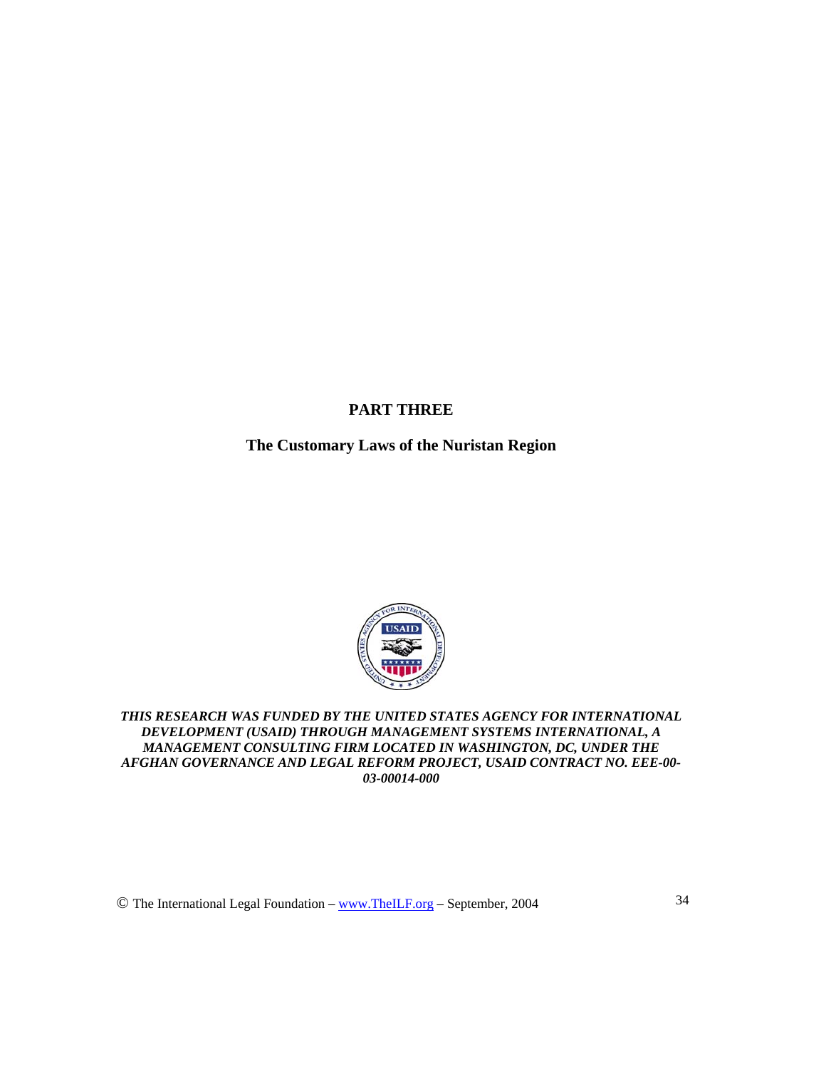# PART THREE

## The Customary Laws of the Nuristan Region

***THIS RESEARCH WAS FUNDED BY THE UNITED STATES AGENCY FOR INTERNATIONAL DEVELOPMENT (USAID) THROUGH MANAGEMENT SYSTEMS INTERNATIONAL, A MANAGEMENT CONSULTING FIRM LOCATED IN WASHINGTON, DC, UNDER THE AFGHAN GOVERNANCE AND LEGAL REFORM PROJECT, USAID CONTRACT NO. EEE-00-03-00014-000***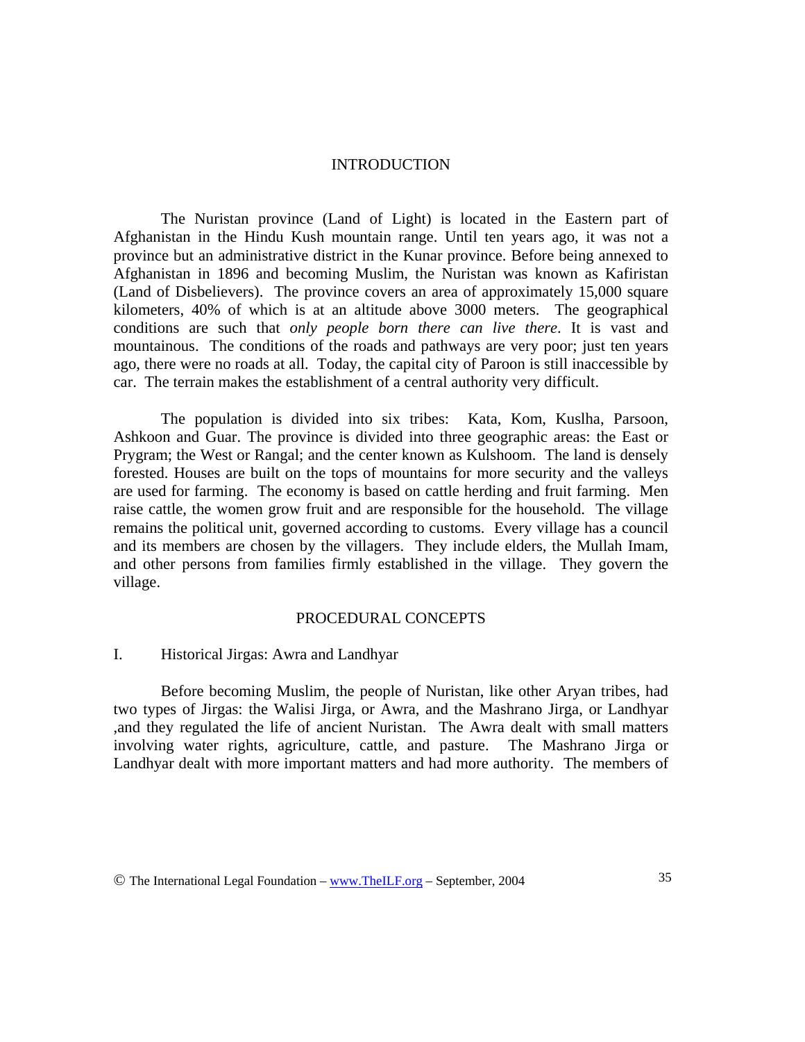## INTRODUCTION

The Nuristan province (Land of Light) is located in the Eastern part of Afghanistan in the Hindu Kush mountain range. Until ten years ago, it was not a province but an administrative district in the Kunar province. Before being annexed to Afghanistan in 1896 and becoming Muslim, the Nuristan was known as Kafiristan (Land of Disbelievers). The province covers an area of approximately 15,000 square kilometers, 40% of which is at an altitude above 3000 meters. The geographical conditions are such that *only people born there can live there*. It is vast and mountainous. The conditions of the roads and pathways are very poor; just ten years ago, there were no roads at all. Today, the capital city of Paroon is still inaccessible by car. The terrain makes the establishment of a central authority very difficult.

The population is divided into six tribes: Kata, Kom, Kuslha, Parsoon, Ashkoon and Guar. The province is divided into three geographic areas: the East or Prygram; the West or Rangal; and the center known as Kulshoom. The land is densely forested. Houses are built on the tops of mountains for more security and the valleys are used for farming. The economy is based on cattle herding and fruit farming. Men raise cattle, the women grow fruit and are responsible for the household. The village remains the political unit, governed according to customs. Every village has a council and its members are chosen by the villagers. They include elders, the Mullah Imam, and other persons from families firmly established in the village. They govern the village.

## PROCEDURAL CONCEPTS

### I. Historical Jirgas: Awra and Landhyar

Before becoming Muslim, the people of Nuristan, like other Aryan tribes, had two types of Jirgas: the Walisi Jirga, or Awra, and the Mashrano Jirga, or Landhyar ,and they regulated the life of ancient Nuristan. The Awra dealt with small matters involving water rights, agriculture, cattle, and pasture. The Mashrano Jirga or Landhyar dealt with more important matters and had more authority. The members of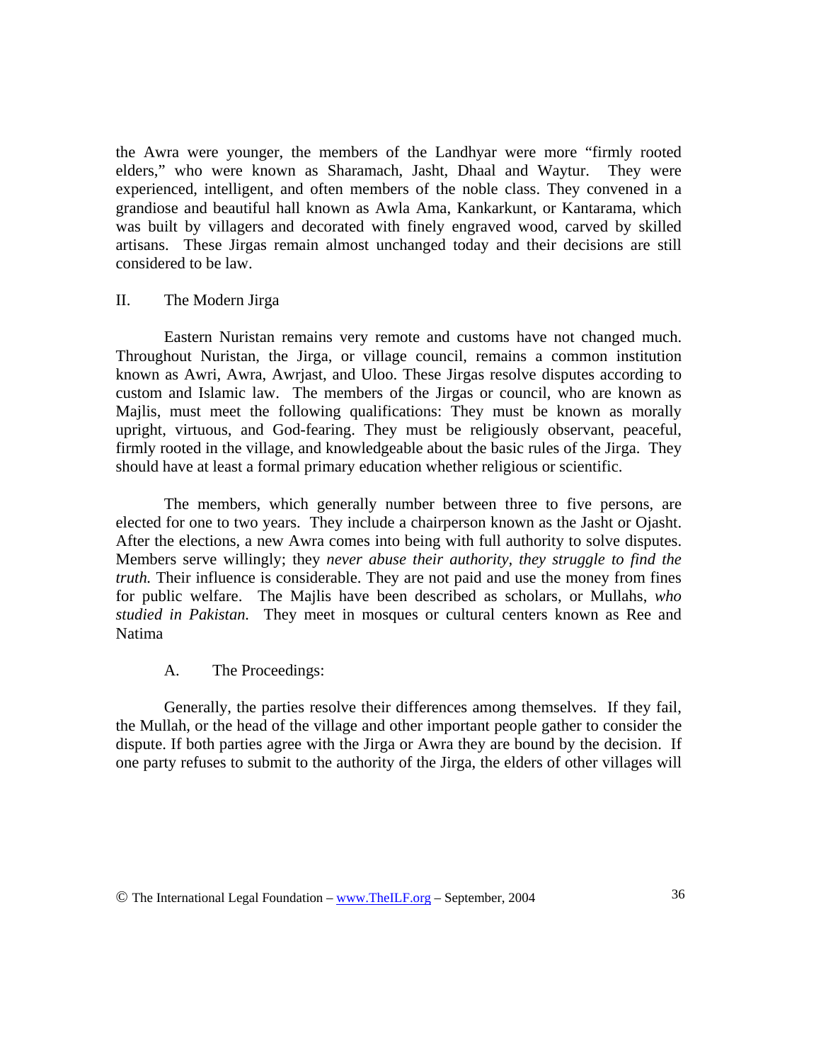the Awra were younger, the members of the Landhyar were more "firmly rooted elders," who were known as Sharamach, Jasht, Dhaal and Waytur. They were experienced, intelligent, and often members of the noble class. They convened in a grandiose and beautiful hall known as Awla Ama, Kankarkunt, or Kantarama, which was built by villagers and decorated with finely engraved wood, carved by skilled artisans. These Jirgas remain almost unchanged today and their decisions are still considered to be law.

## II. The Modern Jirga

Eastern Nuristan remains very remote and customs have not changed much. Throughout Nuristan, the Jirga, or village council, remains a common institution known as Awri, Awra, Awrjast, and Uloo. These Jirgas resolve disputes according to custom and Islamic law. The members of the Jirgas or council, who are known as Majlis, must meet the following qualifications: They must be known as morally upright, virtuous, and God-fearing. They must be religiously observant, peaceful, firmly rooted in the village, and knowledgeable about the basic rules of the Jirga. They should have at least a formal primary education whether religious or scientific.

The members, which generally number between three to five persons, are elected for one to two years. They include a chairperson known as the Jasht or Ojasht. After the elections, a new Awra comes into being with full authority to solve disputes. Members serve willingly; they *never abuse their authority, they struggle to find the truth.* Their influence is considerable. They are not paid and use the money from fines for public welfare. The Majlis have been described as scholars, or Mullahs, *who studied in Pakistan.* They meet in mosques or cultural centers known as Ree and Natima

### A. The Proceedings:

Generally, the parties resolve their differences among themselves. If they fail, the Mullah, or the head of the village and other important people gather to consider the dispute. If both parties agree with the Jirga or Awra they are bound by the decision. If one party refuses to submit to the authority of the Jirga, the elders of other villages will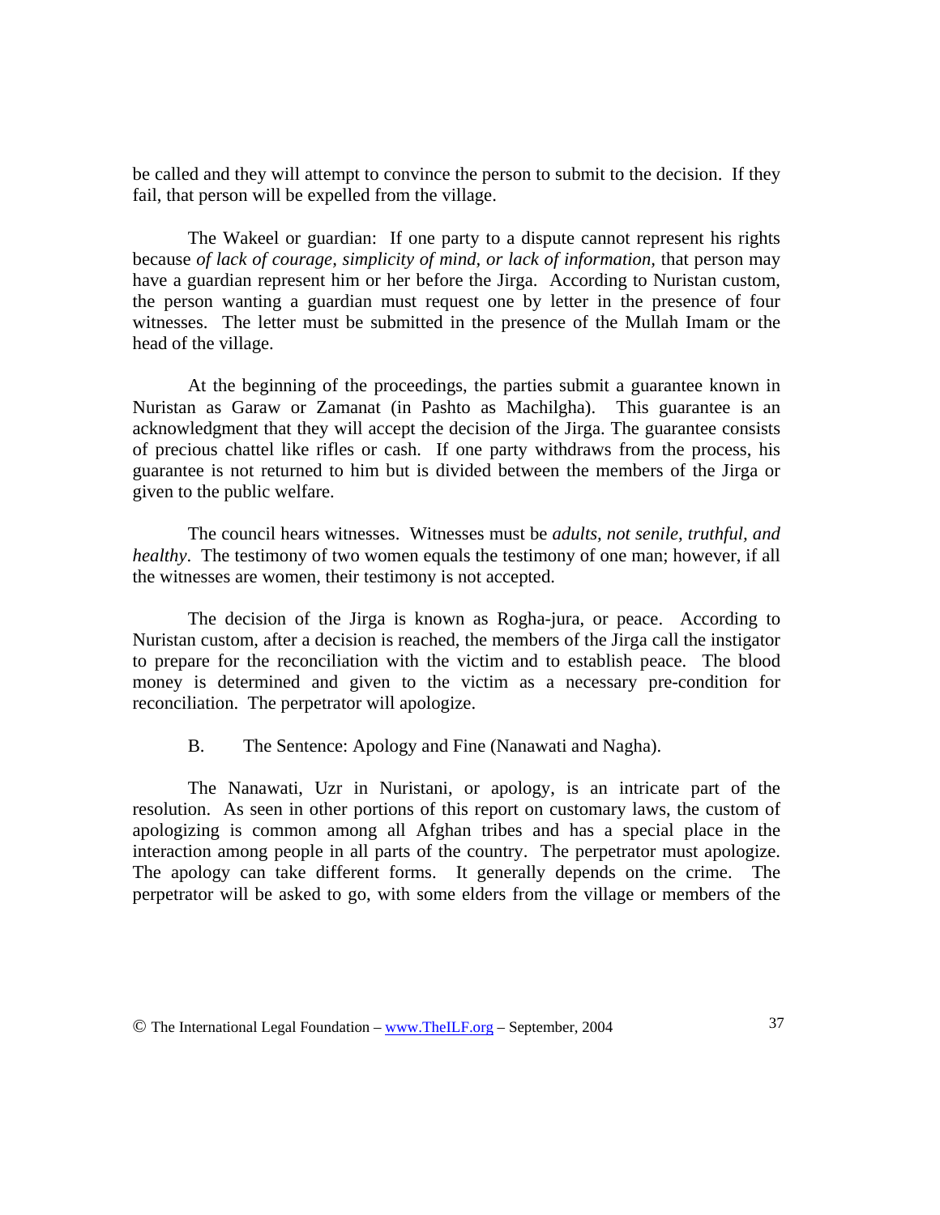be called and they will attempt to convince the person to submit to the decision. If they fail, that person will be expelled from the village.

The Wakeel or guardian: If one party to a dispute cannot represent his rights because *of lack of courage, simplicity of mind, or lack of information,* that person may have a guardian represent him or her before the Jirga. According to Nuristan custom, the person wanting a guardian must request one by letter in the presence of four witnesses. The letter must be submitted in the presence of the Mullah Imam or the head of the village.

At the beginning of the proceedings, the parties submit a guarantee known in Nuristan as Garaw or Zamanat (in Pashto as Machilgha). This guarantee is an acknowledgment that they will accept the decision of the Jirga. The guarantee consists of precious chattel like rifles or cash. If one party withdraws from the process, his guarantee is not returned to him but is divided between the members of the Jirga or given to the public welfare.

The council hears witnesses. Witnesses must be *adults, not senile, truthful, and healthy*. The testimony of two women equals the testimony of one man; however, if all the witnesses are women, their testimony is not accepted.

The decision of the Jirga is known as Rogha-jura, or peace. According to Nuristan custom, after a decision is reached, the members of the Jirga call the instigator to prepare for the reconciliation with the victim and to establish peace. The blood money is determined and given to the victim as a necessary pre-condition for reconciliation. The perpetrator will apologize.

### B. The Sentence: Apology and Fine (Nanawati and Nagha).

The Nanawati, Uzr in Nuristani, or apology, is an intricate part of the resolution. As seen in other portions of this report on customary laws, the custom of apologizing is common among all Afghan tribes and has a special place in the interaction among people in all parts of the country. The perpetrator must apologize. The apology can take different forms. It generally depends on the crime. The perpetrator will be asked to go, with some elders from the village or members of the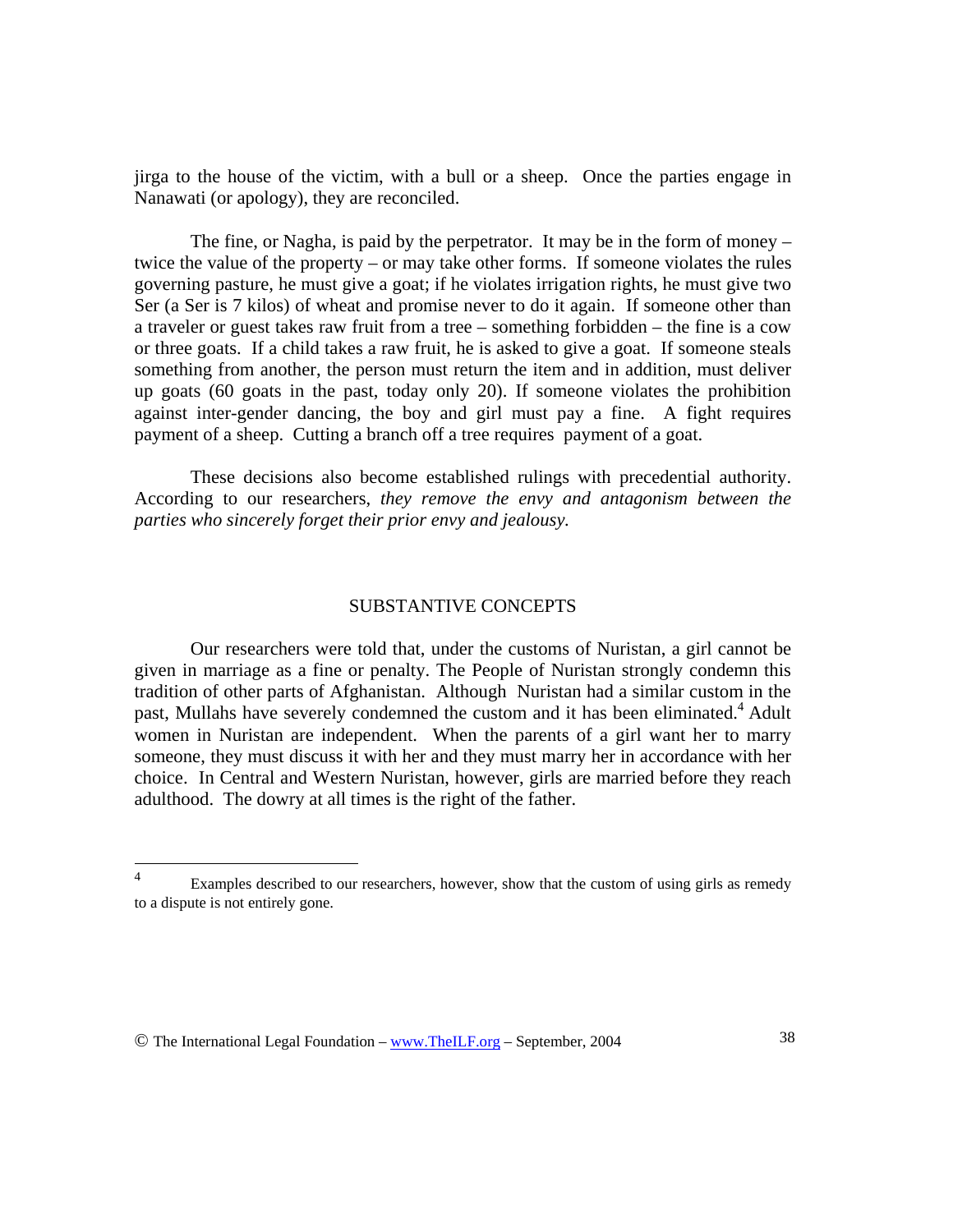jirga to the house of the victim, with a bull or a sheep. Once the parties engage in Nanawati (or apology), they are reconciled.

The fine, or Nagha, is paid by the perpetrator. It may be in the form of money – twice the value of the property – or may take other forms. If someone violates the rules governing pasture, he must give a goat; if he violates irrigation rights, he must give two Ser (a Ser is 7 kilos) of wheat and promise never to do it again. If someone other than a traveler or guest takes raw fruit from a tree – something forbidden – the fine is a cow or three goats. If a child takes a raw fruit, he is asked to give a goat. If someone steals something from another, the person must return the item and in addition, must deliver up goats (60 goats in the past, today only 20). If someone violates the prohibition against inter-gender dancing, the boy and girl must pay a fine. A fight requires payment of a sheep. Cutting a branch off a tree requires payment of a goat.

These decisions also become established rulings with precedential authority. According to our researchers, *they remove the envy and antagonism between the parties who sincerely forget their prior envy and jealousy.*

## SUBSTANTIVE CONCEPTS

Our researchers were told that, under the customs of Nuristan, a girl cannot be given in marriage as a fine or penalty. The People of Nuristan strongly condemn this tradition of other parts of Afghanistan. Although Nuristan had a similar custom in the past, Mullahs have severely condemned the custom and it has been eliminated.[4] Adult women in Nuristan are independent. When the parents of a girl want her to marry someone, they must discuss it with her and they must marry her in accordance with her choice. In Central and Western Nuristan, however, girls are married before they reach adulthood. The dowry at all times is the right of the father.

---

[4] Examples described to our researchers, however, show that the custom of using girls as remedy to a dispute is not entirely gone.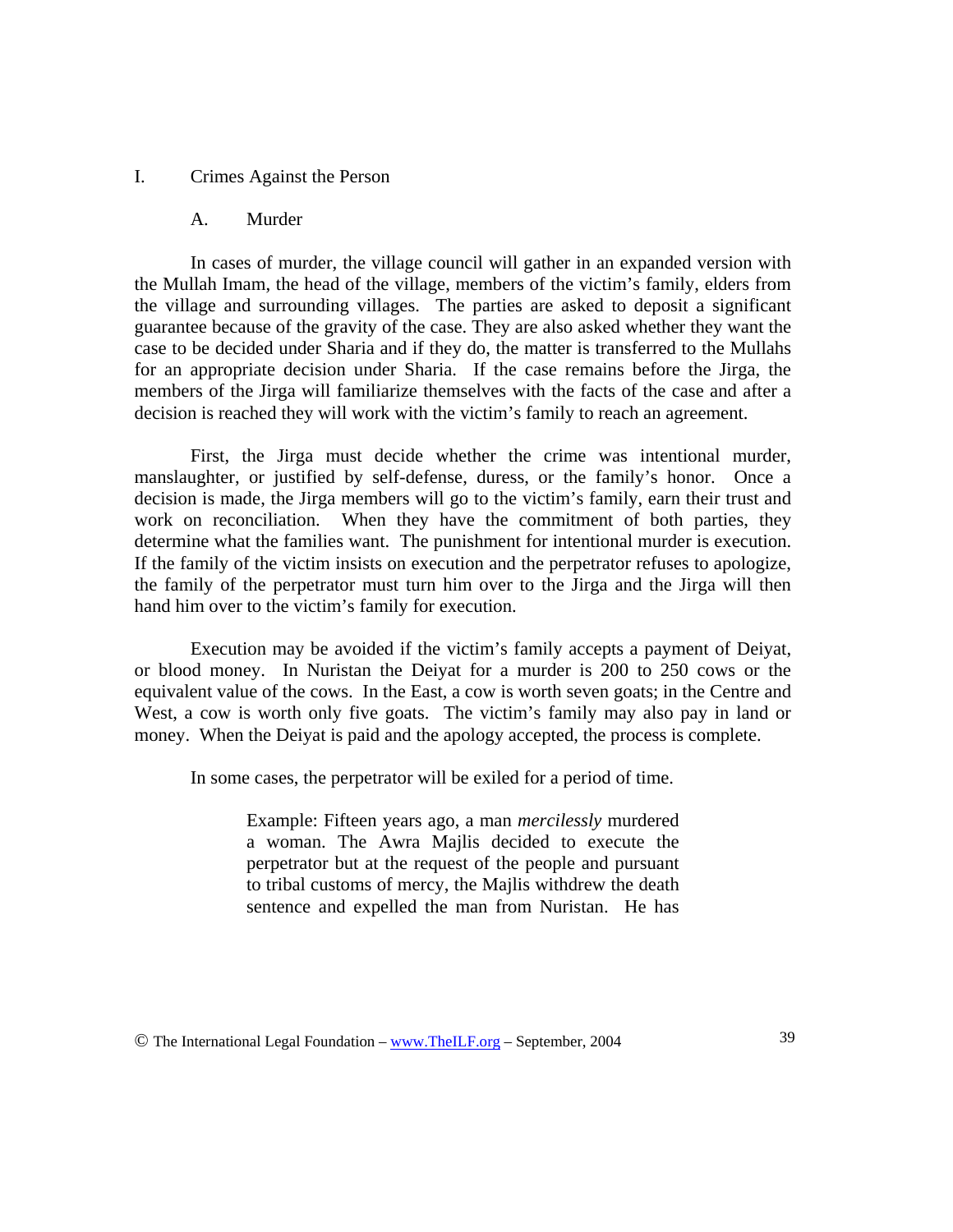# I. Crimes Against the Person

## A. Murder

In cases of murder, the village council will gather in an expanded version with the Mullah Imam, the head of the village, members of the victim's family, elders from the village and surrounding villages. The parties are asked to deposit a significant guarantee because of the gravity of the case. They are also asked whether they want the case to be decided under Sharia and if they do, the matter is transferred to the Mullahs for an appropriate decision under Sharia. If the case remains before the Jirga, the members of the Jirga will familiarize themselves with the facts of the case and after a decision is reached they will work with the victim's family to reach an agreement.

First, the Jirga must decide whether the crime was intentional murder, manslaughter, or justified by self-defense, duress, or the family's honor. Once a decision is made, the Jirga members will go to the victim's family, earn their trust and work on reconciliation. When they have the commitment of both parties, they determine what the families want. The punishment for intentional murder is execution. If the family of the victim insists on execution and the perpetrator refuses to apologize, the family of the perpetrator must turn him over to the Jirga and the Jirga will then hand him over to the victim's family for execution.

Execution may be avoided if the victim's family accepts a payment of Deiyat, or blood money. In Nuristan the Deiyat for a murder is 200 to 250 cows or the equivalent value of the cows. In the East, a cow is worth seven goats; in the Centre and West, a cow is worth only five goats. The victim's family may also pay in land or money. When the Deiyat is paid and the apology accepted, the process is complete.

In some cases, the perpetrator will be exiled for a period of time.

> Example: Fifteen years ago, a man *mercilessly* murdered a woman. The Awra Majlis decided to execute the perpetrator but at the request of the people and pursuant to tribal customs of mercy, the Majlis withdrew the death sentence and expelled the man from Nuristan. He has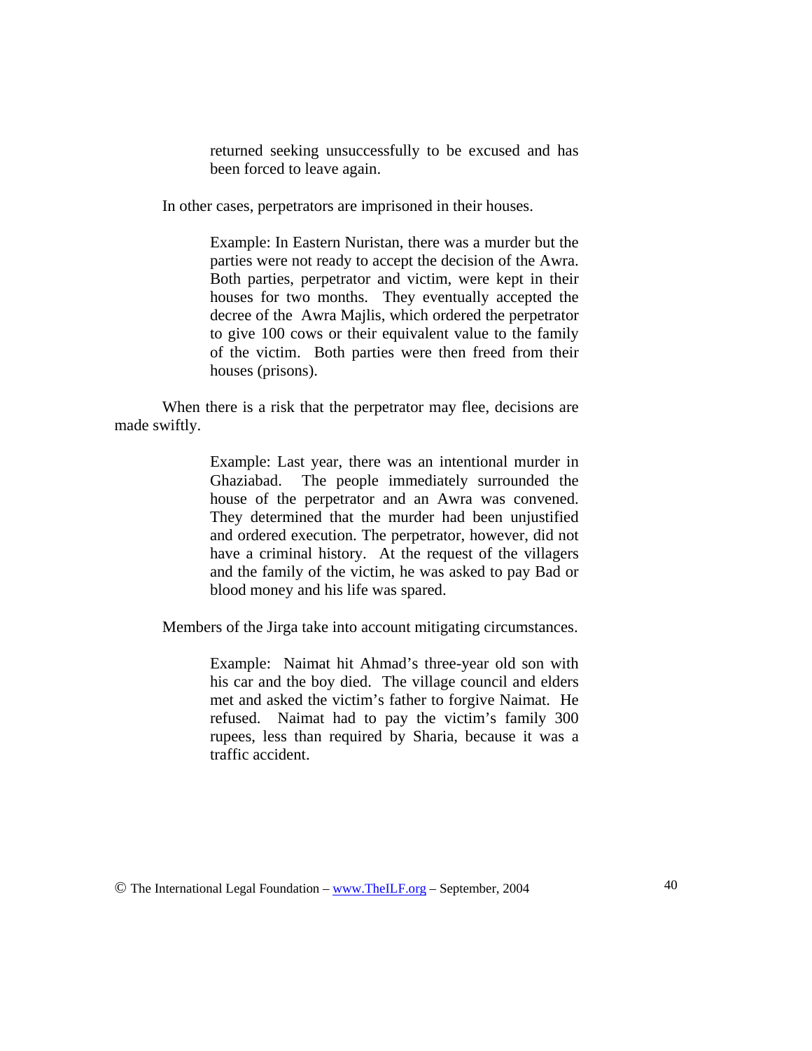returned seeking unsuccessfully to be excused and has been forced to leave again.

In other cases, perpetrators are imprisoned in their houses.

> Example: In Eastern Nuristan, there was a murder but the parties were not ready to accept the decision of the Awra. Both parties, perpetrator and victim, were kept in their houses for two months. They eventually accepted the decree of the Awra Majlis, which ordered the perpetrator to give 100 cows or their equivalent value to the family of the victim. Both parties were then freed from their houses (prisons).

When there is a risk that the perpetrator may flee, decisions are made swiftly.

> Example: Last year, there was an intentional murder in Ghaziabad. The people immediately surrounded the house of the perpetrator and an Awra was convened. They determined that the murder had been unjustified and ordered execution. The perpetrator, however, did not have a criminal history. At the request of the villagers and the family of the victim, he was asked to pay Bad or blood money and his life was spared.

Members of the Jirga take into account mitigating circumstances.

> Example: Naimat hit Ahmad's three-year old son with his car and the boy died. The village council and elders met and asked the victim's father to forgive Naimat. He refused. Naimat had to pay the victim's family 300 rupees, less than required by Sharia, because it was a traffic accident.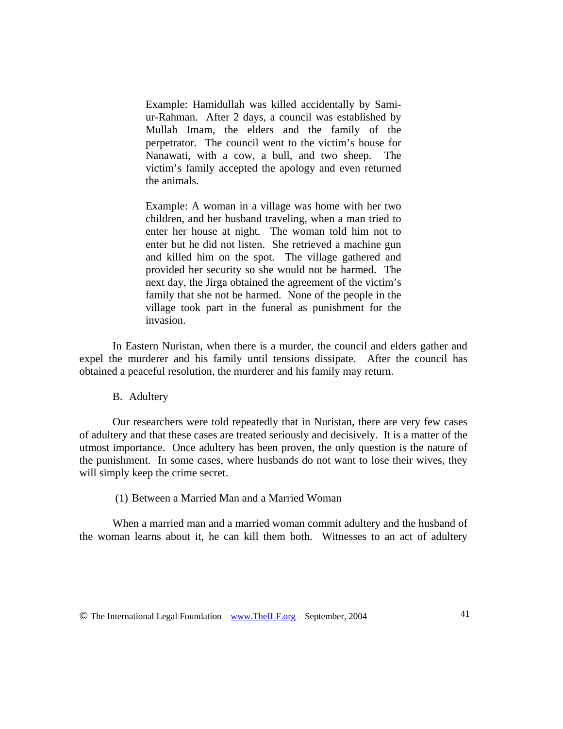> Example: Hamidullah was killed accidentally by Sami-ur-Rahman. After 2 days, a council was established by Mullah Imam, the elders and the family of the perpetrator. The council went to the victim's house for Nanawati, with a cow, a bull, and two sheep. The victim's family accepted the apology and even returned the animals.
>
> Example: A woman in a village was home with her two children, and her husband traveling, when a man tried to enter her house at night. The woman told him not to enter but he did not listen. She retrieved a machine gun and killed him on the spot. The village gathered and provided her security so she would not be harmed. The next day, the Jirga obtained the agreement of the victim's family that she not be harmed. None of the people in the village took part in the funeral as punishment for the invasion.

In Eastern Nuristan, when there is a murder, the council and elders gather and expel the murderer and his family until tensions dissipate. After the council has obtained a peaceful resolution, the murderer and his family may return.

### B. Adultery

Our researchers were told repeatedly that in Nuristan, there are very few cases of adultery and that these cases are treated seriously and decisively. It is a matter of the utmost importance. Once adultery has been proven, the only question is the nature of the punishment. In some cases, where husbands do not want to lose their wives, they will simply keep the crime secret.

#### (1) Between a Married Man and a Married Woman

When a married man and a married woman commit adultery and the husband of the woman learns about it, he can kill them both. Witnesses to an act of adultery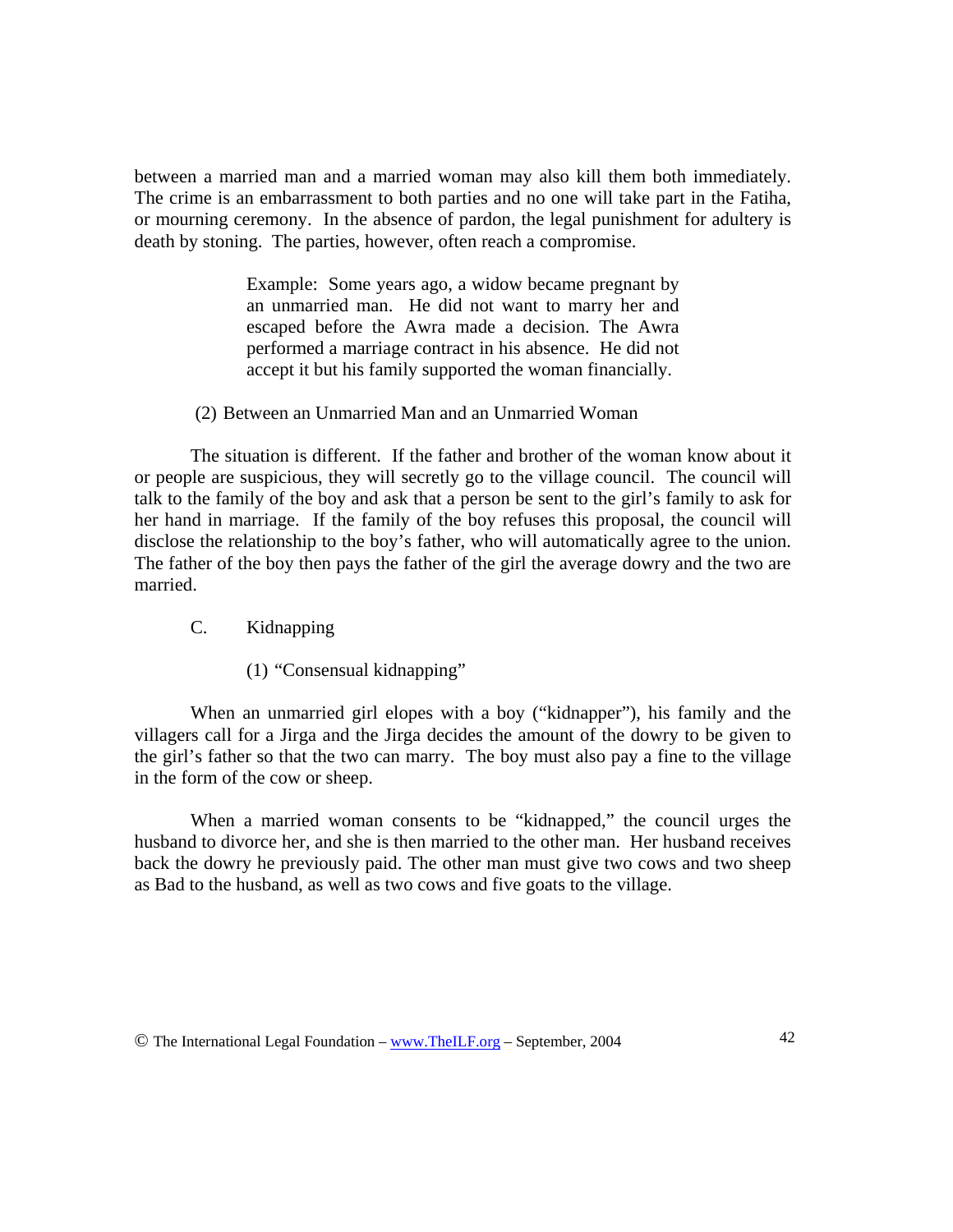between a married man and a married woman may also kill them both immediately. The crime is an embarrassment to both parties and no one will take part in the Fatiha, or mourning ceremony. In the absence of pardon, the legal punishment for adultery is death by stoning. The parties, however, often reach a compromise.

> Example: Some years ago, a widow became pregnant by an unmarried man. He did not want to marry her and escaped before the Awra made a decision. The Awra performed a marriage contract in his absence. He did not accept it but his family supported the woman financially.

(2) Between an Unmarried Man and an Unmarried Woman

The situation is different. If the father and brother of the woman know about it or people are suspicious, they will secretly go to the village council. The council will talk to the family of the boy and ask that a person be sent to the girl's family to ask for her hand in marriage. If the family of the boy refuses this proposal, the council will disclose the relationship to the boy's father, who will automatically agree to the union. The father of the boy then pays the father of the girl the average dowry and the two are married.

C. Kidnapping

(1) "Consensual kidnapping"

When an unmarried girl elopes with a boy ("kidnapper"), his family and the villagers call for a Jirga and the Jirga decides the amount of the dowry to be given to the girl's father so that the two can marry. The boy must also pay a fine to the village in the form of the cow or sheep.

When a married woman consents to be "kidnapped," the council urges the husband to divorce her, and she is then married to the other man. Her husband receives back the dowry he previously paid. The other man must give two cows and two sheep as Bad to the husband, as well as two cows and five goats to the village.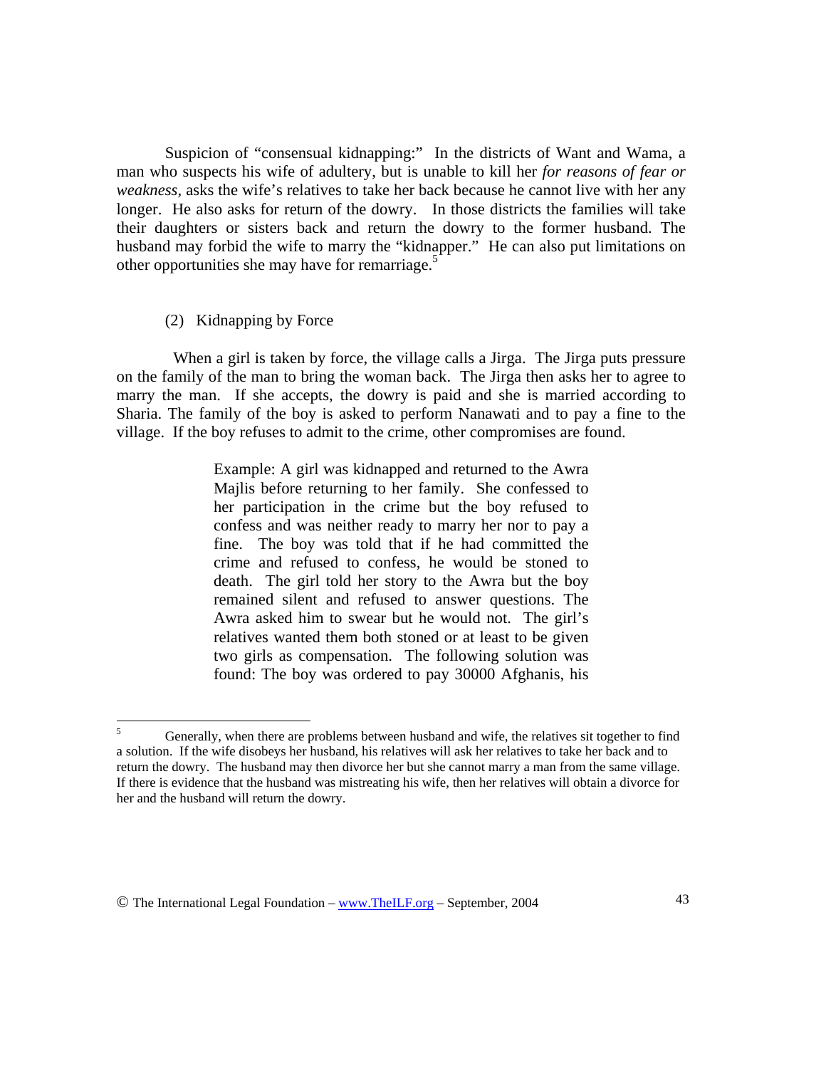Suspicion of "consensual kidnapping:" In the districts of Want and Wama, a man who suspects his wife of adultery, but is unable to kill her *for reasons of fear or weakness,* asks the wife's relatives to take her back because he cannot live with her any longer. He also asks for return of the dowry. In those districts the families will take their daughters or sisters back and return the dowry to the former husband. The husband may forbid the wife to marry the "kidnapper." He can also put limitations on other opportunities she may have for remarriage.[5]

(2) Kidnapping by Force

When a girl is taken by force, the village calls a Jirga. The Jirga puts pressure on the family of the man to bring the woman back. The Jirga then asks her to agree to marry the man. If she accepts, the dowry is paid and she is married according to Sharia. The family of the boy is asked to perform Nanawati and to pay a fine to the village. If the boy refuses to admit to the crime, other compromises are found.

> Example: A girl was kidnapped and returned to the Awra Majlis before returning to her family. She confessed to her participation in the crime but the boy refused to confess and was neither ready to marry her nor to pay a fine. The boy was told that if he had committed the crime and refused to confess, he would be stoned to death. The girl told her story to the Awra but the boy remained silent and refused to answer questions. The Awra asked him to swear but he would not. The girl's relatives wanted them both stoned or at least to be given two girls as compensation. The following solution was found: The boy was ordered to pay 30000 Afghanis, his

[5] Generally, when there are problems between husband and wife, the relatives sit together to find a solution. If the wife disobeys her husband, his relatives will ask her relatives to take her back and to return the dowry. The husband may then divorce her but she cannot marry a man from the same village. If there is evidence that the husband was mistreating his wife, then her relatives will obtain a divorce for her and the husband will return the dowry.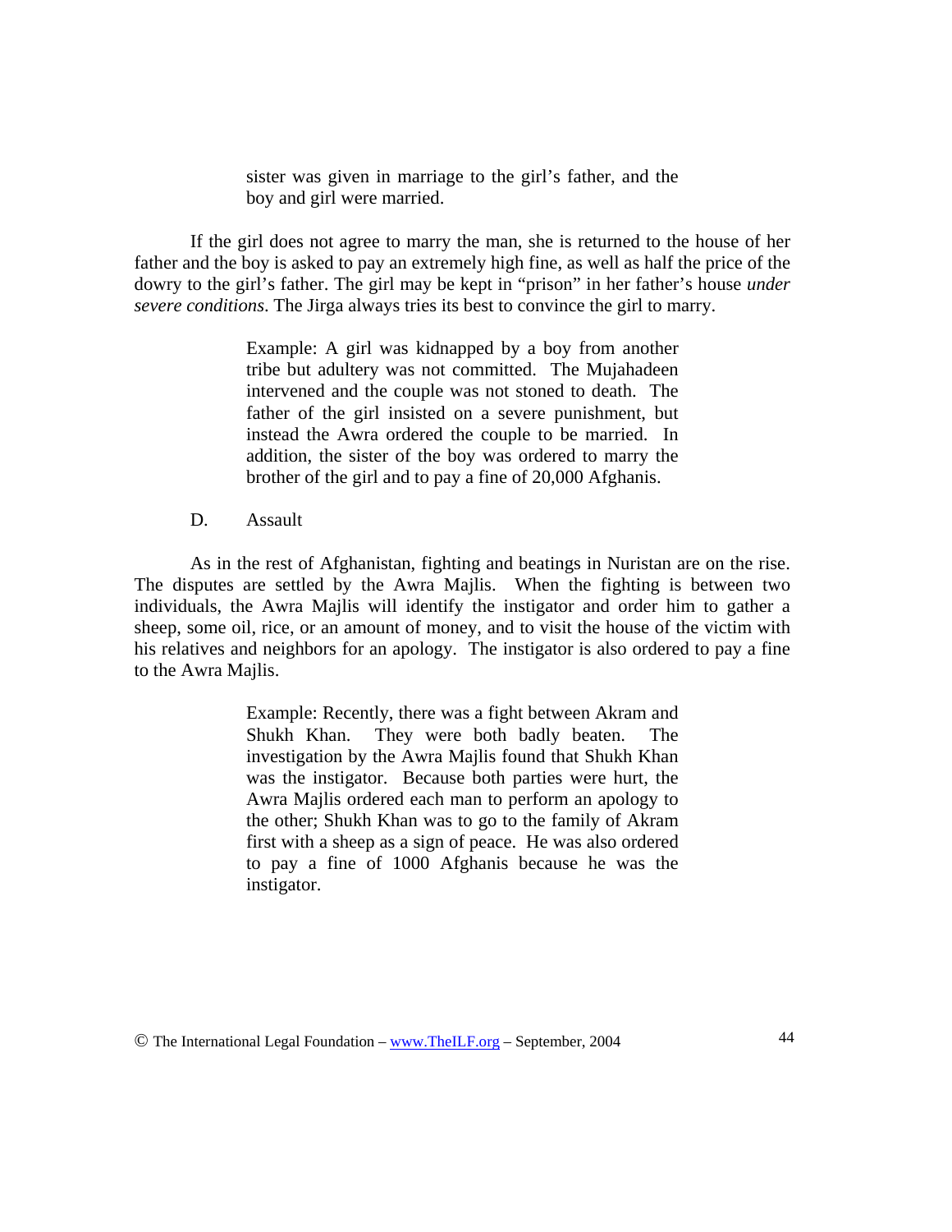> sister was given in marriage to the girl's father, and the boy and girl were married.

If the girl does not agree to marry the man, she is returned to the house of her father and the boy is asked to pay an extremely high fine, as well as half the price of the dowry to the girl's father. The girl may be kept in "prison" in her father's house *under severe conditions*. The Jirga always tries its best to convince the girl to marry.

> Example: A girl was kidnapped by a boy from another tribe but adultery was not committed. The Mujahadeen intervened and the couple was not stoned to death. The father of the girl insisted on a severe punishment, but instead the Awra ordered the couple to be married. In addition, the sister of the boy was ordered to marry the brother of the girl and to pay a fine of 20,000 Afghanis.

D. Assault

As in the rest of Afghanistan, fighting and beatings in Nuristan are on the rise. The disputes are settled by the Awra Majlis. When the fighting is between two individuals, the Awra Majlis will identify the instigator and order him to gather a sheep, some oil, rice, or an amount of money, and to visit the house of the victim with his relatives and neighbors for an apology. The instigator is also ordered to pay a fine to the Awra Majlis.

> Example: Recently, there was a fight between Akram and Shukh Khan. They were both badly beaten. The investigation by the Awra Majlis found that Shukh Khan was the instigator. Because both parties were hurt, the Awra Majlis ordered each man to perform an apology to the other; Shukh Khan was to go to the family of Akram first with a sheep as a sign of peace. He was also ordered to pay a fine of 1000 Afghanis because he was the instigator.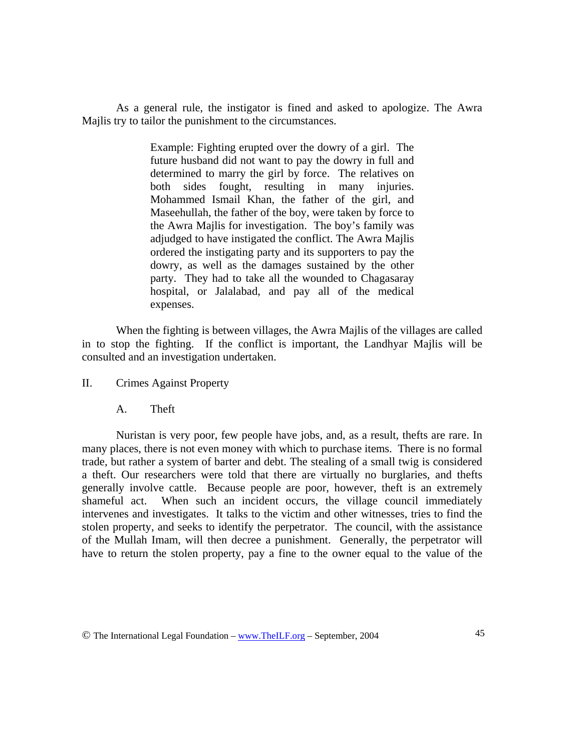As a general rule, the instigator is fined and asked to apologize. The Awra Majlis try to tailor the punishment to the circumstances.

> Example: Fighting erupted over the dowry of a girl. The future husband did not want to pay the dowry in full and determined to marry the girl by force. The relatives on both sides fought, resulting in many injuries. Mohammed Ismail Khan, the father of the girl, and Maseehullah, the father of the boy, were taken by force to the Awra Majlis for investigation. The boy's family was adjudged to have instigated the conflict. The Awra Majlis ordered the instigating party and its supporters to pay the dowry, as well as the damages sustained by the other party. They had to take all the wounded to Chagasaray hospital, or Jalalabad, and pay all of the medical expenses.

When the fighting is between villages, the Awra Majlis of the villages are called in to stop the fighting. If the conflict is important, the Landhyar Majlis will be consulted and an investigation undertaken.

## II. Crimes Against Property

### A. Theft

Nuristan is very poor, few people have jobs, and, as a result, thefts are rare. In many places, there is not even money with which to purchase items. There is no formal trade, but rather a system of barter and debt. The stealing of a small twig is considered a theft. Our researchers were told that there are virtually no burglaries, and thefts generally involve cattle. Because people are poor, however, theft is an extremely shameful act. When such an incident occurs, the village council immediately intervenes and investigates. It talks to the victim and other witnesses, tries to find the stolen property, and seeks to identify the perpetrator. The council, with the assistance of the Mullah Imam, will then decree a punishment. Generally, the perpetrator will have to return the stolen property, pay a fine to the owner equal to the value of the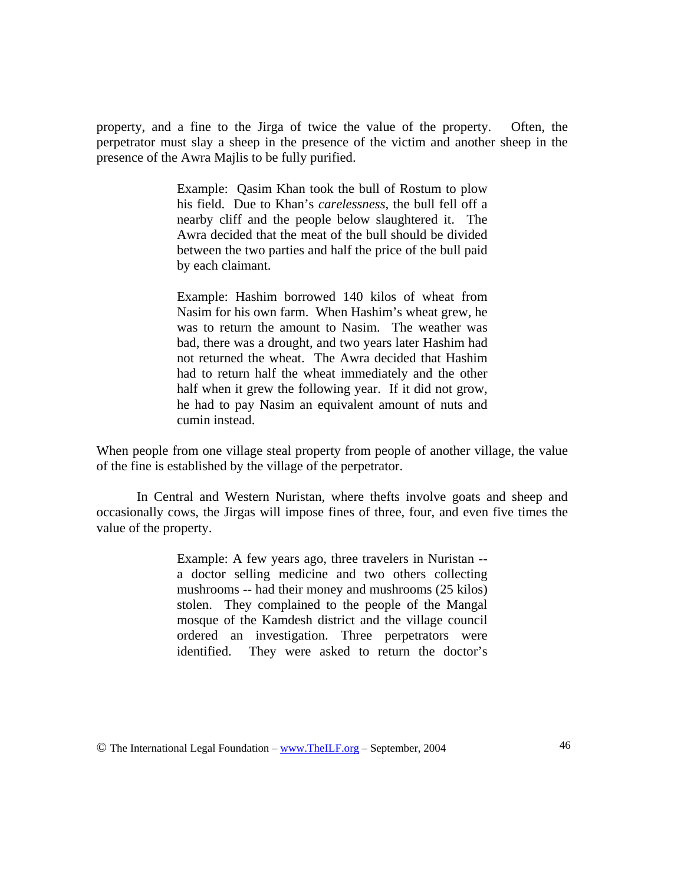property, and a fine to the Jirga of twice the value of the property. Often, the perpetrator must slay a sheep in the presence of the victim and another sheep in the presence of the Awra Majlis to be fully purified.

> Example: Qasim Khan took the bull of Rostum to plow his field. Due to Khan's *carelessness*, the bull fell off a nearby cliff and the people below slaughtered it. The Awra decided that the meat of the bull should be divided between the two parties and half the price of the bull paid by each claimant.

> Example: Hashim borrowed 140 kilos of wheat from Nasim for his own farm. When Hashim's wheat grew, he was to return the amount to Nasim. The weather was bad, there was a drought, and two years later Hashim had not returned the wheat. The Awra decided that Hashim had to return half the wheat immediately and the other half when it grew the following year. If it did not grow, he had to pay Nasim an equivalent amount of nuts and cumin instead.

When people from one village steal property from people of another village, the value of the fine is established by the village of the perpetrator.

In Central and Western Nuristan, where thefts involve goats and sheep and occasionally cows, the Jirgas will impose fines of three, four, and even five times the value of the property.

> Example: A few years ago, three travelers in Nuristan -- a doctor selling medicine and two others collecting mushrooms -- had their money and mushrooms (25 kilos) stolen. They complained to the people of the Mangal mosque of the Kamdesh district and the village council ordered an investigation. Three perpetrators were identified. They were asked to return the doctor's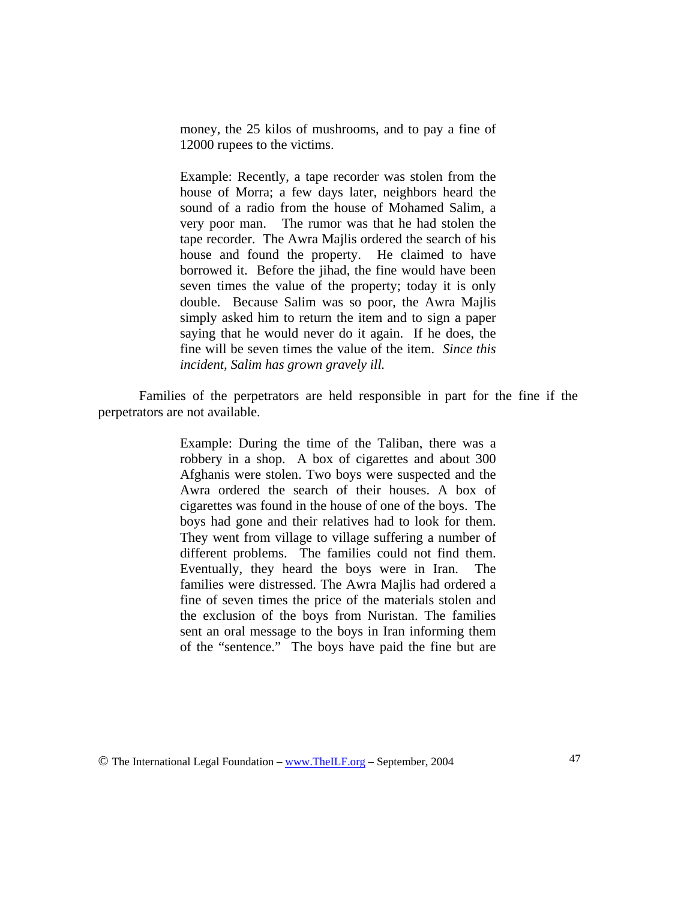money, the 25 kilos of mushrooms, and to pay a fine of 12000 rupees to the victims.

> Example: Recently, a tape recorder was stolen from the house of Morra; a few days later, neighbors heard the sound of a radio from the house of Mohamed Salim, a very poor man. The rumor was that he had stolen the tape recorder. The Awra Majlis ordered the search of his house and found the property. He claimed to have borrowed it. Before the jihad, the fine would have been seven times the value of the property; today it is only double. Because Salim was so poor, the Awra Majlis simply asked him to return the item and to sign a paper saying that he would never do it again. If he does, the fine will be seven times the value of the item. *Since this incident, Salim has grown gravely ill.*

Families of the perpetrators are held responsible in part for the fine if the perpetrators are not available.

> Example: During the time of the Taliban, there was a robbery in a shop. A box of cigarettes and about 300 Afghanis were stolen. Two boys were suspected and the Awra ordered the search of their houses. A box of cigarettes was found in the house of one of the boys. The boys had gone and their relatives had to look for them. They went from village to village suffering a number of different problems. The families could not find them. Eventually, they heard the boys were in Iran. The families were distressed. The Awra Majlis had ordered a fine of seven times the price of the materials stolen and the exclusion of the boys from Nuristan. The families sent an oral message to the boys in Iran informing them of the "sentence." The boys have paid the fine but are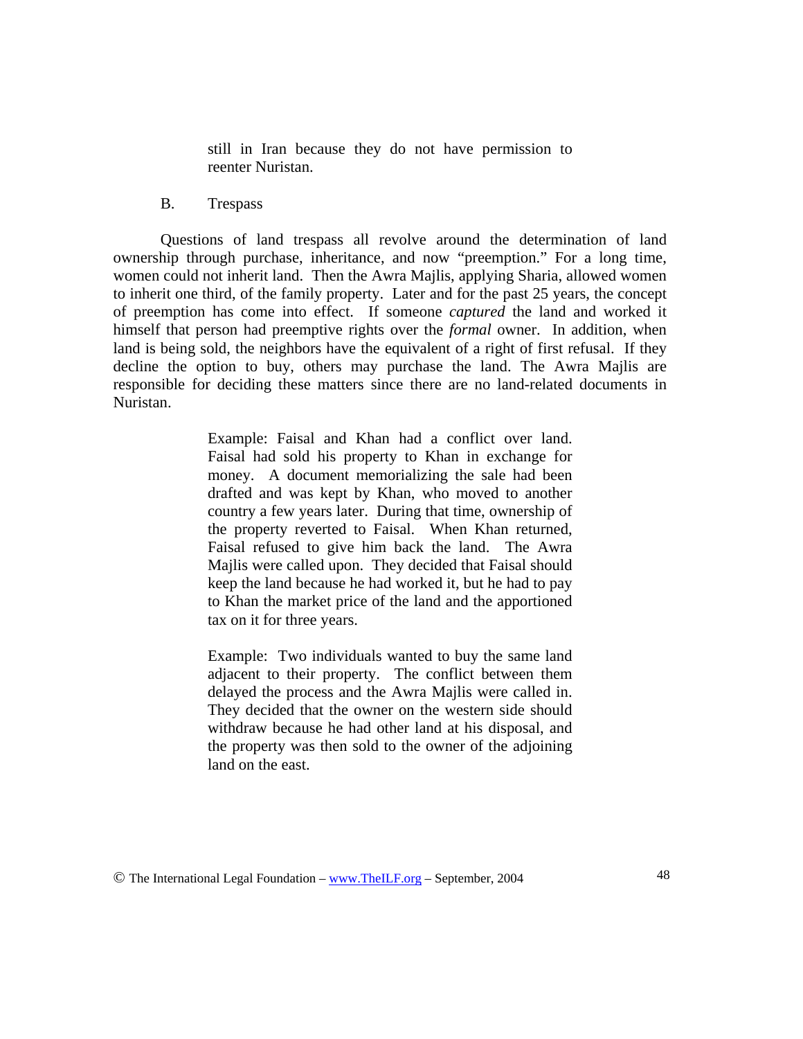still in Iran because they do not have permission to reenter Nuristan.

B. Trespass

Questions of land trespass all revolve around the determination of land ownership through purchase, inheritance, and now "preemption." For a long time, women could not inherit land. Then the Awra Majlis, applying Sharia, allowed women to inherit one third, of the family property. Later and for the past 25 years, the concept of preemption has come into effect. If someone *captured* the land and worked it himself that person had preemptive rights over the *formal* owner. In addition, when land is being sold, the neighbors have the equivalent of a right of first refusal. If they decline the option to buy, others may purchase the land. The Awra Majlis are responsible for deciding these matters since there are no land-related documents in Nuristan.

> Example: Faisal and Khan had a conflict over land. Faisal had sold his property to Khan in exchange for money. A document memorializing the sale had been drafted and was kept by Khan, who moved to another country a few years later. During that time, ownership of the property reverted to Faisal. When Khan returned, Faisal refused to give him back the land. The Awra Majlis were called upon. They decided that Faisal should keep the land because he had worked it, but he had to pay to Khan the market price of the land and the apportioned tax on it for three years.

> Example: Two individuals wanted to buy the same land adjacent to their property. The conflict between them delayed the process and the Awra Majlis were called in. They decided that the owner on the western side should withdraw because he had other land at his disposal, and the property was then sold to the owner of the adjoining land on the east.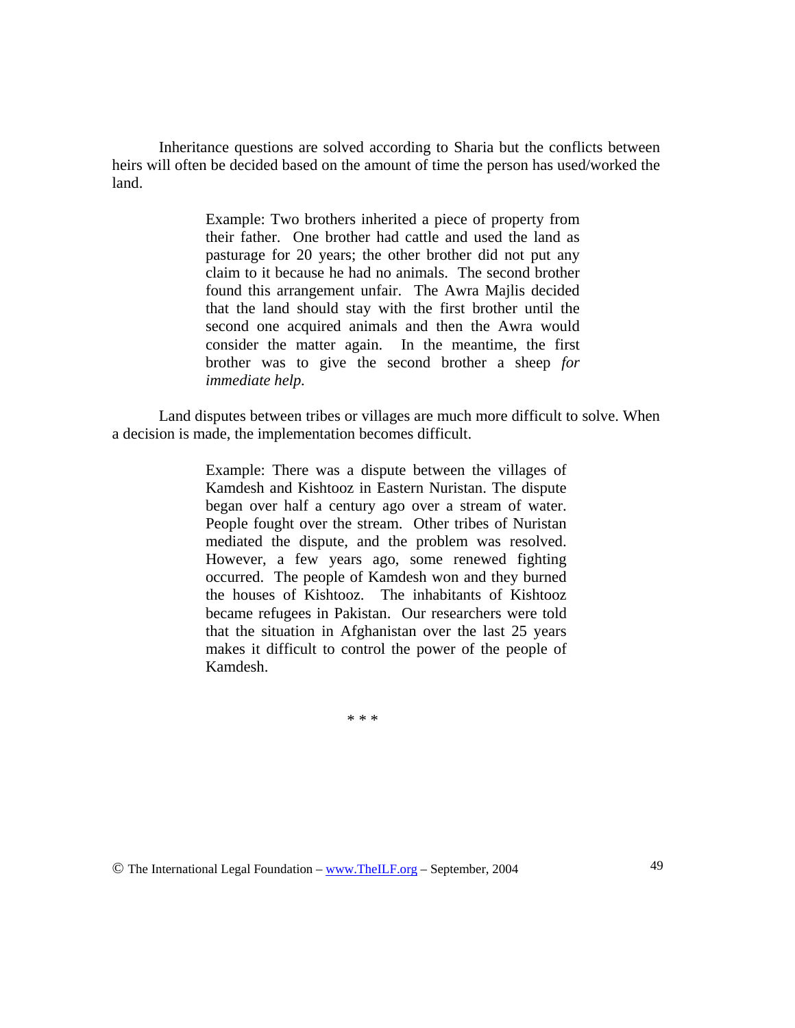Inheritance questions are solved according to Sharia but the conflicts between heirs will often be decided based on the amount of time the person has used/worked the land.

> Example: Two brothers inherited a piece of property from their father. One brother had cattle and used the land as pasturage for 20 years; the other brother did not put any claim to it because he had no animals. The second brother found this arrangement unfair. The Awra Majlis decided that the land should stay with the first brother until the second one acquired animals and then the Awra would consider the matter again. In the meantime, the first brother was to give the second brother a sheep *for immediate help.*

Land disputes between tribes or villages are much more difficult to solve. When a decision is made, the implementation becomes difficult.

> Example: There was a dispute between the villages of Kamdesh and Kishtooz in Eastern Nuristan. The dispute began over half a century ago over a stream of water. People fought over the stream. Other tribes of Nuristan mediated the dispute, and the problem was resolved. However, a few years ago, some renewed fighting occurred. The people of Kamdesh won and they burned the houses of Kishtooz. The inhabitants of Kishtooz became refugees in Pakistan. Our researchers were told that the situation in Afghanistan over the last 25 years makes it difficult to control the power of the people of Kamdesh.

* * *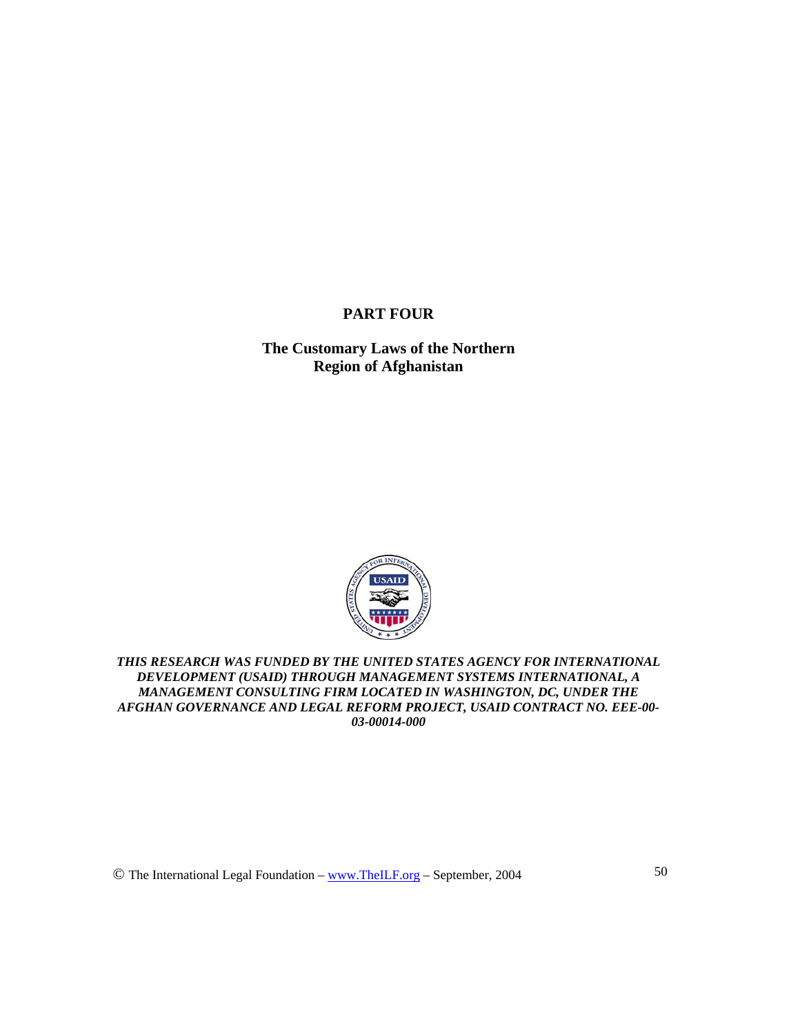# PART FOUR

## The Customary Laws of the Northern Region of Afghanistan

***THIS RESEARCH WAS FUNDED BY THE UNITED STATES AGENCY FOR INTERNATIONAL DEVELOPMENT (USAID) THROUGH MANAGEMENT SYSTEMS INTERNATIONAL, A MANAGEMENT CONSULTING FIRM LOCATED IN WASHINGTON, DC, UNDER THE AFGHAN GOVERNANCE AND LEGAL REFORM PROJECT, USAID CONTRACT NO. EEE-00-03-00014-000***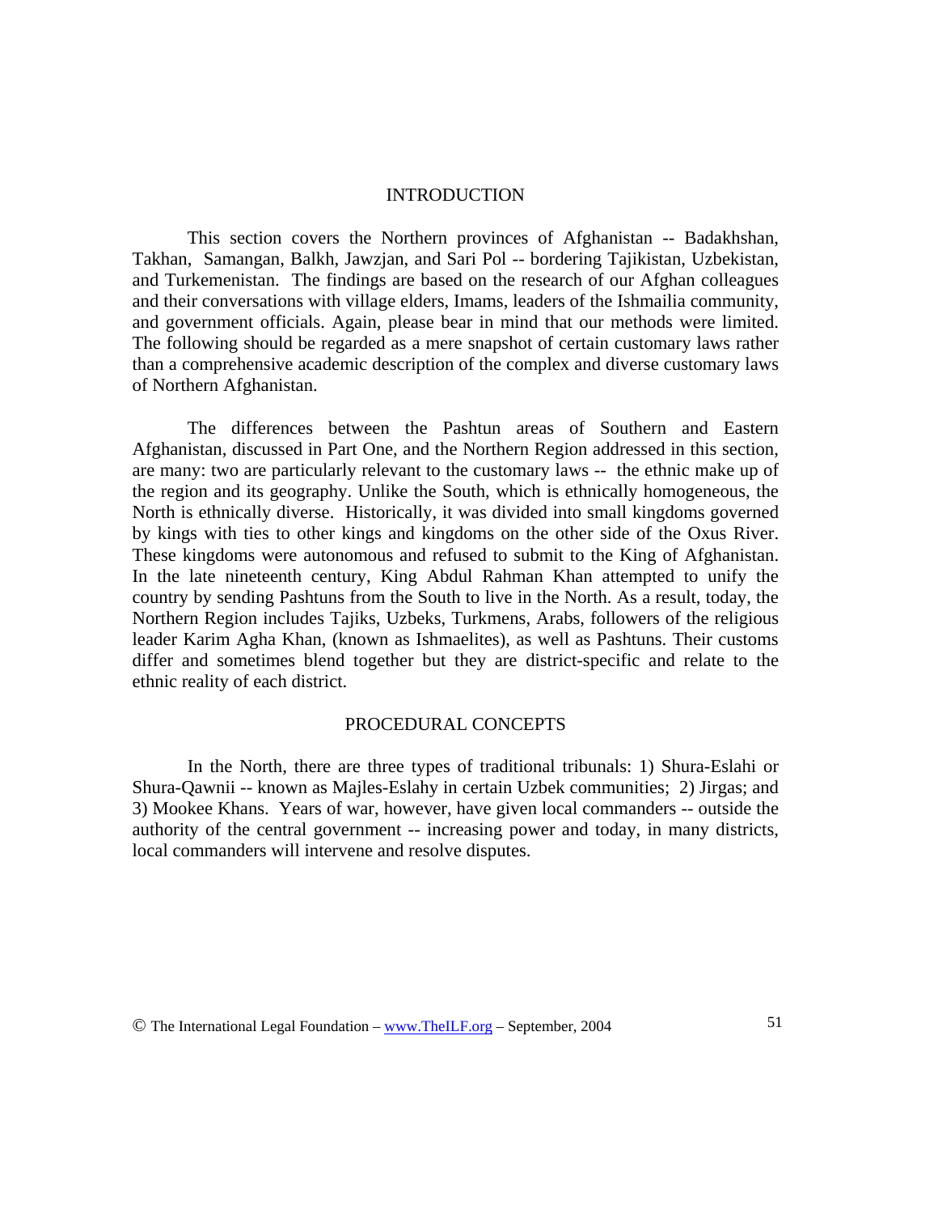## INTRODUCTION

This section covers the Northern provinces of Afghanistan -- Badakhshan, Takhan, Samangan, Balkh, Jawzjan, and Sari Pol -- bordering Tajikistan, Uzbekistan, and Turkemenistan. The findings are based on the research of our Afghan colleagues and their conversations with village elders, Imams, leaders of the Ishmailia community, and government officials. Again, please bear in mind that our methods were limited. The following should be regarded as a mere snapshot of certain customary laws rather than a comprehensive academic description of the complex and diverse customary laws of Northern Afghanistan.

The differences between the Pashtun areas of Southern and Eastern Afghanistan, discussed in Part One, and the Northern Region addressed in this section, are many: two are particularly relevant to the customary laws -- the ethnic make up of the region and its geography. Unlike the South, which is ethnically homogeneous, the North is ethnically diverse. Historically, it was divided into small kingdoms governed by kings with ties to other kings and kingdoms on the other side of the Oxus River. These kingdoms were autonomous and refused to submit to the King of Afghanistan. In the late nineteenth century, King Abdul Rahman Khan attempted to unify the country by sending Pashtuns from the South to live in the North. As a result, today, the Northern Region includes Tajiks, Uzbeks, Turkmens, Arabs, followers of the religious leader Karim Agha Khan, (known as Ishmaelites), as well as Pashtuns. Their customs differ and sometimes blend together but they are district-specific and relate to the ethnic reality of each district.

## PROCEDURAL CONCEPTS

In the North, there are three types of traditional tribunals: 1) Shura-Eslahi or Shura-Qawnii -- known as Majles-Eslahy in certain Uzbek communities; 2) Jirgas; and 3) Mookee Khans. Years of war, however, have given local commanders -- outside the authority of the central government -- increasing power and today, in many districts, local commanders will intervene and resolve disputes.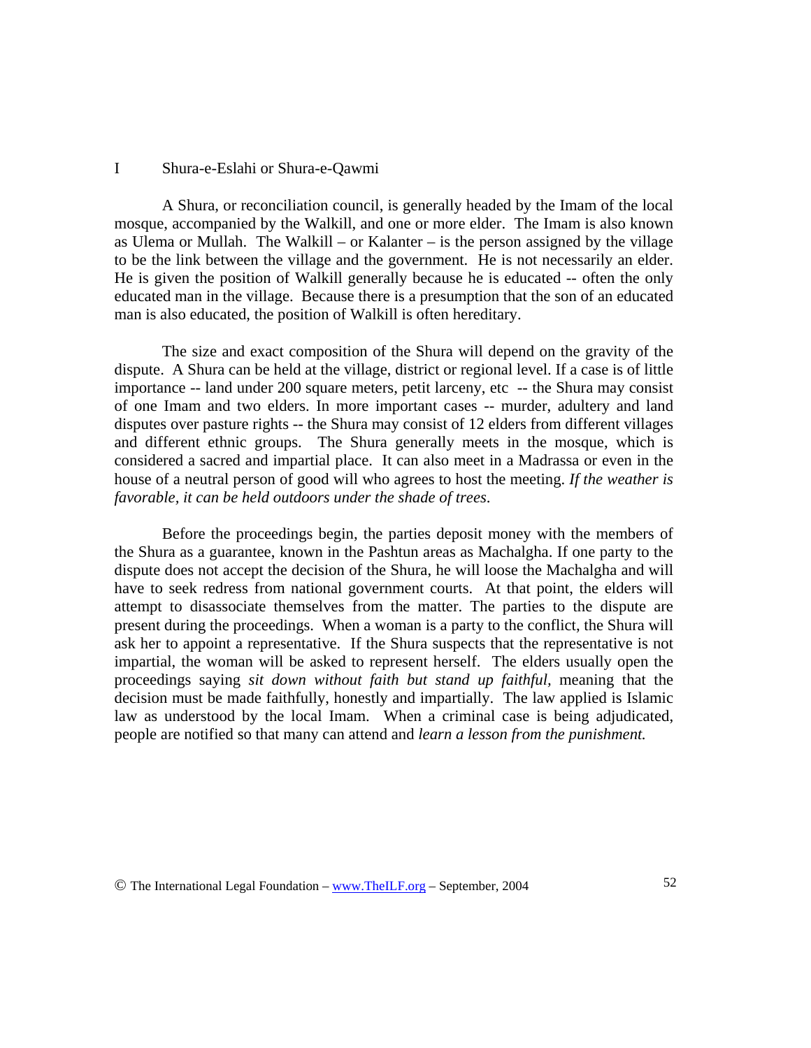## I Shura-e-Eslahi or Shura-e-Qawmi

A Shura, or reconciliation council, is generally headed by the Imam of the local mosque, accompanied by the Walkill, and one or more elder. The Imam is also known as Ulema or Mullah. The Walkill – or Kalanter – is the person assigned by the village to be the link between the village and the government. He is not necessarily an elder. He is given the position of Walkill generally because he is educated -- often the only educated man in the village. Because there is a presumption that the son of an educated man is also educated, the position of Walkill is often hereditary.

The size and exact composition of the Shura will depend on the gravity of the dispute. A Shura can be held at the village, district or regional level. If a case is of little importance -- land under 200 square meters, petit larceny, etc -- the Shura may consist of one Imam and two elders. In more important cases -- murder, adultery and land disputes over pasture rights -- the Shura may consist of 12 elders from different villages and different ethnic groups. The Shura generally meets in the mosque, which is considered a sacred and impartial place. It can also meet in a Madrassa or even in the house of a neutral person of good will who agrees to host the meeting. *If the weather is favorable, it can be held outdoors under the shade of trees*.

Before the proceedings begin, the parties deposit money with the members of the Shura as a guarantee, known in the Pashtun areas as Machalgha. If one party to the dispute does not accept the decision of the Shura, he will loose the Machalgha and will have to seek redress from national government courts. At that point, the elders will attempt to disassociate themselves from the matter. The parties to the dispute are present during the proceedings. When a woman is a party to the conflict, the Shura will ask her to appoint a representative. If the Shura suspects that the representative is not impartial, the woman will be asked to represent herself. The elders usually open the proceedings saying *sit down without faith but stand up faithful*, meaning that the decision must be made faithfully, honestly and impartially. The law applied is Islamic law as understood by the local Imam. When a criminal case is being adjudicated, people are notified so that many can attend and *learn a lesson from the punishment.*

© The International Legal Foundation – www.TheILF.org – September, 2004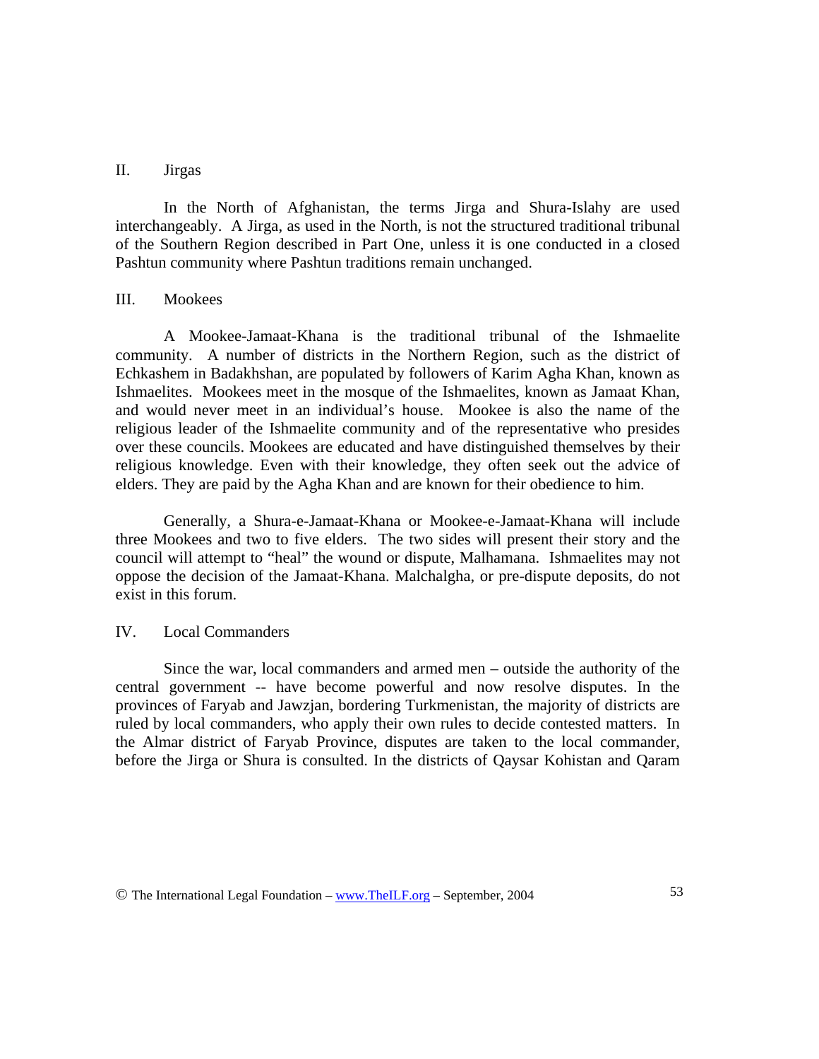## II. Jirgas

In the North of Afghanistan, the terms Jirga and Shura-Islahy are used interchangeably. A Jirga, as used in the North, is not the structured traditional tribunal of the Southern Region described in Part One, unless it is one conducted in a closed Pashtun community where Pashtun traditions remain unchanged.

## III. Mookees

A Mookee-Jamaat-Khana is the traditional tribunal of the Ishmaelite community. A number of districts in the Northern Region, such as the district of Echkashem in Badakhshan, are populated by followers of Karim Agha Khan, known as Ishmaelites. Mookees meet in the mosque of the Ishmaelites, known as Jamaat Khan, and would never meet in an individual's house. Mookee is also the name of the religious leader of the Ishmaelite community and of the representative who presides over these councils. Mookees are educated and have distinguished themselves by their religious knowledge. Even with their knowledge, they often seek out the advice of elders. They are paid by the Agha Khan and are known for their obedience to him.

Generally, a Shura-e-Jamaat-Khana or Mookee-e-Jamaat-Khana will include three Mookees and two to five elders. The two sides will present their story and the council will attempt to "heal" the wound or dispute, Malhamana. Ishmaelites may not oppose the decision of the Jamaat-Khana. Malchalgha, or pre-dispute deposits, do not exist in this forum.

## IV. Local Commanders

Since the war, local commanders and armed men – outside the authority of the central government -- have become powerful and now resolve disputes. In the provinces of Faryab and Jawzjan, bordering Turkmenistan, the majority of districts are ruled by local commanders, who apply their own rules to decide contested matters. In the Almar district of Faryab Province, disputes are taken to the local commander, before the Jirga or Shura is consulted. In the districts of Qaysar Kohistan and Qaram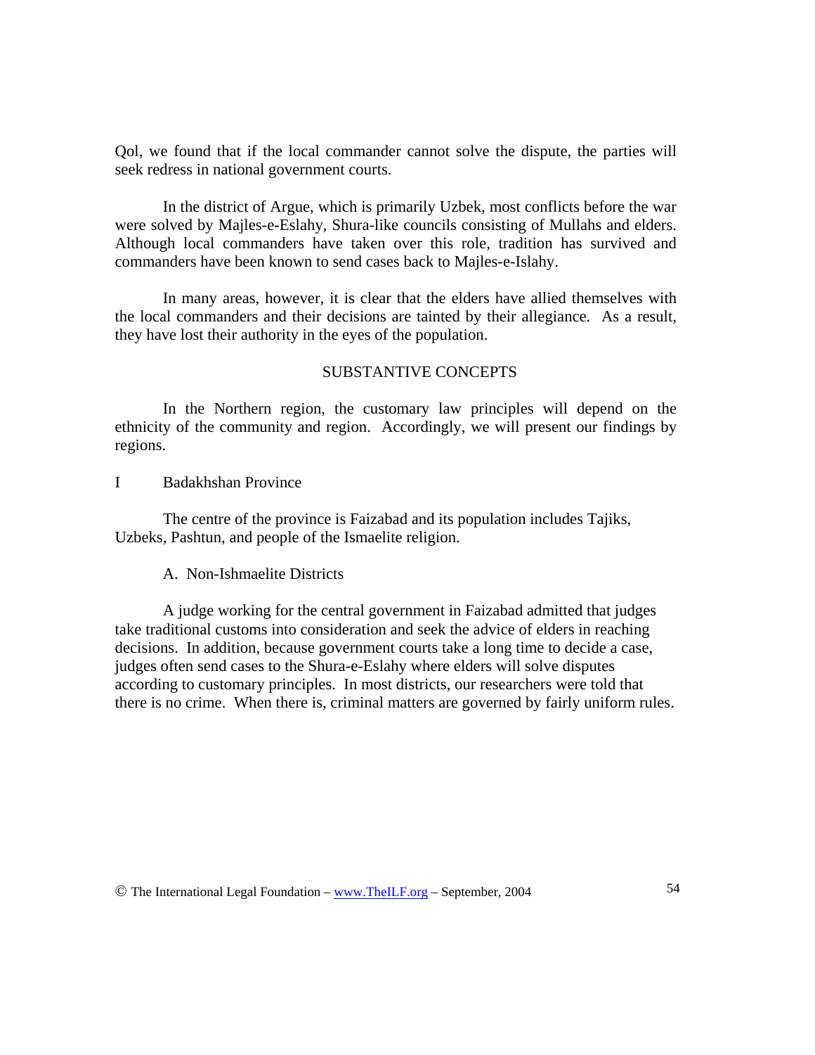Qol, we found that if the local commander cannot solve the dispute, the parties will seek redress in national government courts.

In the district of Argue, which is primarily Uzbek, most conflicts before the war were solved by Majles-e-Eslahy, Shura-like councils consisting of Mullahs and elders. Although local commanders have taken over this role, tradition has survived and commanders have been known to send cases back to Majles-e-Islahy.

In many areas, however, it is clear that the elders have allied themselves with the local commanders and their decisions are tainted by their allegiance. As a result, they have lost their authority in the eyes of the population.

## SUBSTANTIVE CONCEPTS

In the Northern region, the customary law principles will depend on the ethnicity of the community and region. Accordingly, we will present our findings by regions.

### I Badakhshan Province

The centre of the province is Faizabad and its population includes Tajiks, Uzbeks, Pashtun, and people of the Ismaelite religion.

#### A. Non-Ishmaelite Districts

A judge working for the central government in Faizabad admitted that judges take traditional customs into consideration and seek the advice of elders in reaching decisions. In addition, because government courts take a long time to decide a case, judges often send cases to the Shura-e-Eslahy where elders will solve disputes according to customary principles. In most districts, our researchers were told that there is no crime. When there is, criminal matters are governed by fairly uniform rules.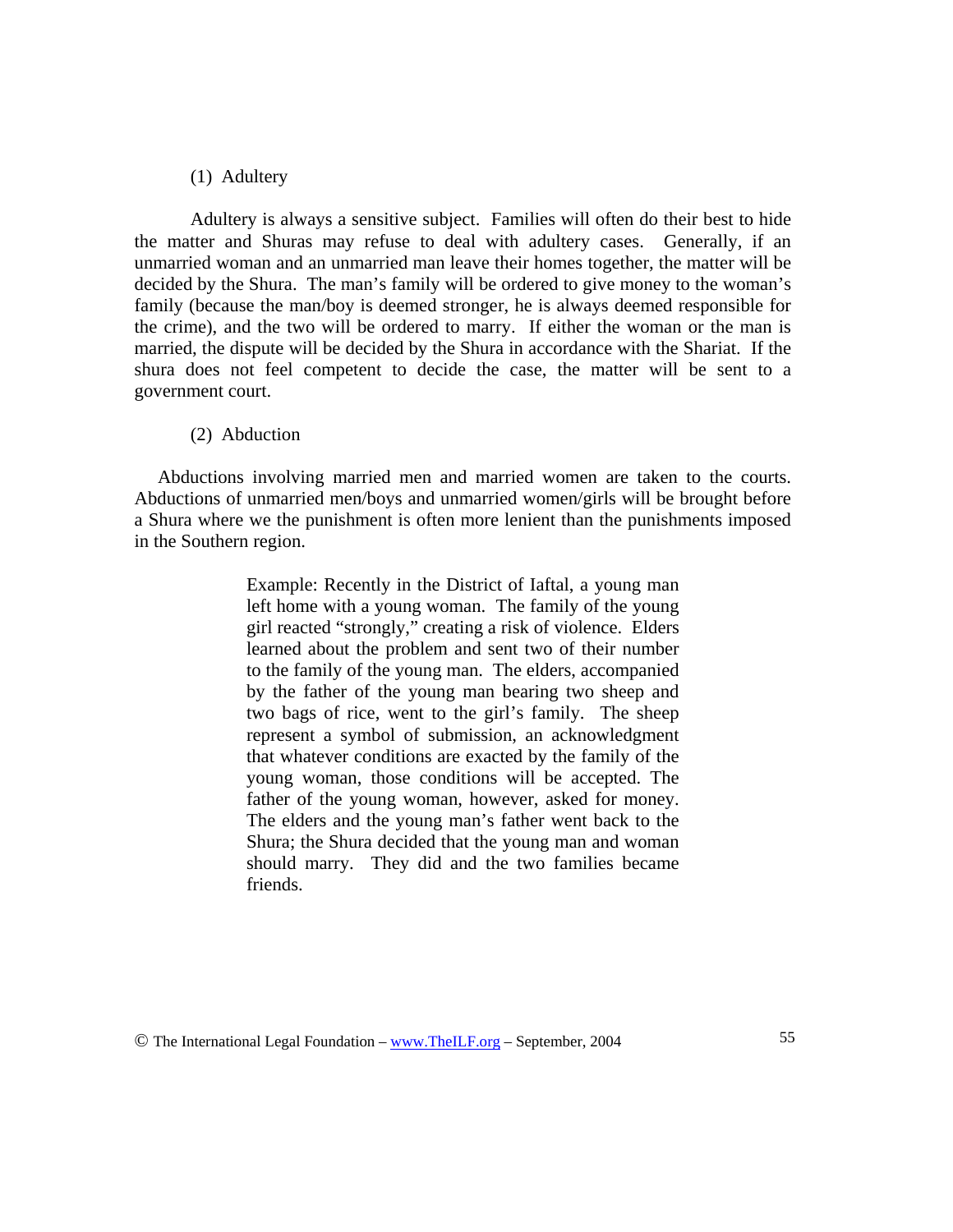(1) Adultery

Adultery is always a sensitive subject. Families will often do their best to hide the matter and Shuras may refuse to deal with adultery cases. Generally, if an unmarried woman and an unmarried man leave their homes together, the matter will be decided by the Shura. The man's family will be ordered to give money to the woman's family (because the man/boy is deemed stronger, he is always deemed responsible for the crime), and the two will be ordered to marry. If either the woman or the man is married, the dispute will be decided by the Shura in accordance with the Shariat. If the shura does not feel competent to decide the case, the matter will be sent to a government court.

(2) Abduction

Abductions involving married men and married women are taken to the courts. Abductions of unmarried men/boys and unmarried women/girls will be brought before a Shura where we the punishment is often more lenient than the punishments imposed in the Southern region.

> Example: Recently in the District of Iaftal, a young man left home with a young woman. The family of the young girl reacted "strongly," creating a risk of violence. Elders learned about the problem and sent two of their number to the family of the young man. The elders, accompanied by the father of the young man bearing two sheep and two bags of rice, went to the girl's family. The sheep represent a symbol of submission, an acknowledgment that whatever conditions are exacted by the family of the young woman, those conditions will be accepted. The father of the young woman, however, asked for money. The elders and the young man's father went back to the Shura; the Shura decided that the young man and woman should marry. They did and the two families became friends.

© The International Legal Foundation – www.TheILF.org – September, 2004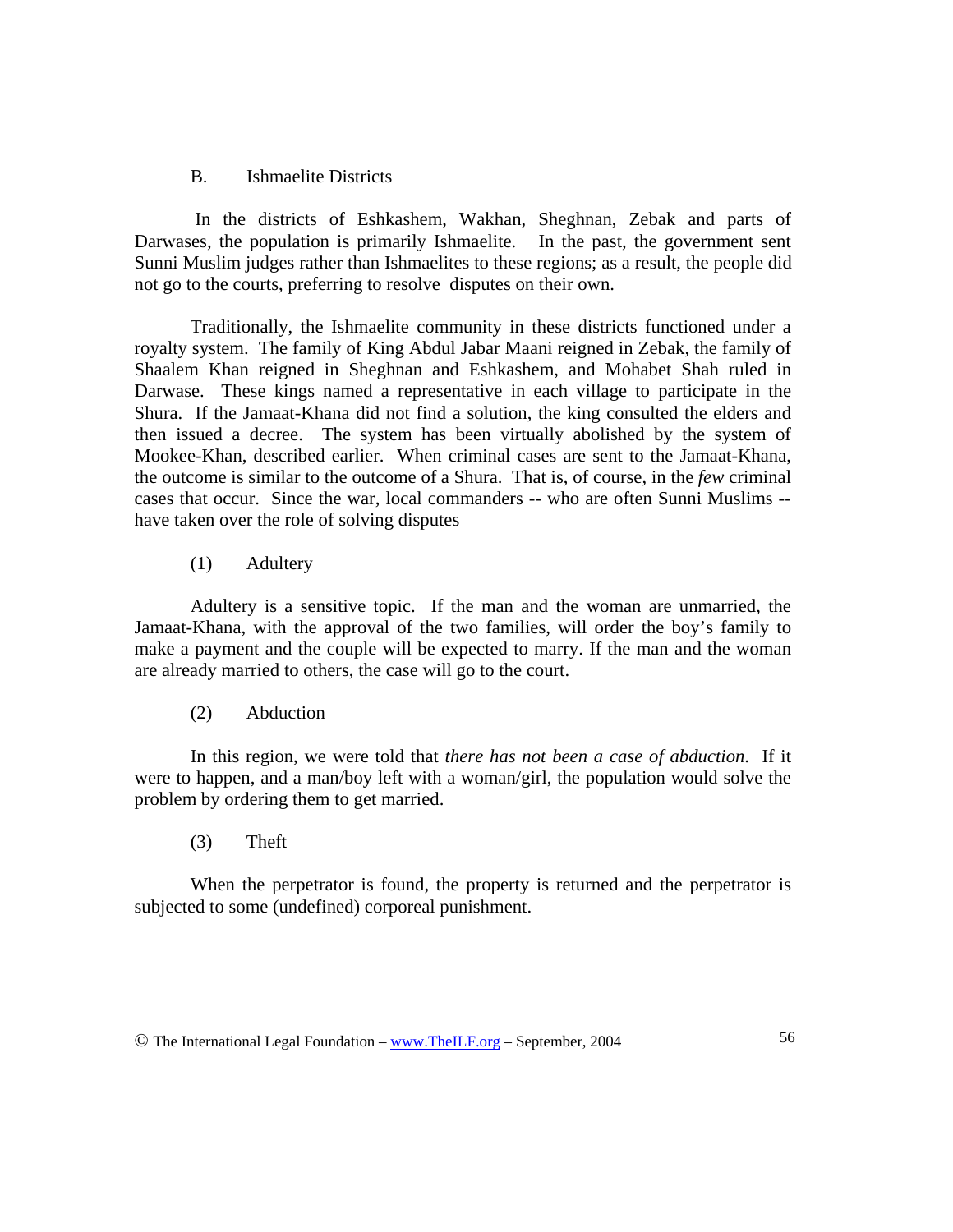### B. Ishmaelite Districts

In the districts of Eshkashem, Wakhan, Sheghnan, Zebak and parts of Darwases, the population is primarily Ishmaelite. In the past, the government sent Sunni Muslim judges rather than Ishmaelites to these regions; as a result, the people did not go to the courts, preferring to resolve disputes on their own.

Traditionally, the Ishmaelite community in these districts functioned under a royalty system. The family of King Abdul Jabar Maani reigned in Zebak, the family of Shaalem Khan reigned in Sheghnan and Eshkashem, and Mohabet Shah ruled in Darwase. These kings named a representative in each village to participate in the Shura. If the Jamaat-Khana did not find a solution, the king consulted the elders and then issued a decree. The system has been virtually abolished by the system of Mookee-Khan, described earlier. When criminal cases are sent to the Jamaat-Khana, the outcome is similar to the outcome of a Shura. That is, of course, in the *few* criminal cases that occur. Since the war, local commanders -- who are often Sunni Muslims -- have taken over the role of solving disputes

#### (1) Adultery

Adultery is a sensitive topic. If the man and the woman are unmarried, the Jamaat-Khana, with the approval of the two families, will order the boy's family to make a payment and the couple will be expected to marry. If the man and the woman are already married to others, the case will go to the court.

#### (2) Abduction

In this region, we were told that *there has not been a case of abduction*. If it were to happen, and a man/boy left with a woman/girl, the population would solve the problem by ordering them to get married.

#### (3) Theft

When the perpetrator is found, the property is returned and the perpetrator is subjected to some (undefined) corporeal punishment.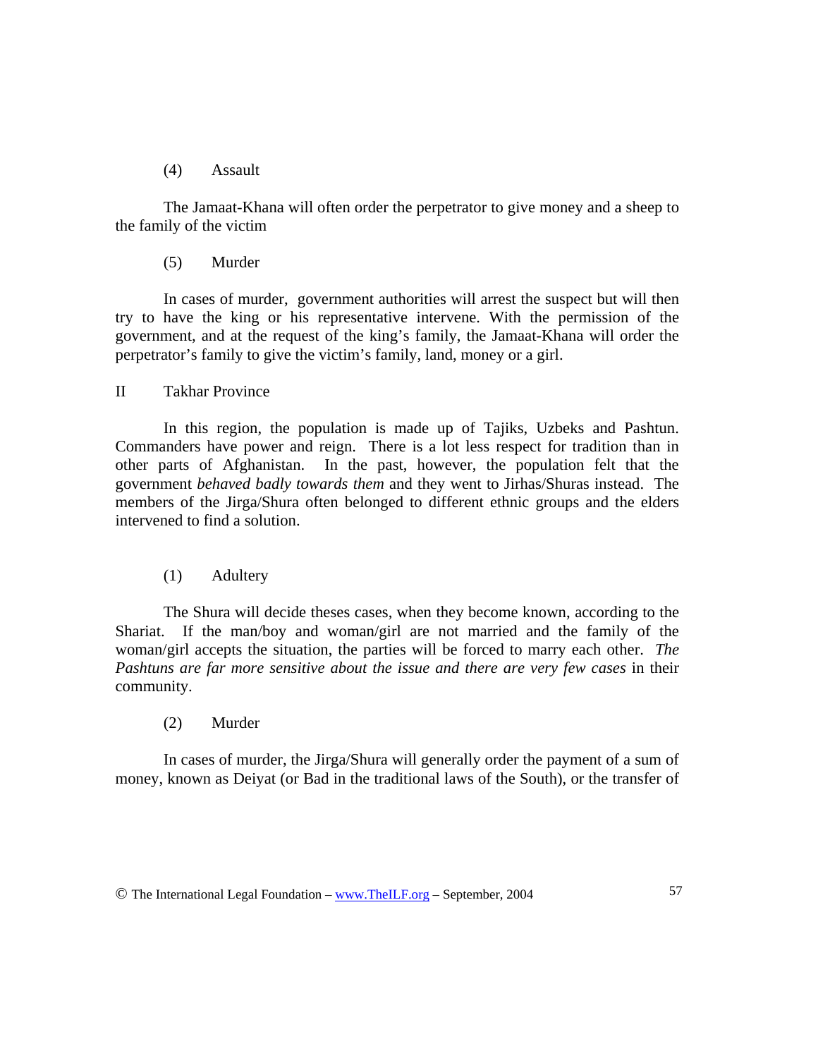(4) Assault

The Jamaat-Khana will often order the perpetrator to give money and a sheep to the family of the victim

(5) Murder

In cases of murder, government authorities will arrest the suspect but will then try to have the king or his representative intervene. With the permission of the government, and at the request of the king's family, the Jamaat-Khana will order the perpetrator's family to give the victim's family, land, money or a girl.

II Takhar Province

In this region, the population is made up of Tajiks, Uzbeks and Pashtun. Commanders have power and reign. There is a lot less respect for tradition than in other parts of Afghanistan. In the past, however, the population felt that the government *behaved badly towards them* and they went to Jirhas/Shuras instead. The members of the Jirga/Shura often belonged to different ethnic groups and the elders intervened to find a solution.

(1) Adultery

The Shura will decide theses cases, when they become known, according to the Shariat. If the man/boy and woman/girl are not married and the family of the woman/girl accepts the situation, the parties will be forced to marry each other. *The Pashtuns are far more sensitive about the issue and there are very few cases* in their community.

(2) Murder

In cases of murder, the Jirga/Shura will generally order the payment of a sum of money, known as Deiyat (or Bad in the traditional laws of the South), or the transfer of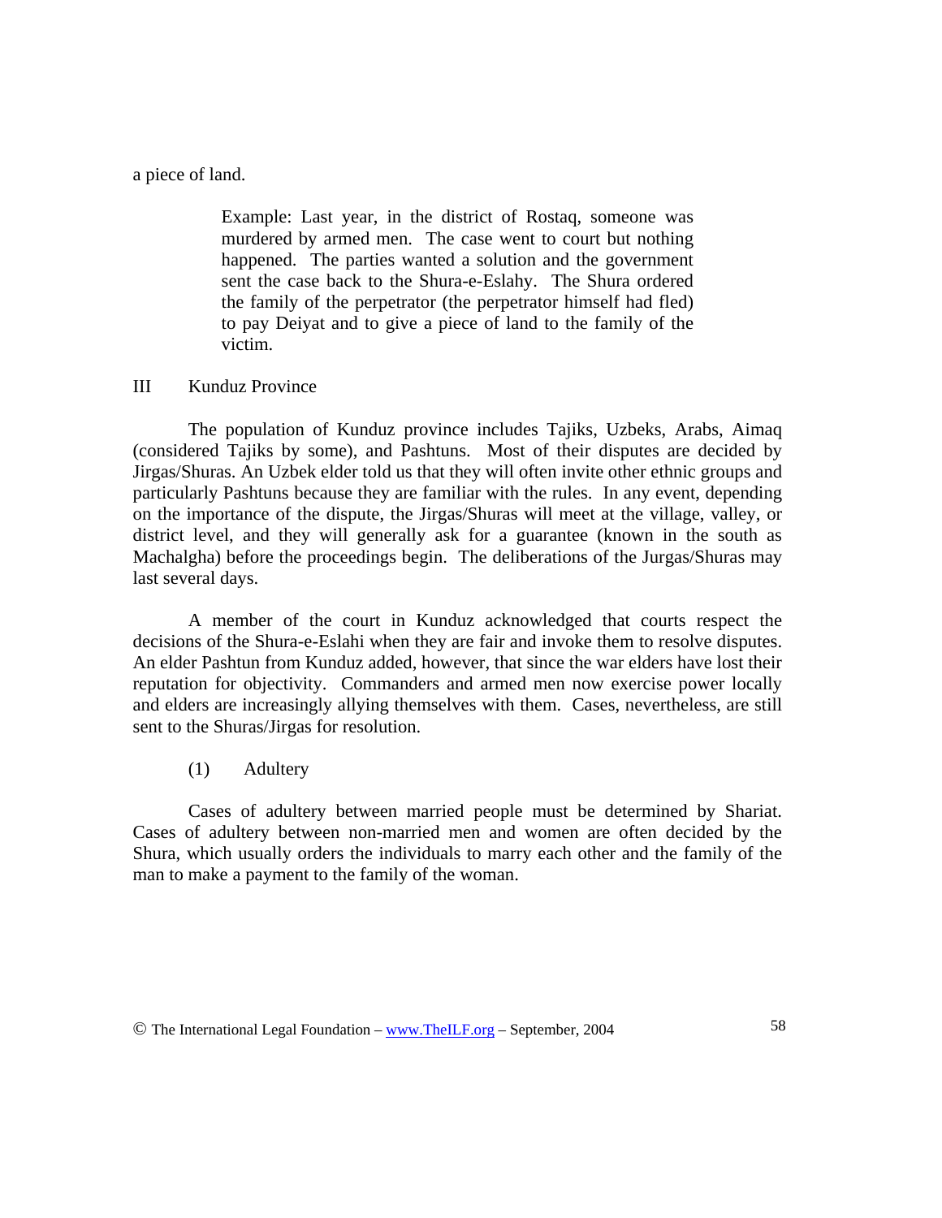a piece of land.

> Example: Last year, in the district of Rostaq, someone was murdered by armed men. The case went to court but nothing happened. The parties wanted a solution and the government sent the case back to the Shura-e-Eslahy. The Shura ordered the family of the perpetrator (the perpetrator himself had fled) to pay Deiyat and to give a piece of land to the family of the victim.

## III Kunduz Province

The population of Kunduz province includes Tajiks, Uzbeks, Arabs, Aimaq (considered Tajiks by some), and Pashtuns. Most of their disputes are decided by Jirgas/Shuras. An Uzbek elder told us that they will often invite other ethnic groups and particularly Pashtuns because they are familiar with the rules. In any event, depending on the importance of the dispute, the Jirgas/Shuras will meet at the village, valley, or district level, and they will generally ask for a guarantee (known in the south as Machalgha) before the proceedings begin. The deliberations of the Jurgas/Shuras may last several days.

A member of the court in Kunduz acknowledged that courts respect the decisions of the Shura-e-Eslahi when they are fair and invoke them to resolve disputes. An elder Pashtun from Kunduz added, however, that since the war elders have lost their reputation for objectivity. Commanders and armed men now exercise power locally and elders are increasingly allying themselves with them. Cases, nevertheless, are still sent to the Shuras/Jirgas for resolution.

### (1) Adultery

Cases of adultery between married people must be determined by Shariat. Cases of adultery between non-married men and women are often decided by the Shura, which usually orders the individuals to marry each other and the family of the man to make a payment to the family of the woman.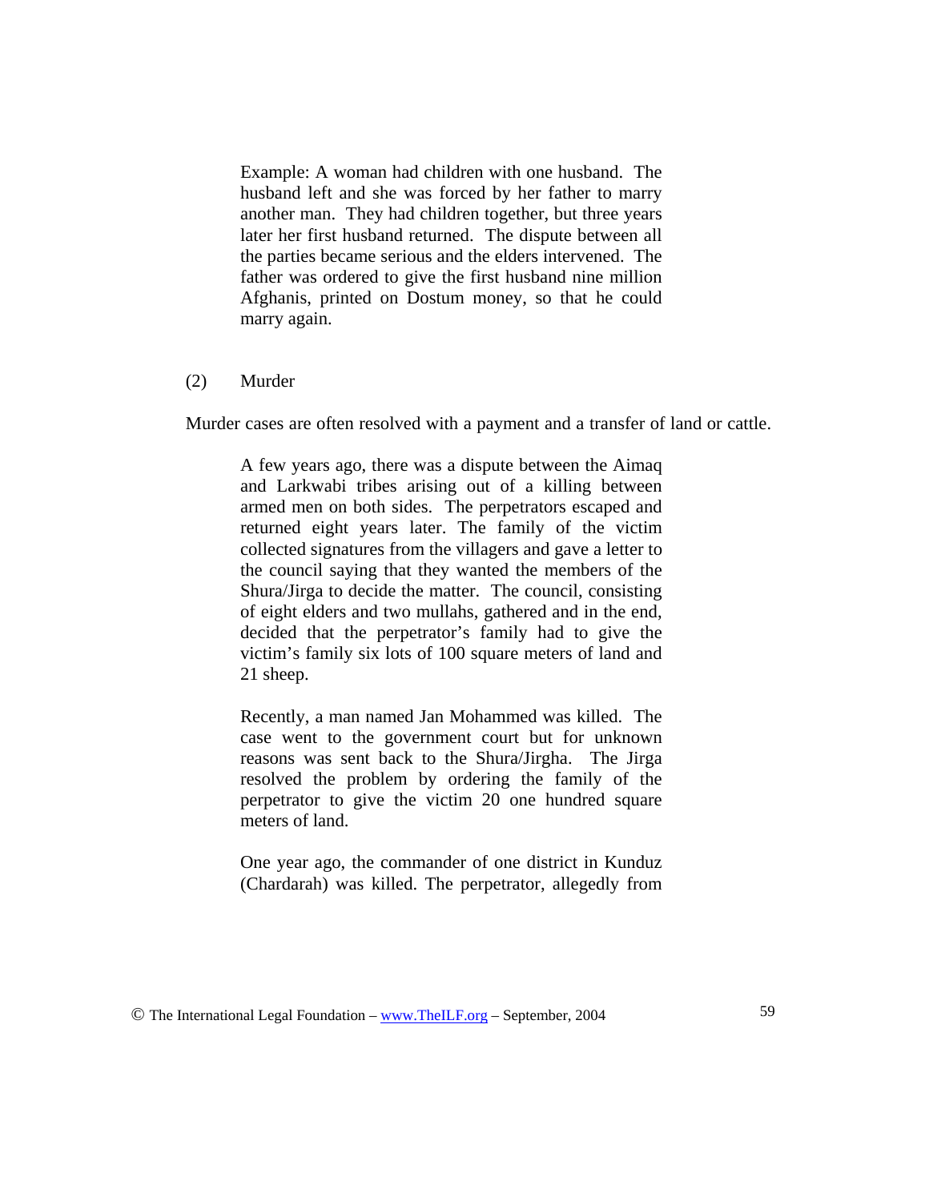> Example: A woman had children with one husband. The husband left and she was forced by her father to marry another man. They had children together, but three years later her first husband returned. The dispute between all the parties became serious and the elders intervened. The father was ordered to give the first husband nine million Afghanis, printed on Dostum money, so that he could marry again.

(2) Murder

Murder cases are often resolved with a payment and a transfer of land or cattle.

> A few years ago, there was a dispute between the Aimaq and Larkwabi tribes arising out of a killing between armed men on both sides. The perpetrators escaped and returned eight years later. The family of the victim collected signatures from the villagers and gave a letter to the council saying that they wanted the members of the Shura/Jirga to decide the matter. The council, consisting of eight elders and two mullahs, gathered and in the end, decided that the perpetrator's family had to give the victim's family six lots of 100 square meters of land and 21 sheep.
>
> Recently, a man named Jan Mohammed was killed. The case went to the government court but for unknown reasons was sent back to the Shura/Jirgha. The Jirga resolved the problem by ordering the family of the perpetrator to give the victim 20 one hundred square meters of land.
>
> One year ago, the commander of one district in Kunduz (Chardarah) was killed. The perpetrator, allegedly from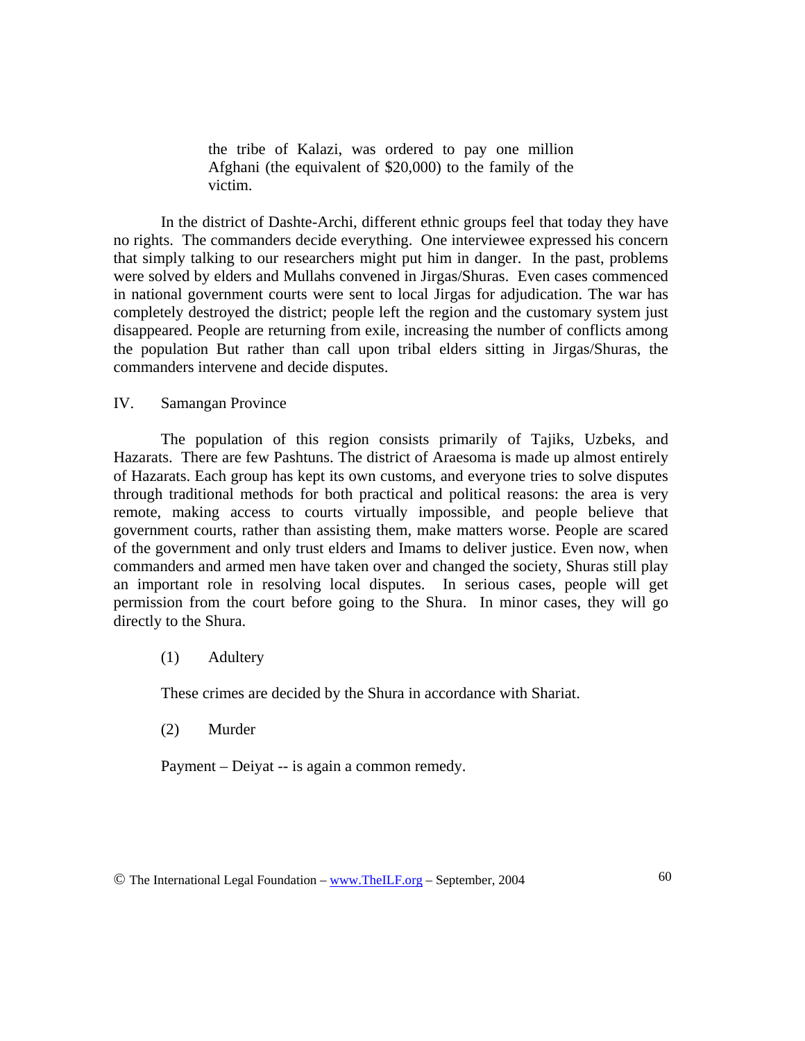> the tribe of Kalazi, was ordered to pay one million Afghani (the equivalent of $20,000) to the family of the victim.

In the district of Dashte-Archi, different ethnic groups feel that today they have no rights. The commanders decide everything. One interviewee expressed his concern that simply talking to our researchers might put him in danger. In the past, problems were solved by elders and Mullahs convened in Jirgas/Shuras. Even cases commenced in national government courts were sent to local Jirgas for adjudication. The war has completely destroyed the district; people left the region and the customary system just disappeared. People are returning from exile, increasing the number of conflicts among the population But rather than call upon tribal elders sitting in Jirgas/Shuras, the commanders intervene and decide disputes.

## IV. Samangan Province

The population of this region consists primarily of Tajiks, Uzbeks, and Hazarats. There are few Pashtuns. The district of Araesoma is made up almost entirely of Hazarats. Each group has kept its own customs, and everyone tries to solve disputes through traditional methods for both practical and political reasons: the area is very remote, making access to courts virtually impossible, and people believe that government courts, rather than assisting them, make matters worse. People are scared of the government and only trust elders and Imams to deliver justice. Even now, when commanders and armed men have taken over and changed the society, Shuras still play an important role in resolving local disputes. In serious cases, people will get permission from the court before going to the Shura. In minor cases, they will go directly to the Shura.

### (1) Adultery

These crimes are decided by the Shura in accordance with Shariat.

### (2) Murder

Payment – Deiyat -- is again a common remedy.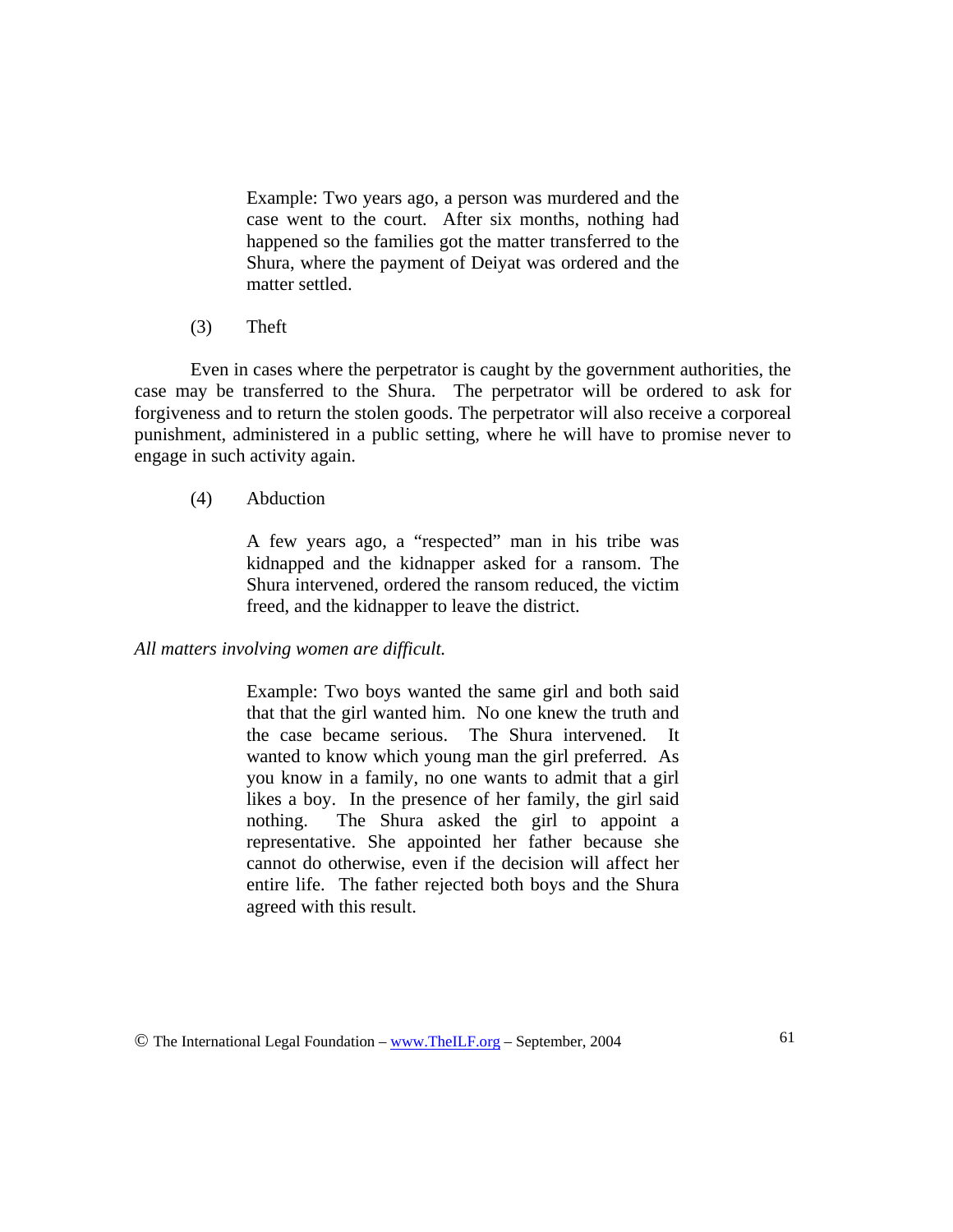> Example: Two years ago, a person was murdered and the case went to the court. After six months, nothing had happened so the families got the matter transferred to the Shura, where the payment of Deiyat was ordered and the matter settled.

(3) Theft

Even in cases where the perpetrator is caught by the government authorities, the case may be transferred to the Shura. The perpetrator will be ordered to ask for forgiveness and to return the stolen goods. The perpetrator will also receive a corporeal punishment, administered in a public setting, where he will have to promise never to engage in such activity again.

(4) Abduction

> A few years ago, a "respected" man in his tribe was kidnapped and the kidnapper asked for a ransom. The Shura intervened, ordered the ransom reduced, the victim freed, and the kidnapper to leave the district.

*All matters involving women are difficult.*

> Example: Two boys wanted the same girl and both said that that the girl wanted him. No one knew the truth and the case became serious. The Shura intervened. It wanted to know which young man the girl preferred. As you know in a family, no one wants to admit that a girl likes a boy. In the presence of her family, the girl said nothing. The Shura asked the girl to appoint a representative. She appointed her father because she cannot do otherwise, even if the decision will affect her entire life. The father rejected both boys and the Shura agreed with this result.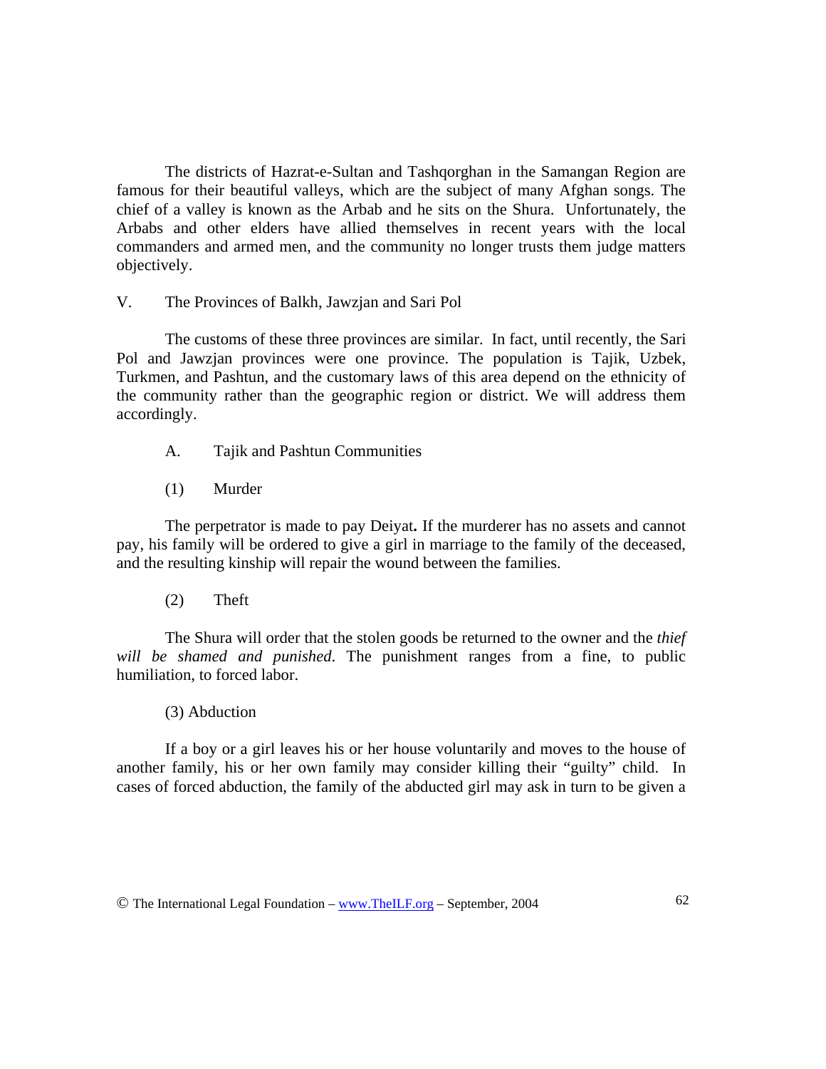The districts of Hazrat-e-Sultan and Tashqorghan in the Samangan Region are famous for their beautiful valleys, which are the subject of many Afghan songs. The chief of a valley is known as the Arbab and he sits on the Shura. Unfortunately, the Arbabs and other elders have allied themselves in recent years with the local commanders and armed men, and the community no longer trusts them judge matters objectively.

## V. The Provinces of Balkh, Jawzjan and Sari Pol

The customs of these three provinces are similar. In fact, until recently, the Sari Pol and Jawzjan provinces were one province. The population is Tajik, Uzbek, Turkmen, and Pashtun, and the customary laws of this area depend on the ethnicity of the community rather than the geographic region or district. We will address them accordingly.

### A. Tajik and Pashtun Communities

#### (1) Murder

The perpetrator is made to pay Deiyat**.** If the murderer has no assets and cannot pay, his family will be ordered to give a girl in marriage to the family of the deceased, and the resulting kinship will repair the wound between the families.

#### (2) Theft

The Shura will order that the stolen goods be returned to the owner and the *thief will be shamed and punished*. The punishment ranges from a fine, to public humiliation, to forced labor.

#### (3) Abduction

If a boy or a girl leaves his or her house voluntarily and moves to the house of another family, his or her own family may consider killing their "guilty" child. In cases of forced abduction, the family of the abducted girl may ask in turn to be given a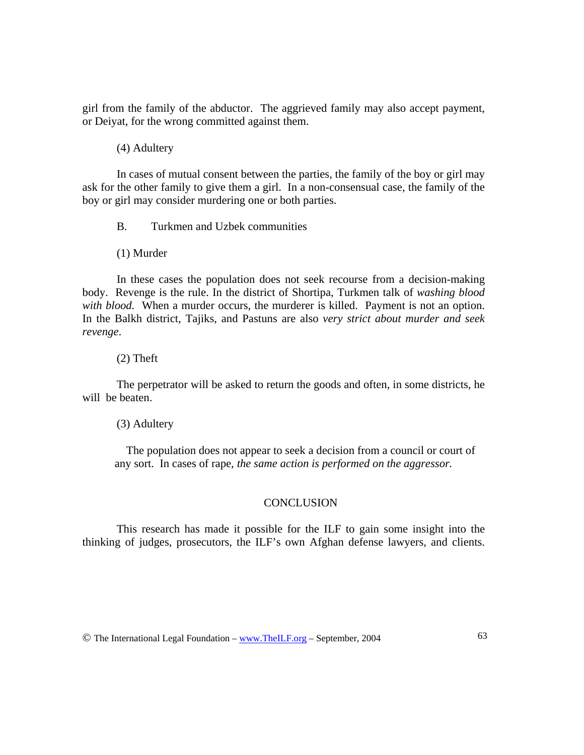girl from the family of the abductor. The aggrieved family may also accept payment, or Deiyat, for the wrong committed against them.

(4) Adultery

In cases of mutual consent between the parties, the family of the boy or girl may ask for the other family to give them a girl. In a non-consensual case, the family of the boy or girl may consider murdering one or both parties.

B. Turkmen and Uzbek communities

(1) Murder

In these cases the population does not seek recourse from a decision-making body. Revenge is the rule. In the district of Shortipa, Turkmen talk of *washing blood with blood.* When a murder occurs, the murderer is killed. Payment is not an option. In the Balkh district, Tajiks, and Pastuns are also *very strict about murder and seek revenge*.

(2) Theft

The perpetrator will be asked to return the goods and often, in some districts, he will be beaten.

(3) Adultery

The population does not appear to seek a decision from a council or court of any sort. In cases of rape, *the same action is performed on the aggressor.*

## CONCLUSION

This research has made it possible for the ILF to gain some insight into the thinking of judges, prosecutors, the ILF's own Afghan defense lawyers, and clients.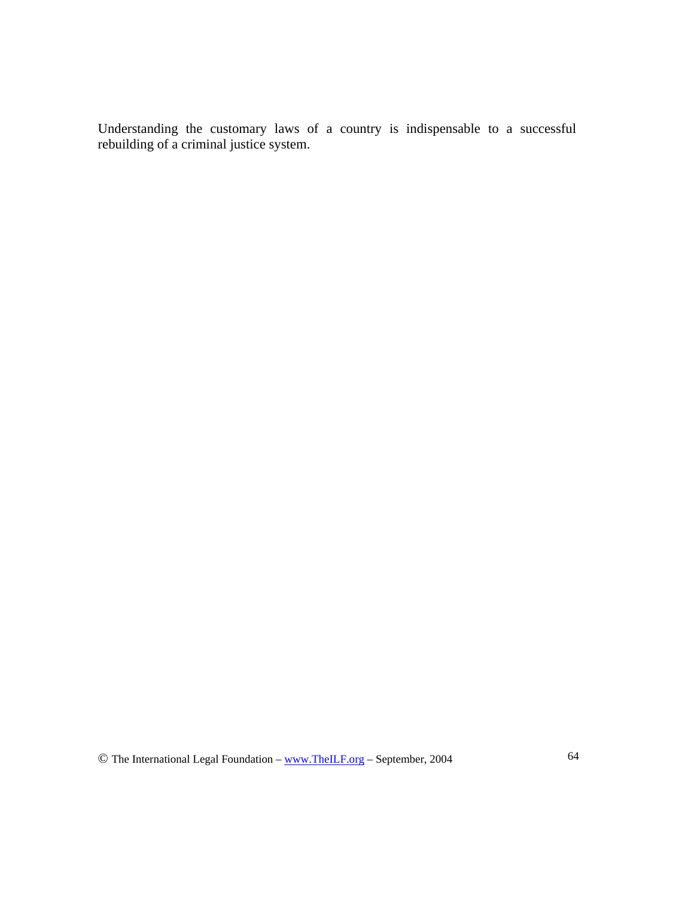Understanding the customary laws of a country is indispensable to a successful rebuilding of a criminal justice system.